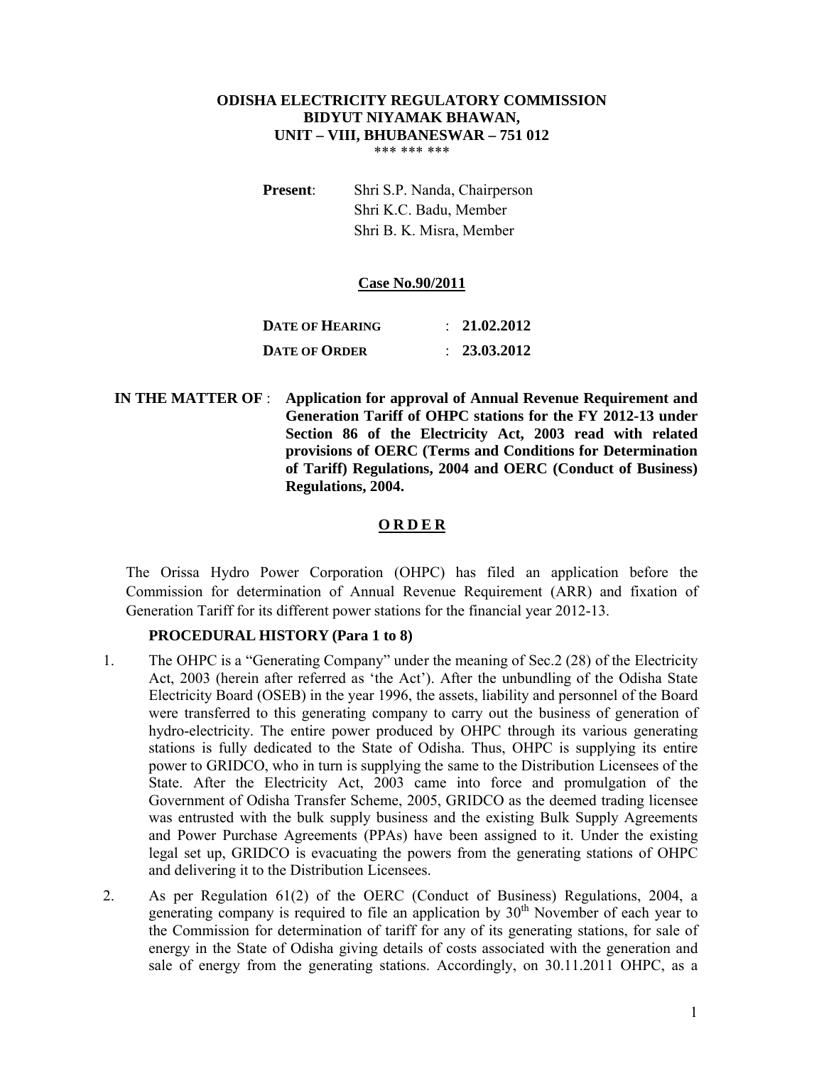**ODISHA ELECTRICITY REGULATORY COMMISSION**
**BIDYUT NIYAMAK BHAWAN,**
**UNIT – VIII, BHUBANESWAR – 751 012**

\*\*\* \*\*\* \*\*\*

**Present**: Shri S.P. Nanda, Chairperson
Shri K.C. Badu, Member
Shri B. K. Misra, Member

**Case No.90/2011**

| | | |
|---|---|---|
| **DATE OF HEARING** | : | **21.02.2012** |
| **DATE OF ORDER** | : | **23.03.2012** |

**IN THE MATTER OF** : **Application for approval of Annual Revenue Requirement and Generation Tariff of OHPC stations for the FY 2012-13 under Section 86 of the Electricity Act, 2003 read with related provisions of OERC (Terms and Conditions for Determination of Tariff) Regulations, 2004 and OERC (Conduct of Business) Regulations, 2004.**

## O R D E R

The Orissa Hydro Power Corporation (OHPC) has filed an application before the Commission for determination of Annual Revenue Requirement (ARR) and fixation of Generation Tariff for its different power stations for the financial year 2012-13.

### PROCEDURAL HISTORY (Para 1 to 8)

1. The OHPC is a "Generating Company" under the meaning of Sec.2 (28) of the Electricity Act, 2003 (herein after referred as 'the Act'). After the unbundling of the Odisha State Electricity Board (OSEB) in the year 1996, the assets, liability and personnel of the Board were transferred to this generating company to carry out the business of generation of hydro-electricity. The entire power produced by OHPC through its various generating stations is fully dedicated to the State of Odisha. Thus, OHPC is supplying its entire power to GRIDCO, who in turn is supplying the same to the Distribution Licensees of the State. After the Electricity Act, 2003 came into force and promulgation of the Government of Odisha Transfer Scheme, 2005, GRIDCO as the deemed trading licensee was entrusted with the bulk supply business and the existing Bulk Supply Agreements and Power Purchase Agreements (PPAs) have been assigned to it. Under the existing legal set up, GRIDCO is evacuating the powers from the generating stations of OHPC and delivering it to the Distribution Licensees.

2. As per Regulation 61(2) of the OERC (Conduct of Business) Regulations, 2004, a generating company is required to file an application by 30th November of each year to the Commission for determination of tariff for any of its generating stations, for sale of energy in the State of Odisha giving details of costs associated with the generation and sale of energy from the generating stations. Accordingly, on 30.11.2011 OHPC, as a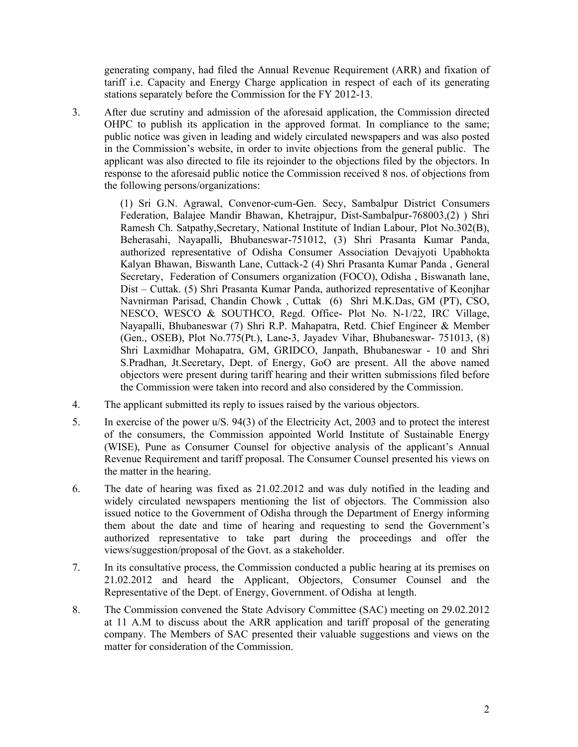generating company, had filed the Annual Revenue Requirement (ARR) and fixation of tariff i.e. Capacity and Energy Charge application in respect of each of its generating stations separately before the Commission for the FY 2012-13.

3. After due scrutiny and admission of the aforesaid application, the Commission directed OHPC to publish its application in the approved format. In compliance to the same; public notice was given in leading and widely circulated newspapers and was also posted in the Commission's website, in order to invite objections from the general public. The applicant was also directed to file its rejoinder to the objections filed by the objectors. In response to the aforesaid public notice the Commission received 8 nos. of objections from the following persons/organizations:

   (1) Sri G.N. Agrawal, Convenor-cum-Gen. Secy, Sambalpur District Consumers Federation, Balajee Mandir Bhawan, Khetrajpur, Dist-Sambalpur-768003,(2) ) Shri Ramesh Ch. Satpathy,Secretary, National Institute of Indian Labour, Plot No.302(B), Beherasahi, Nayapalli, Bhubaneswar-751012, (3) Shri Prasanta Kumar Panda, authorized representative of Odisha Consumer Association Devajyoti Upabhokta Kalyan Bhawan, Biswanth Lane, Cuttack-2 (4) Shri Prasanta Kumar Panda , General Secretary, Federation of Consumers organization (FOCO), Odisha , Biswanath lane, Dist – Cuttak. (5) Shri Prasanta Kumar Panda, authorized representative of Keonjhar Navnirman Parisad, Chandin Chowk , Cuttak (6) Shri M.K.Das, GM (PT), CSO, NESCO, WESCO & SOUTHCO, Regd. Office- Plot No. N-1/22, IRC Village, Nayapalli, Bhubaneswar (7) Shri R.P. Mahapatra, Retd. Chief Engineer & Member (Gen., OSEB), Plot No.775(Pt.), Lane-3, Jayadev Vihar, Bhubaneswar- 751013, (8) Shri Laxmidhar Mohapatra, GM, GRIDCO, Janpath, Bhubaneswar - 10 and Shri S.Pradhan, Jt.Secretary, Dept. of Energy, GoO are present. All the above named objectors were present during tariff hearing and their written submissions filed before the Commission were taken into record and also considered by the Commission.

4. The applicant submitted its reply to issues raised by the various objectors.

5. In exercise of the power u/S. 94(3) of the Electricity Act, 2003 and to protect the interest of the consumers, the Commission appointed World Institute of Sustainable Energy (WISE), Pune as Consumer Counsel for objective analysis of the applicant's Annual Revenue Requirement and tariff proposal. The Consumer Counsel presented his views on the matter in the hearing.

6. The date of hearing was fixed as 21.02.2012 and was duly notified in the leading and widely circulated newspapers mentioning the list of objectors. The Commission also issued notice to the Government of Odisha through the Department of Energy informing them about the date and time of hearing and requesting to send the Government's authorized representative to take part during the proceedings and offer the views/suggestion/proposal of the Govt. as a stakeholder.

7. In its consultative process, the Commission conducted a public hearing at its premises on 21.02.2012 and heard the Applicant, Objectors, Consumer Counsel and the Representative of the Dept. of Energy, Government. of Odisha at length.

8. The Commission convened the State Advisory Committee (SAC) meeting on 29.02.2012 at 11 A.M to discuss about the ARR application and tariff proposal of the generating company. The Members of SAC presented their valuable suggestions and views on the matter for consideration of the Commission.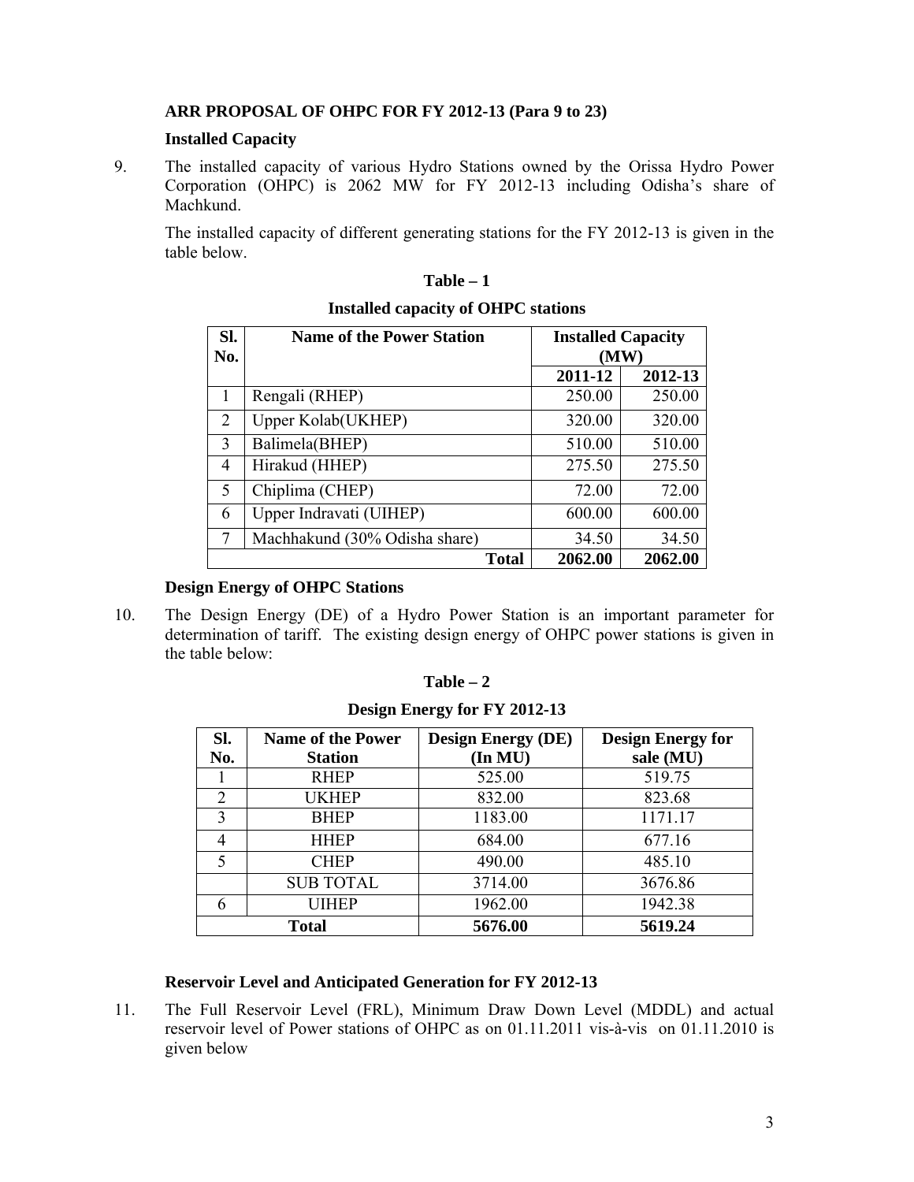**ARR PROPOSAL OF OHPC FOR FY 2012-13 (Para 9 to 23)**

**Installed Capacity**

9. The installed capacity of various Hydro Stations owned by the Orissa Hydro Power Corporation (OHPC) is 2062 MW for FY 2012-13 including Odisha's share of Machkund.

   The installed capacity of different generating stations for the FY 2012-13 is given in the table below.

**Table – 1**

**Installed capacity of OHPC stations**

| Sl. No. | Name of the Power Station | Installed Capacity (MW) | |
|---|---|---|---|
| | | 2011-12 | 2012-13 |
| 1 | Rengali (RHEP) | 250.00 | 250.00 |
| 2 | Upper Kolab(UKHEP) | 320.00 | 320.00 |
| 3 | Balimela(BHEP) | 510.00 | 510.00 |
| 4 | Hirakud (HHEP) | 275.50 | 275.50 |
| 5 | Chiplima (CHEP) | 72.00 | 72.00 |
| 6 | Upper Indravati (UIHEP) | 600.00 | 600.00 |
| 7 | Machhakund (30% Odisha share) | 34.50 | 34.50 |
| | **Total** | **2062.00** | **2062.00** |

**Design Energy of OHPC Stations**

10. The Design Energy (DE) of a Hydro Power Station is an important parameter for determination of tariff. The existing design energy of OHPC power stations is given in the table below:

**Table – 2**

**Design Energy for FY 2012-13**

| Sl. No. | Name of the Power Station | Design Energy (DE) (In MU) | Design Energy for sale (MU) |
|---|---|---|---|
| 1 | RHEP | 525.00 | 519.75 |
| 2 | UKHEP | 832.00 | 823.68 |
| 3 | BHEP | 1183.00 | 1171.17 |
| 4 | HHEP | 684.00 | 677.16 |
| 5 | CHEP | 490.00 | 485.10 |
| | SUB TOTAL | 3714.00 | 3676.86 |
| 6 | UIHEP | 1962.00 | 1942.38 |
| **Total** | | **5676.00** | **5619.24** |

**Reservoir Level and Anticipated Generation for FY 2012-13**

11. The Full Reservoir Level (FRL), Minimum Draw Down Level (MDDL) and actual reservoir level of Power stations of OHPC as on 01.11.2011 vis-à-vis on 01.11.2010 is given below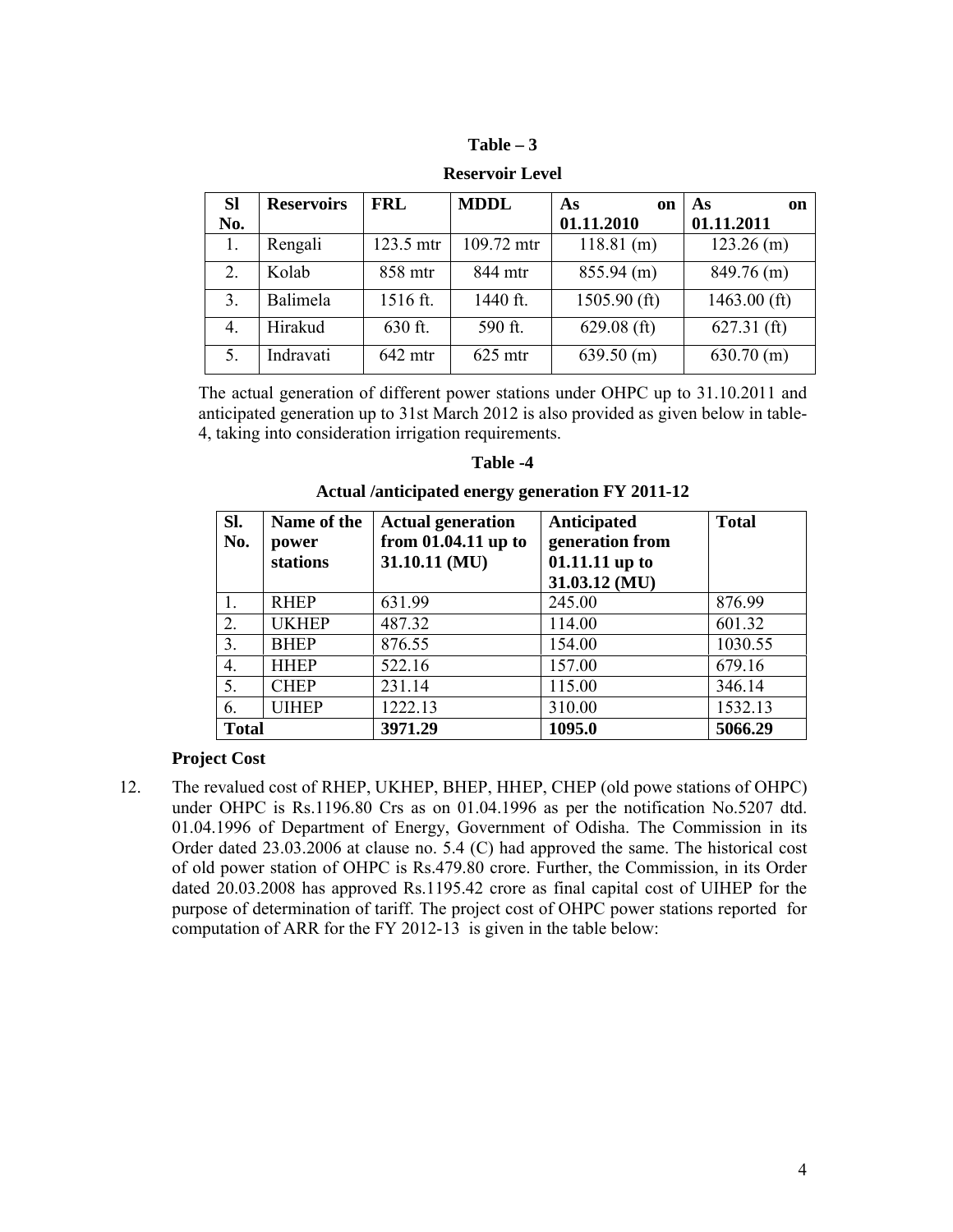**Table – 3**

**Reservoir Level**

| Sl No. | Reservoirs | FRL | MDDL | As on 01.11.2010 | As on 01.11.2011 |
|---|---|---|---|---|---|
| 1. | Rengali | 123.5 mtr | 109.72 mtr | 118.81 (m) | 123.26 (m) |
| 2. | Kolab | 858 mtr | 844 mtr | 855.94 (m) | 849.76 (m) |
| 3. | Balimela | 1516 ft. | 1440 ft. | 1505.90 (ft) | 1463.00 (ft) |
| 4. | Hirakud | 630 ft. | 590 ft. | 629.08 (ft) | 627.31 (ft) |
| 5. | Indravati | 642 mtr | 625 mtr | 639.50 (m) | 630.70 (m) |

The actual generation of different power stations under OHPC up to 31.10.2011 and anticipated generation up to 31st March 2012 is also provided as given below in table-4, taking into consideration irrigation requirements.

**Table -4**

**Actual /anticipated energy generation FY 2011-12**

| Sl. No. | Name of the power stations | Actual generation from 01.04.11 up to 31.10.11 (MU) | Anticipated generation from 01.11.11 up to 31.03.12 (MU) | Total |
|---|---|---|---|---|
| 1. | RHEP | 631.99 | 245.00 | 876.99 |
| 2. | UKHEP | 487.32 | 114.00 | 601.32 |
| 3. | BHEP | 876.55 | 154.00 | 1030.55 |
| 4. | HHEP | 522.16 | 157.00 | 679.16 |
| 5. | CHEP | 231.14 | 115.00 | 346.14 |
| 6. | UIHEP | 1222.13 | 310.00 | 1532.13 |
| **Total** | | **3971.29** | **1095.0** | **5066.29** |

**Project Cost**

12. The revalued cost of RHEP, UKHEP, BHEP, HHEP, CHEP (old powe stations of OHPC) under OHPC is Rs.1196.80 Crs as on 01.04.1996 as per the notification No.5207 dtd. 01.04.1996 of Department of Energy, Government of Odisha. The Commission in its Order dated 23.03.2006 at clause no. 5.4 (C) had approved the same. The historical cost of old power station of OHPC is Rs.479.80 crore. Further, the Commission, in its Order dated 20.03.2008 has approved Rs.1195.42 crore as final capital cost of UIHEP for the purpose of determination of tariff. The project cost of OHPC power stations reported for computation of ARR for the FY 2012-13 is given in the table below: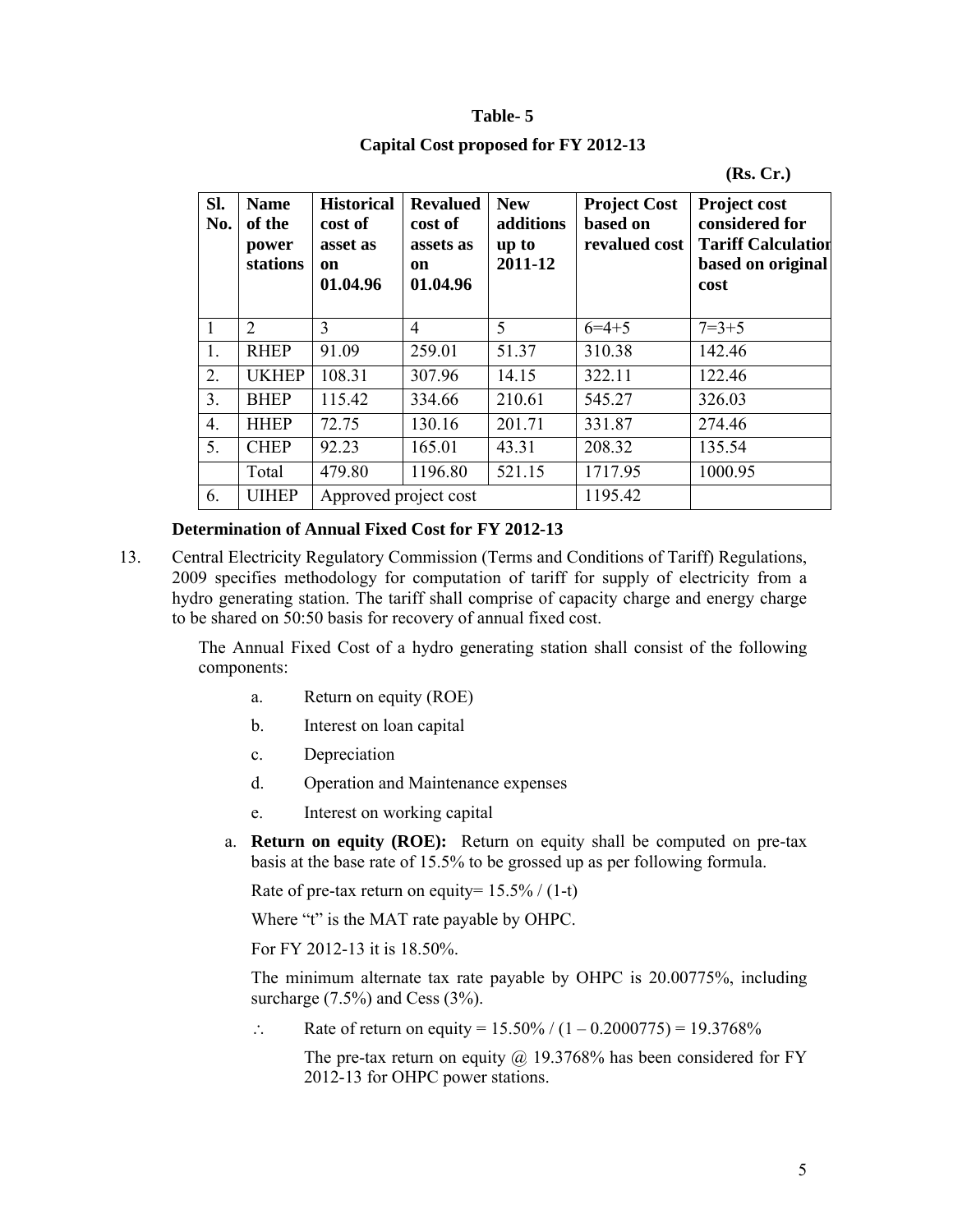**Table- 5**

**Capital Cost proposed for FY 2012-13**

**(Rs. Cr.)**

| Sl. No. | Name of the power stations | Historical cost of asset as on 01.04.96 | Revalued cost of assets as on 01.04.96 | New additions up to 2011-12 | Project Cost based on revalued cost | Project cost considered for Tariff Calculation based on original cost |
|---|---|---|---|---|---|---|
| 1 | 2 | 3 | 4 | 5 | 6=4+5 | 7=3+5 |
| 1. | RHEP | 91.09 | 259.01 | 51.37 | 310.38 | 142.46 |
| 2. | UKHEP | 108.31 | 307.96 | 14.15 | 322.11 | 122.46 |
| 3. | BHEP | 115.42 | 334.66 | 210.61 | 545.27 | 326.03 |
| 4. | HHEP | 72.75 | 130.16 | 201.71 | 331.87 | 274.46 |
| 5. | CHEP | 92.23 | 165.01 | 43.31 | 208.32 | 135.54 |
| | Total | 479.80 | 1196.80 | 521.15 | 1717.95 | 1000.95 |
| 6. | UIHEP | Approved project cost | | | 1195.42 | |

**Determination of Annual Fixed Cost for FY 2012-13**

13. Central Electricity Regulatory Commission (Terms and Conditions of Tariff) Regulations, 2009 specifies methodology for computation of tariff for supply of electricity from a hydro generating station. The tariff shall comprise of capacity charge and energy charge to be shared on 50:50 basis for recovery of annual fixed cost.

    The Annual Fixed Cost of a hydro generating station shall consist of the following components:

    a. Return on equity (ROE)
    b. Interest on loan capital
    c. Depreciation
    d. Operation and Maintenance expenses
    e. Interest on working capital

    a. **Return on equity (ROE):** Return on equity shall be computed on pre-tax basis at the base rate of 15.5% to be grossed up as per following formula.

       Rate of pre-tax return on equity= 15.5% / (1-t)

       Where "t" is the MAT rate payable by OHPC.

       For FY 2012-13 it is 18.50%.

       The minimum alternate tax rate payable by OHPC is 20.00775%, including surcharge (7.5%) and Cess (3%).

       ∴ Rate of return on equity = 15.50% / (1 – 0.2000775) = 19.3768%

       The pre-tax return on equity @ 19.3768% has been considered for FY 2012-13 for OHPC power stations.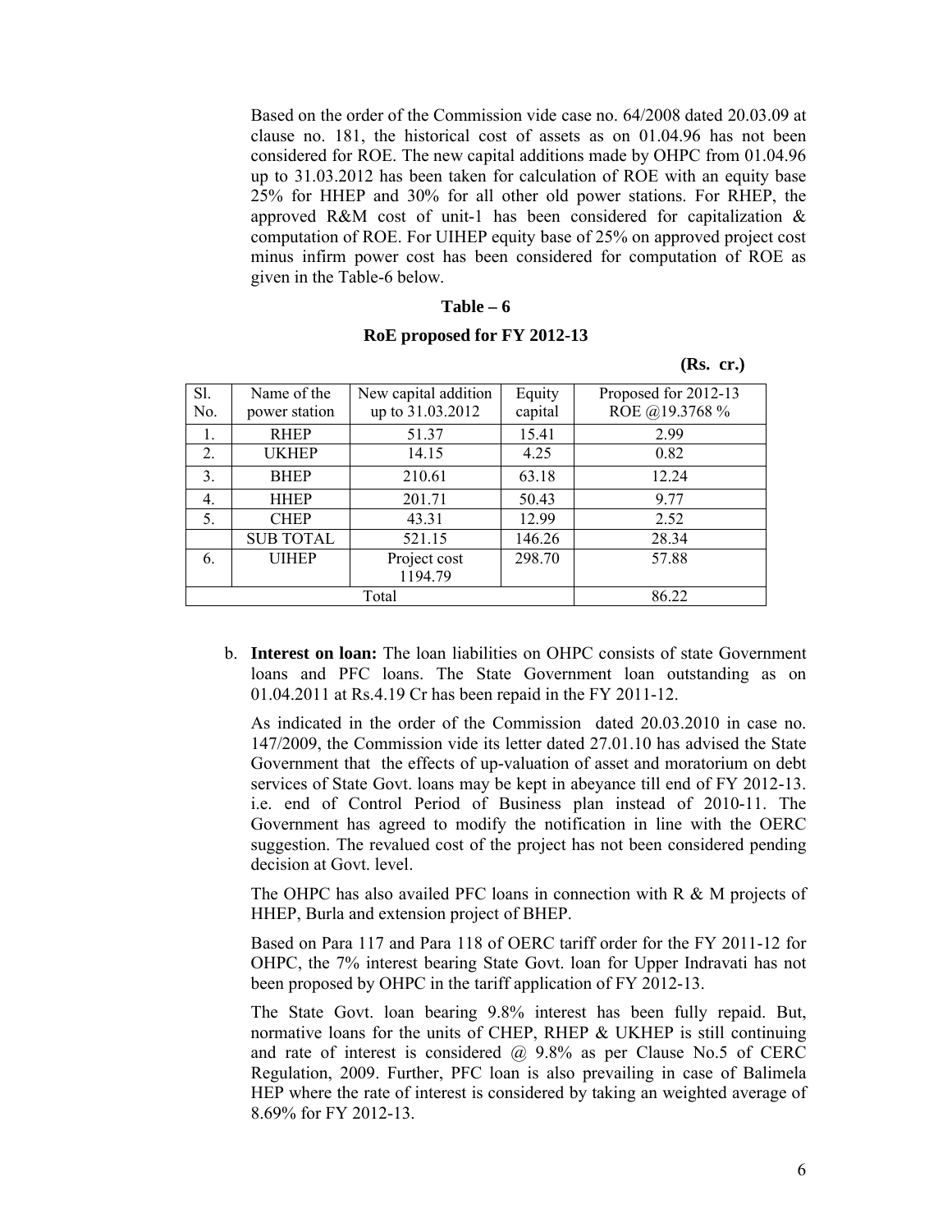Based on the order of the Commission vide case no. 64/2008 dated 20.03.09 at clause no. 181, the historical cost of assets as on 01.04.96 has not been considered for ROE. The new capital additions made by OHPC from 01.04.96 up to 31.03.2012 has been taken for calculation of ROE with an equity base 25% for HHEP and 30% for all other old power stations. For RHEP, the approved R&M cost of unit-1 has been considered for capitalization & computation of ROE. For UIHEP equity base of 25% on approved project cost minus infirm power cost has been considered for computation of ROE as given in the Table-6 below.

**Table – 6**

**RoE proposed for FY 2012-13**

**(Rs. cr.)**

| Sl. No. | Name of the power station | New capital addition up to 31.03.2012 | Equity capital | Proposed for 2012-13 ROE @19.3768 % |
|---|---|---|---|---|
| 1. | RHEP | 51.37 | 15.41 | 2.99 |
| 2. | UKHEP | 14.15 | 4.25 | 0.82 |
| 3. | BHEP | 210.61 | 63.18 | 12.24 |
| 4. | HHEP | 201.71 | 50.43 | 9.77 |
| 5. | CHEP | 43.31 | 12.99 | 2.52 |
| | SUB TOTAL | 521.15 | 146.26 | 28.34 |
| 6. | UIHEP | Project cost 1194.79 | 298.70 | 57.88 |
| Total | | | | 86.22 |

b. **Interest on loan:** The loan liabilities on OHPC consists of state Government loans and PFC loans. The State Government loan outstanding as on 01.04.2011 at Rs.4.19 Cr has been repaid in the FY 2011-12.

As indicated in the order of the Commission dated 20.03.2010 in case no. 147/2009, the Commission vide its letter dated 27.01.10 has advised the State Government that the effects of up-valuation of asset and moratorium on debt services of State Govt. loans may be kept in abeyance till end of FY 2012-13. i.e. end of Control Period of Business plan instead of 2010-11. The Government has agreed to modify the notification in line with the OERC suggestion. The revalued cost of the project has not been considered pending decision at Govt. level.

The OHPC has also availed PFC loans in connection with R & M projects of HHEP, Burla and extension project of BHEP.

Based on Para 117 and Para 118 of OERC tariff order for the FY 2011-12 for OHPC, the 7% interest bearing State Govt. loan for Upper Indravati has not been proposed by OHPC in the tariff application of FY 2012-13.

The State Govt. loan bearing 9.8% interest has been fully repaid. But, normative loans for the units of CHEP, RHEP & UKHEP is still continuing and rate of interest is considered @ 9.8% as per Clause No.5 of CERC Regulation, 2009. Further, PFC loan is also prevailing in case of Balimela HEP where the rate of interest is considered by taking an weighted average of 8.69% for FY 2012-13.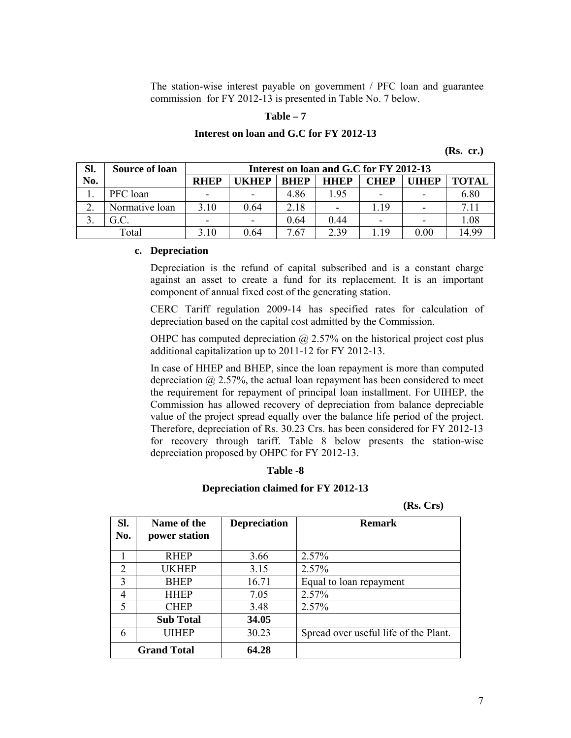The station-wise interest payable on government / PFC loan and guarantee commission for FY 2012-13 is presented in Table No. 7 below.

**Table – 7**

**Interest on loan and G.C for FY 2012-13**

**(Rs. cr.)**

| Sl. No. | Source of loan | Interest on loan and G.C for FY 2012-13 | | | | | | |
|---|---|---|---|---|---|---|---|---|
| | | **RHEP** | **UKHEP** | **BHEP** | **HHEP** | **CHEP** | **UIHEP** | **TOTAL** |
| 1. | PFC loan | - | - | 4.86 | 1.95 | - | - | 6.80 |
| 2. | Normative loan | 3.10 | 0.64 | 2.18 | - | 1.19 | - | 7.11 |
| 3. | G.C. | - | - | 0.64 | 0.44 | - | - | 1.08 |
| Total | | 3.10 | 0.64 | 7.67 | 2.39 | 1.19 | 0.00 | 14.99 |

**c. Depreciation**

Depreciation is the refund of capital subscribed and is a constant charge against an asset to create a fund for its replacement. It is an important component of annual fixed cost of the generating station.

CERC Tariff regulation 2009-14 has specified rates for calculation of depreciation based on the capital cost admitted by the Commission.

OHPC has computed depreciation @ 2.57% on the historical project cost plus additional capitalization up to 2011-12 for FY 2012-13.

In case of HHEP and BHEP, since the loan repayment is more than computed depreciation @ 2.57%, the actual loan repayment has been considered to meet the requirement for repayment of principal loan installment. For UIHEP, the Commission has allowed recovery of depreciation from balance depreciable value of the project spread equally over the balance life period of the project. Therefore, depreciation of Rs. 30.23 Crs. has been considered for FY 2012-13 for recovery through tariff. Table 8 below presents the station-wise depreciation proposed by OHPC for FY 2012-13.

**Table -8**

**Depreciation claimed for FY 2012-13**

**(Rs. Crs)**

| Sl. No. | Name of the power station | Depreciation | Remark |
|---|---|---|---|
| 1 | RHEP | 3.66 | 2.57% |
| 2 | UKHEP | 3.15 | 2.57% |
| 3 | BHEP | 16.71 | Equal to loan repayment |
| 4 | HHEP | 7.05 | 2.57% |
| 5 | CHEP | 3.48 | 2.57% |
| | **Sub Total** | **34.05** | |
| 6 | UIHEP | 30.23 | Spread over useful life of the Plant. |
| **Grand Total** | | **64.28** | |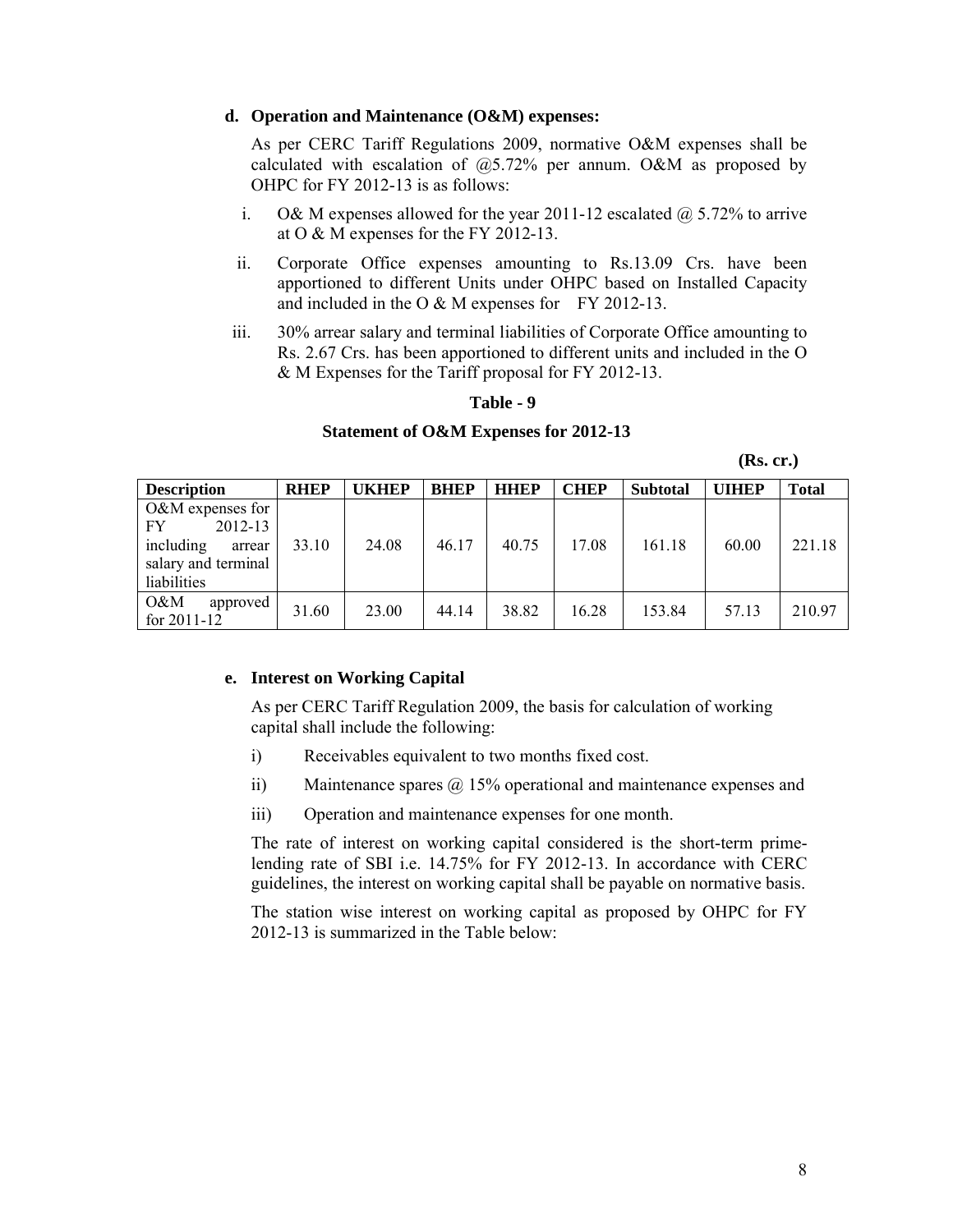**d. Operation and Maintenance (O&M) expenses:**

As per CERC Tariff Regulations 2009, normative O&M expenses shall be calculated with escalation of @5.72% per annum. O&M as proposed by OHPC for FY 2012-13 is as follows:

i. O& M expenses allowed for the year 2011-12 escalated @ 5.72% to arrive at O & M expenses for the FY 2012-13.

ii. Corporate Office expenses amounting to Rs.13.09 Crs. have been apportioned to different Units under OHPC based on Installed Capacity and included in the O & M expenses for FY 2012-13.

iii. 30% arrear salary and terminal liabilities of Corporate Office amounting to Rs. 2.67 Crs. has been apportioned to different units and included in the O & M Expenses for the Tariff proposal for FY 2012-13.

**Table - 9**

**Statement of O&M Expenses for 2012-13**

**(Rs. cr.)**

| Description | RHEP | UKHEP | BHEP | HHEP | CHEP | Subtotal | UIHEP | Total |
|---|---|---|---|---|---|---|---|---|
| O&M expenses for FY 2012-13 including arrear salary and terminal liabilities | 33.10 | 24.08 | 46.17 | 40.75 | 17.08 | 161.18 | 60.00 | 221.18 |
| O&M approved for 2011-12 | 31.60 | 23.00 | 44.14 | 38.82 | 16.28 | 153.84 | 57.13 | 210.97 |

**e. Interest on Working Capital**

As per CERC Tariff Regulation 2009, the basis for calculation of working capital shall include the following:

i) Receivables equivalent to two months fixed cost.

ii) Maintenance spares @ 15% operational and maintenance expenses and

iii) Operation and maintenance expenses for one month.

The rate of interest on working capital considered is the short-term prime-lending rate of SBI i.e. 14.75% for FY 2012-13. In accordance with CERC guidelines, the interest on working capital shall be payable on normative basis.

The station wise interest on working capital as proposed by OHPC for FY 2012-13 is summarized in the Table below: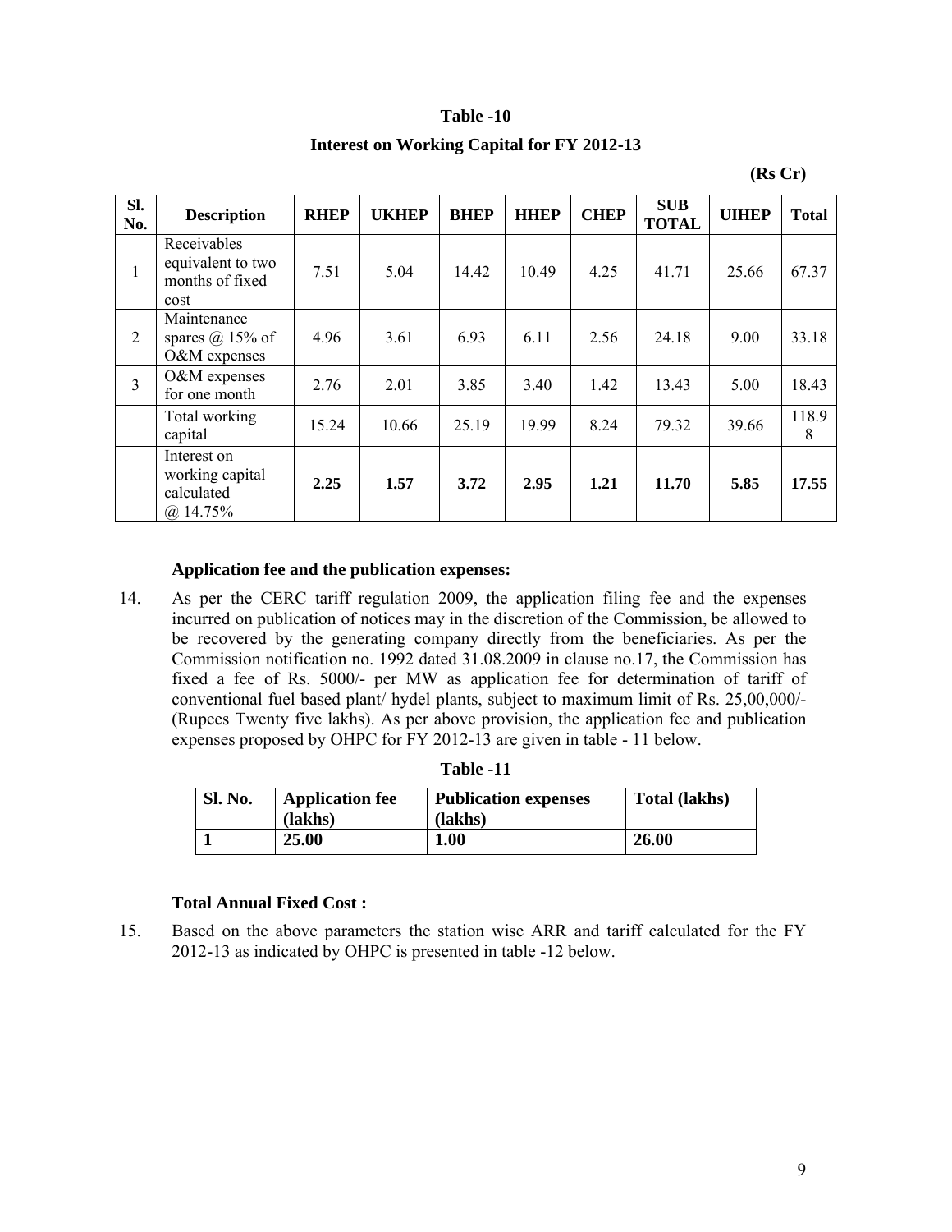**Table -10**

**Interest on Working Capital for FY 2012-13**

**(Rs Cr)**

| Sl. No. | Description | RHEP | UKHEP | BHEP | HHEP | CHEP | SUB TOTAL | UIHEP | Total |
|---|---|---|---|---|---|---|---|---|---|
| 1 | Receivables equivalent to two months of fixed cost | 7.51 | 5.04 | 14.42 | 10.49 | 4.25 | 41.71 | 25.66 | 67.37 |
| 2 | Maintenance spares @ 15% of O&M expenses | 4.96 | 3.61 | 6.93 | 6.11 | 2.56 | 24.18 | 9.00 | 33.18 |
| 3 | O&M expenses for one month | 2.76 | 2.01 | 3.85 | 3.40 | 1.42 | 13.43 | 5.00 | 18.43 |
| | Total working capital | 15.24 | 10.66 | 25.19 | 19.99 | 8.24 | 79.32 | 39.66 | 118.98 |
| | Interest on working capital calculated @ 14.75% | **2.25** | **1.57** | **3.72** | **2.95** | **1.21** | **11.70** | **5.85** | **17.55** |

**Application fee and the publication expenses:**

14. As per the CERC tariff regulation 2009, the application filing fee and the expenses incurred on publication of notices may in the discretion of the Commission, be allowed to be recovered by the generating company directly from the beneficiaries. As per the Commission notification no. 1992 dated 31.08.2009 in clause no.17, the Commission has fixed a fee of Rs. 5000/- per MW as application fee for determination of tariff of conventional fuel based plant/ hydel plants, subject to maximum limit of Rs. 25,00,000/- (Rupees Twenty five lakhs). As per above provision, the application fee and publication expenses proposed by OHPC for FY 2012-13 are given in table - 11 below.

**Table -11**

| Sl. No. | Application fee (lakhs) | Publication expenses (lakhs) | Total (lakhs) |
|---|---|---|---|
| **1** | **25.00** | **1.00** | **26.00** |

**Total Annual Fixed Cost :**

15. Based on the above parameters the station wise ARR and tariff calculated for the FY 2012-13 as indicated by OHPC is presented in table -12 below.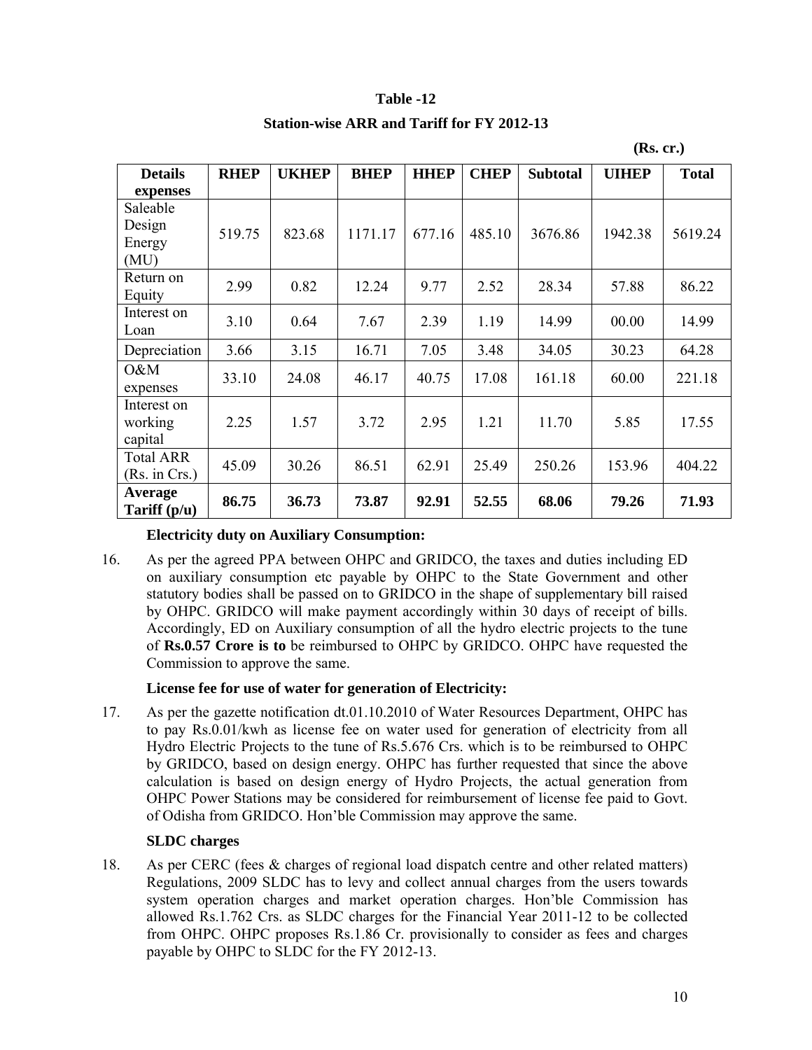**Table -12**

**Station-wise ARR and Tariff for FY 2012-13**

**(Rs. cr.)**

| Details expenses | RHEP | UKHEP | BHEP | HHEP | CHEP | Subtotal | UIHEP | Total |
|---|---|---|---|---|---|---|---|---|
| Saleable Design Energy (MU) | 519.75 | 823.68 | 1171.17 | 677.16 | 485.10 | 3676.86 | 1942.38 | 5619.24 |
| Return on Equity | 2.99 | 0.82 | 12.24 | 9.77 | 2.52 | 28.34 | 57.88 | 86.22 |
| Interest on Loan | 3.10 | 0.64 | 7.67 | 2.39 | 1.19 | 14.99 | 00.00 | 14.99 |
| Depreciation | 3.66 | 3.15 | 16.71 | 7.05 | 3.48 | 34.05 | 30.23 | 64.28 |
| O&M expenses | 33.10 | 24.08 | 46.17 | 40.75 | 17.08 | 161.18 | 60.00 | 221.18 |
| Interest on working capital | 2.25 | 1.57 | 3.72 | 2.95 | 1.21 | 11.70 | 5.85 | 17.55 |
| Total ARR (Rs. in Crs.) | 45.09 | 30.26 | 86.51 | 62.91 | 25.49 | 250.26 | 153.96 | 404.22 |
| **Average Tariff (p/u)** | **86.75** | **36.73** | **73.87** | **92.91** | **52.55** | **68.06** | **79.26** | **71.93** |

**Electricity duty on Auxiliary Consumption:**

16. As per the agreed PPA between OHPC and GRIDCO, the taxes and duties including ED on auxiliary consumption etc payable by OHPC to the State Government and other statutory bodies shall be passed on to GRIDCO in the shape of supplementary bill raised by OHPC. GRIDCO will make payment accordingly within 30 days of receipt of bills. Accordingly, ED on Auxiliary consumption of all the hydro electric projects to the tune of **Rs.0.57 Crore is to** be reimbursed to OHPC by GRIDCO. OHPC have requested the Commission to approve the same.

**License fee for use of water for generation of Electricity:**

17. As per the gazette notification dt.01.10.2010 of Water Resources Department, OHPC has to pay Rs.0.01/kwh as license fee on water used for generation of electricity from all Hydro Electric Projects to the tune of Rs.5.676 Crs. which is to be reimbursed to OHPC by GRIDCO, based on design energy. OHPC has further requested that since the above calculation is based on design energy of Hydro Projects, the actual generation from OHPC Power Stations may be considered for reimbursement of license fee paid to Govt. of Odisha from GRIDCO. Hon'ble Commission may approve the same.

**SLDC charges**

18. As per CERC (fees & charges of regional load dispatch centre and other related matters) Regulations, 2009 SLDC has to levy and collect annual charges from the users towards system operation charges and market operation charges. Hon'ble Commission has allowed Rs.1.762 Crs. as SLDC charges for the Financial Year 2011-12 to be collected from OHPC. OHPC proposes Rs.1.86 Cr. provisionally to consider as fees and charges payable by OHPC to SLDC for the FY 2012-13.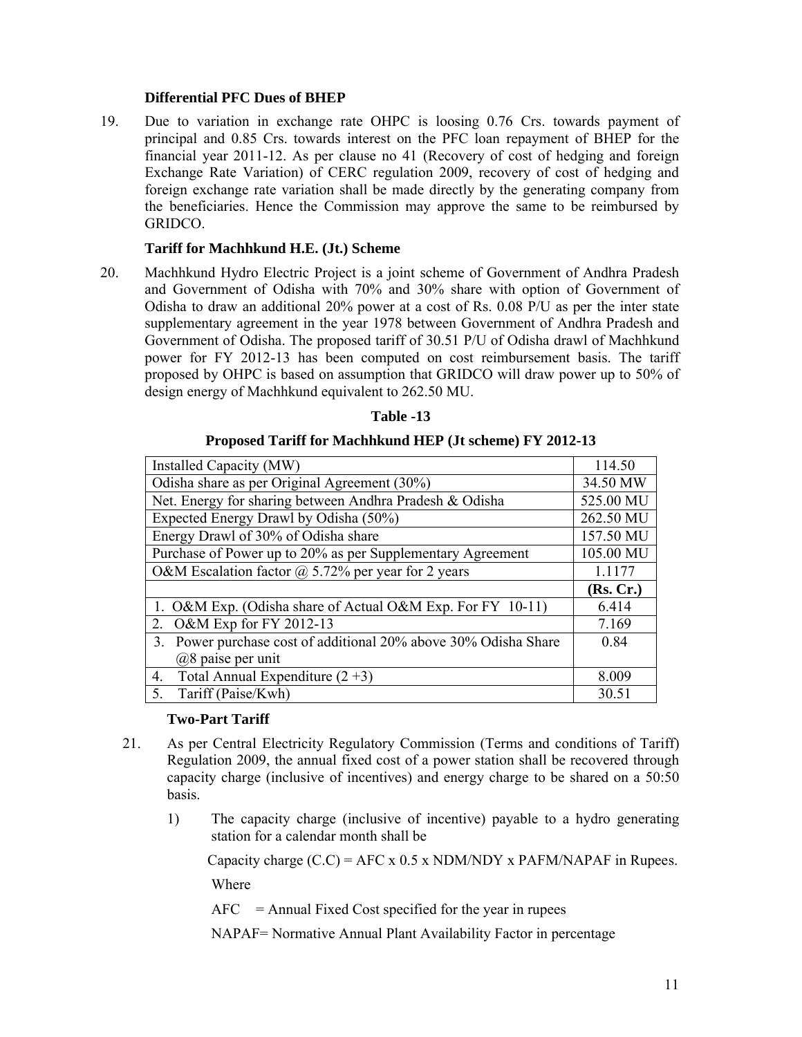### Differential PFC Dues of BHEP

19. Due to variation in exchange rate OHPC is loosing 0.76 Crs. towards payment of principal and 0.85 Crs. towards interest on the PFC loan repayment of BHEP for the financial year 2011-12. As per clause no 41 (Recovery of cost of hedging and foreign Exchange Rate Variation) of CERC regulation 2009, recovery of cost of hedging and foreign exchange rate variation shall be made directly by the generating company from the beneficiaries. Hence the Commission may approve the same to be reimbursed by GRIDCO.

### Tariff for Machhkund H.E. (Jt.) Scheme

20. Machhkund Hydro Electric Project is a joint scheme of Government of Andhra Pradesh and Government of Odisha with 70% and 30% share with option of Government of Odisha to draw an additional 20% power at a cost of Rs. 0.08 P/U as per the inter state supplementary agreement in the year 1978 between Government of Andhra Pradesh and Government of Odisha. The proposed tariff of 30.51 P/U of Odisha drawl of Machhkund power for FY 2012-13 has been computed on cost reimbursement basis. The tariff proposed by OHPC is based on assumption that GRIDCO will draw power up to 50% of design energy of Machhkund equivalent to 262.50 MU.

**Table -13**

**Proposed Tariff for Machhkund HEP (Jt scheme) FY 2012-13**

| | |
|---|---|
| Installed Capacity (MW) | 114.50 |
| Odisha share as per Original Agreement (30%) | 34.50 MW |
| Net. Energy for sharing between Andhra Pradesh & Odisha | 525.00 MU |
| Expected Energy Drawl by Odisha (50%) | 262.50 MU |
| Energy Drawl of 30% of Odisha share | 157.50 MU |
| Purchase of Power up to 20% as per Supplementary Agreement | 105.00 MU |
| O&M Escalation factor @ 5.72% per year for 2 years | 1.1177 |
| | **(Rs. Cr.)** |
| 1. O&M Exp. (Odisha share of Actual O&M Exp. For FY 10-11) | 6.414 |
| 2. O&M Exp for FY 2012-13 | 7.169 |
| 3. Power purchase cost of additional 20% above 30% Odisha Share @8 paise per unit | 0.84 |
| 4. Total Annual Expenditure (2 +3) | 8.009 |
| 5. Tariff (Paise/Kwh) | 30.51 |

### Two-Part Tariff

21. As per Central Electricity Regulatory Commission (Terms and conditions of Tariff) Regulation 2009, the annual fixed cost of a power station shall be recovered through capacity charge (inclusive of incentives) and energy charge to be shared on a 50:50 basis.

    1) The capacity charge (inclusive of incentive) payable to a hydro generating station for a calendar month shall be

       Capacity charge (C.C) = AFC x 0.5 x NDM/NDY x PAFM/NAPAF in Rupees.

       Where

       AFC = Annual Fixed Cost specified for the year in rupees

       NAPAF= Normative Annual Plant Availability Factor in percentage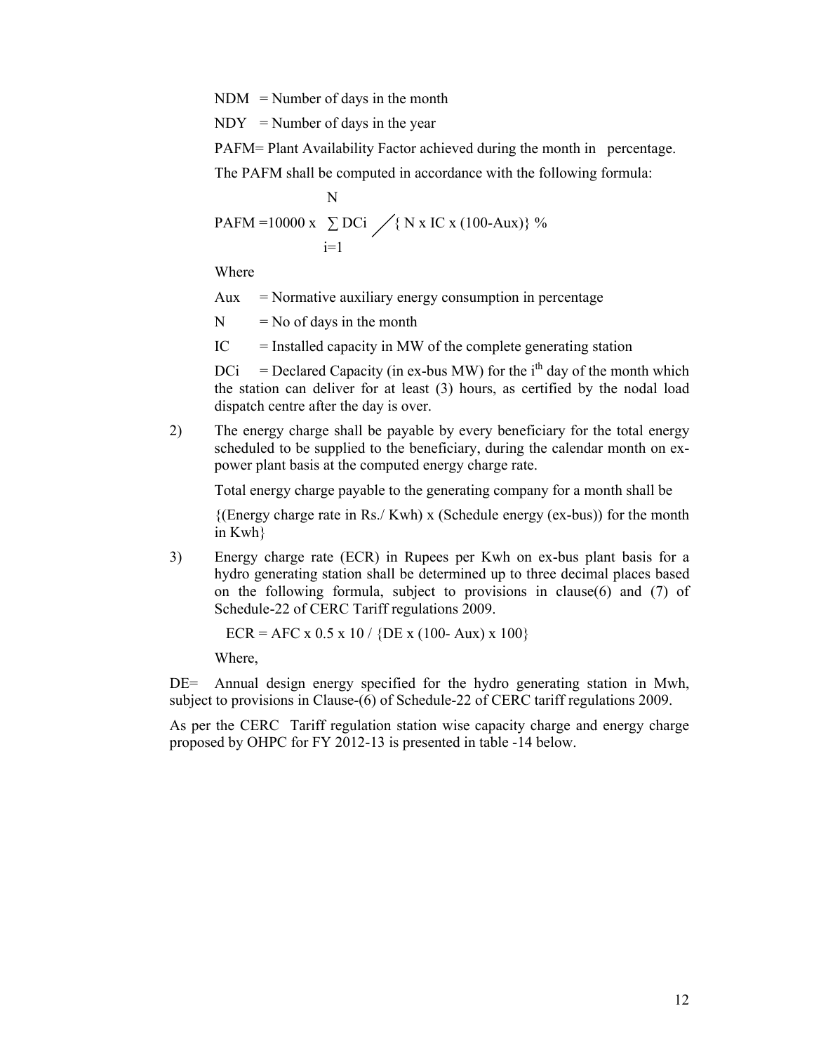NDM = Number of days in the month

NDY = Number of days in the year

PAFM= Plant Availability Factor achieved during the month in percentage.

The PAFM shall be computed in accordance with the following formula:

$$PAFM = 10000 \times \sum_{i=1}^{N} DCi \Big/ \{ N \times IC \times (100-Aux)\} \%$$

Where

Aux = Normative auxiliary energy consumption in percentage

N = No of days in the month

IC = Installed capacity in MW of the complete generating station

DCi = Declared Capacity (in ex-bus MW) for the $i^{th}$ day of the month which the station can deliver for at least (3) hours, as certified by the nodal load dispatch centre after the day is over.

2) The energy charge shall be payable by every beneficiary for the total energy scheduled to be supplied to the beneficiary, during the calendar month on ex-power plant basis at the computed energy charge rate.

Total energy charge payable to the generating company for a month shall be

{(Energy charge rate in Rs./ Kwh) x (Schedule energy (ex-bus)) for the month in Kwh}

3) Energy charge rate (ECR) in Rupees per Kwh on ex-bus plant basis for a hydro generating station shall be determined up to three decimal places based on the following formula, subject to provisions in clause(6) and (7) of Schedule-22 of CERC Tariff regulations 2009.

$$ECR = AFC \times 0.5 \times 10 / \{DE \times (100- Aux) \times 100\}$$

Where,

DE= Annual design energy specified for the hydro generating station in Mwh, subject to provisions in Clause-(6) of Schedule-22 of CERC tariff regulations 2009.

As per the CERC Tariff regulation station wise capacity charge and energy charge proposed by OHPC for FY 2012-13 is presented in table -14 below.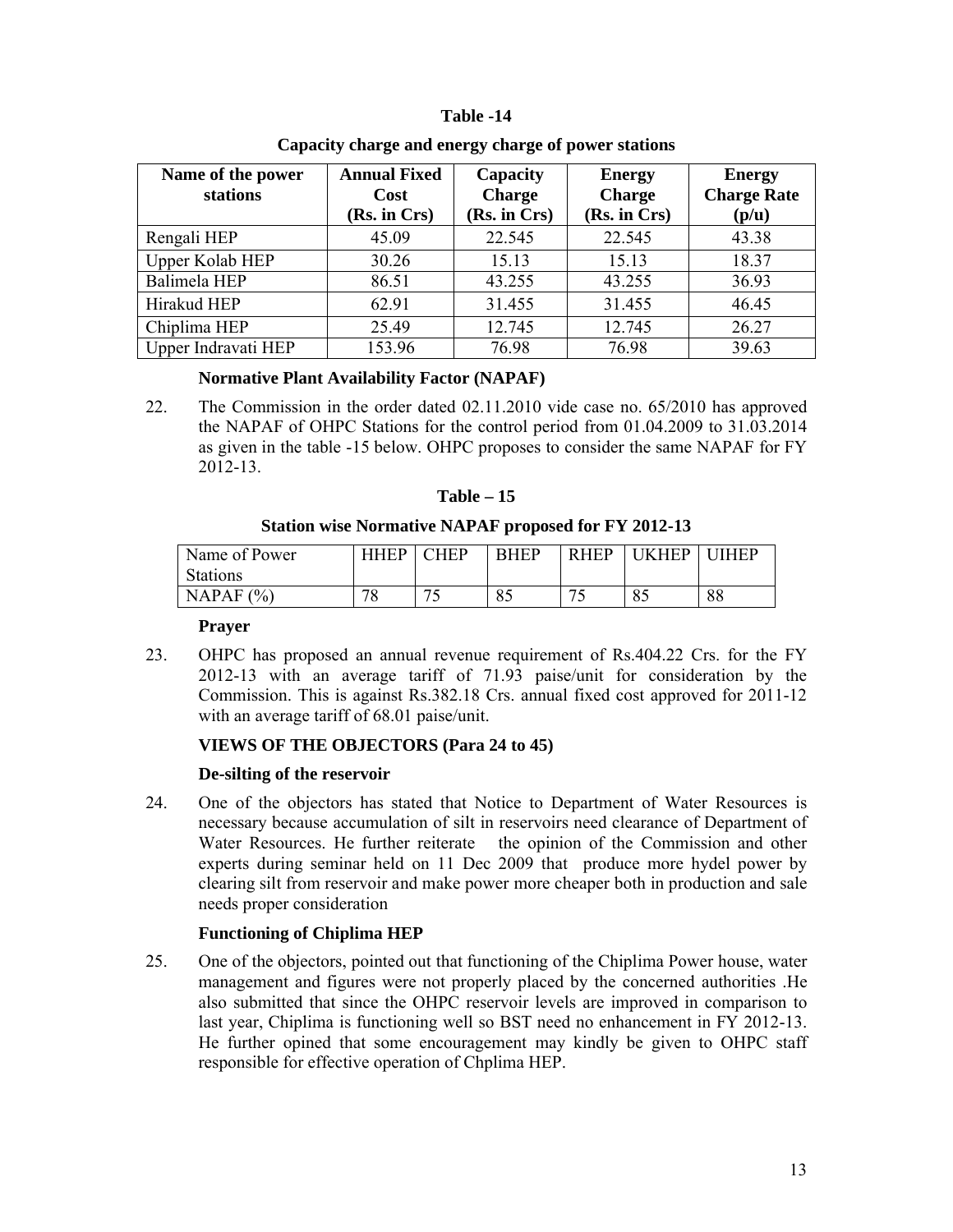**Table -14**

**Capacity charge and energy charge of power stations**

| Name of the power stations | Annual Fixed Cost (Rs. in Crs) | Capacity Charge (Rs. in Crs) | Energy Charge (Rs. in Crs) | Energy Charge Rate (p/u) |
|---|---|---|---|---|
| Rengali HEP | 45.09 | 22.545 | 22.545 | 43.38 |
| Upper Kolab HEP | 30.26 | 15.13 | 15.13 | 18.37 |
| Balimela HEP | 86.51 | 43.255 | 43.255 | 36.93 |
| Hirakud HEP | 62.91 | 31.455 | 31.455 | 46.45 |
| Chiplima HEP | 25.49 | 12.745 | 12.745 | 26.27 |
| Upper Indravati HEP | 153.96 | 76.98 | 76.98 | 39.63 |

**Normative Plant Availability Factor (NAPAF)**

22. The Commission in the order dated 02.11.2010 vide case no. 65/2010 has approved the NAPAF of OHPC Stations for the control period from 01.04.2009 to 31.03.2014 as given in the table -15 below. OHPC proposes to consider the same NAPAF for FY 2012-13.

**Table – 15**

**Station wise Normative NAPAF proposed for FY 2012-13**

| Name of Power Stations | HHEP | CHEP | BHEP | RHEP | UKHEP | UIHEP |
|---|---|---|---|---|---|---|
| NAPAF (%) | 78 | 75 | 85 | 75 | 85 | 88 |

**Prayer**

23. OHPC has proposed an annual revenue requirement of Rs.404.22 Crs. for the FY 2012-13 with an average tariff of 71.93 paise/unit for consideration by the Commission. This is against Rs.382.18 Crs. annual fixed cost approved for 2011-12 with an average tariff of 68.01 paise/unit.

**VIEWS OF THE OBJECTORS (Para 24 to 45)**

**De-silting of the reservoir**

24. One of the objectors has stated that Notice to Department of Water Resources is necessary because accumulation of silt in reservoirs need clearance of Department of Water Resources. He further reiterate the opinion of the Commission and other experts during seminar held on 11 Dec 2009 that produce more hydel power by clearing silt from reservoir and make power more cheaper both in production and sale needs proper consideration

**Functioning of Chiplima HEP**

25. One of the objectors, pointed out that functioning of the Chiplima Power house, water management and figures were not properly placed by the concerned authorities .He also submitted that since the OHPC reservoir levels are improved in comparison to last year, Chiplima is functioning well so BST need no enhancement in FY 2012-13. He further opined that some encouragement may kindly be given to OHPC staff responsible for effective operation of Chplima HEP.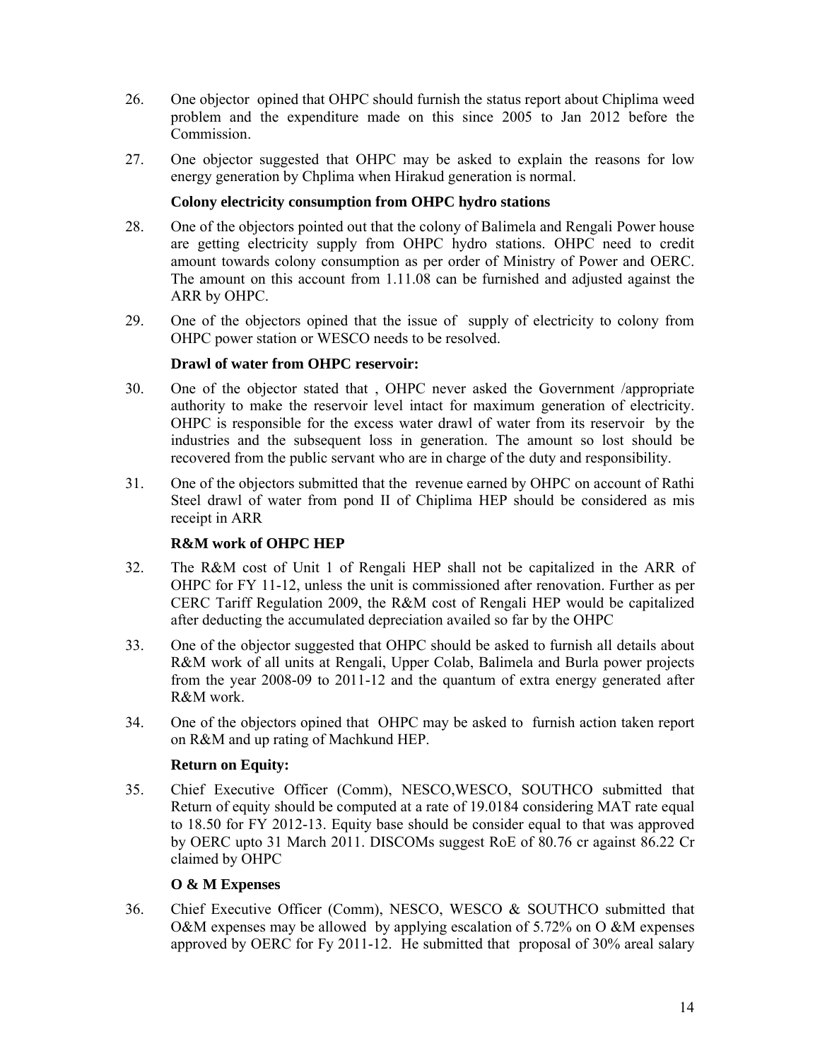26. One objector opined that OHPC should furnish the status report about Chiplima weed problem and the expenditure made on this since 2005 to Jan 2012 before the Commission.

27. One objector suggested that OHPC may be asked to explain the reasons for low energy generation by Chplima when Hirakud generation is normal.

**Colony electricity consumption from OHPC hydro stations**

28. One of the objectors pointed out that the colony of Balimela and Rengali Power house are getting electricity supply from OHPC hydro stations. OHPC need to credit amount towards colony consumption as per order of Ministry of Power and OERC. The amount on this account from 1.11.08 can be furnished and adjusted against the ARR by OHPC.

29. One of the objectors opined that the issue of supply of electricity to colony from OHPC power station or WESCO needs to be resolved.

**Drawl of water from OHPC reservoir:**

30. One of the objector stated that , OHPC never asked the Government /appropriate authority to make the reservoir level intact for maximum generation of electricity. OHPC is responsible for the excess water drawl of water from its reservoir by the industries and the subsequent loss in generation. The amount so lost should be recovered from the public servant who are in charge of the duty and responsibility.

31. One of the objectors submitted that the revenue earned by OHPC on account of Rathi Steel drawl of water from pond II of Chiplima HEP should be considered as mis receipt in ARR

**R&M work of OHPC HEP**

32. The R&M cost of Unit 1 of Rengali HEP shall not be capitalized in the ARR of OHPC for FY 11-12, unless the unit is commissioned after renovation. Further as per CERC Tariff Regulation 2009, the R&M cost of Rengali HEP would be capitalized after deducting the accumulated depreciation availed so far by the OHPC

33. One of the objector suggested that OHPC should be asked to furnish all details about R&M work of all units at Rengali, Upper Colab, Balimela and Burla power projects from the year 2008-09 to 2011-12 and the quantum of extra energy generated after R&M work.

34. One of the objectors opined that OHPC may be asked to furnish action taken report on R&M and up rating of Machkund HEP.

**Return on Equity:**

35. Chief Executive Officer (Comm), NESCO,WESCO, SOUTHCO submitted that Return of equity should be computed at a rate of 19.0184 considering MAT rate equal to 18.50 for FY 2012-13. Equity base should be consider equal to that was approved by OERC upto 31 March 2011. DISCOMs suggest RoE of 80.76 cr against 86.22 Cr claimed by OHPC

**O & M Expenses**

36. Chief Executive Officer (Comm), NESCO, WESCO & SOUTHCO submitted that O&M expenses may be allowed by applying escalation of 5.72% on O &M expenses approved by OERC for Fy 2011-12. He submitted that proposal of 30% areal salary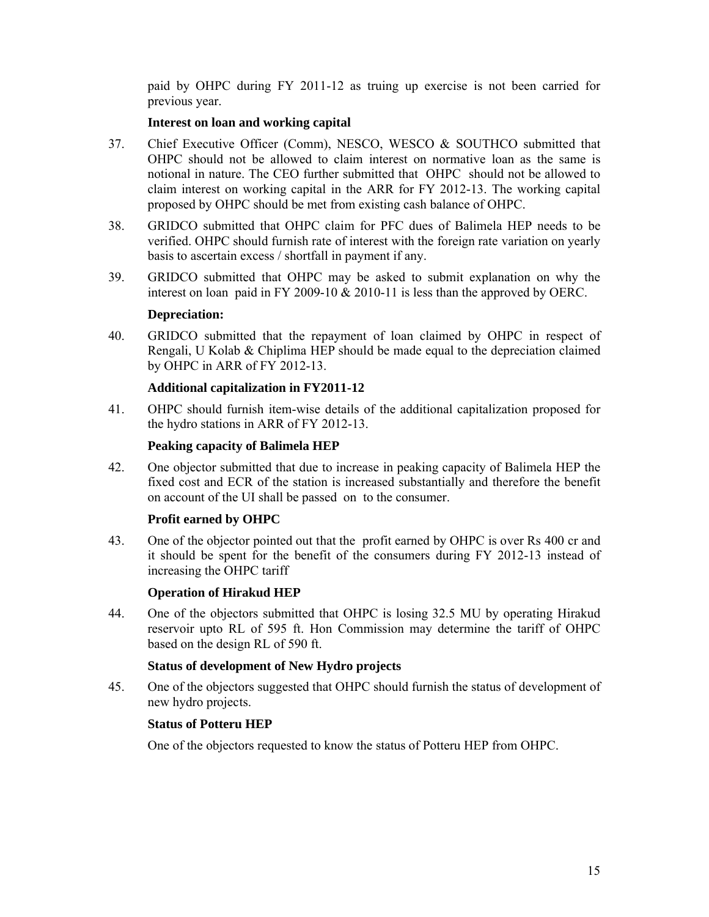paid by OHPC during FY 2011-12 as truing up exercise is not been carried for previous year.

**Interest on loan and working capital**

37. Chief Executive Officer (Comm), NESCO, WESCO & SOUTHCO submitted that OHPC should not be allowed to claim interest on normative loan as the same is notional in nature. The CEO further submitted that OHPC should not be allowed to claim interest on working capital in the ARR for FY 2012-13. The working capital proposed by OHPC should be met from existing cash balance of OHPC.

38. GRIDCO submitted that OHPC claim for PFC dues of Balimela HEP needs to be verified. OHPC should furnish rate of interest with the foreign rate variation on yearly basis to ascertain excess / shortfall in payment if any.

39. GRIDCO submitted that OHPC may be asked to submit explanation on why the interest on loan paid in FY 2009-10 & 2010-11 is less than the approved by OERC.

**Depreciation:**

40. GRIDCO submitted that the repayment of loan claimed by OHPC in respect of Rengali, U Kolab & Chiplima HEP should be made equal to the depreciation claimed by OHPC in ARR of FY 2012-13.

**Additional capitalization in FY2011-12**

41. OHPC should furnish item-wise details of the additional capitalization proposed for the hydro stations in ARR of FY 2012-13.

**Peaking capacity of Balimela HEP**

42. One objector submitted that due to increase in peaking capacity of Balimela HEP the fixed cost and ECR of the station is increased substantially and therefore the benefit on account of the UI shall be passed on to the consumer.

**Profit earned by OHPC**

43. One of the objector pointed out that the profit earned by OHPC is over Rs 400 cr and it should be spent for the benefit of the consumers during FY 2012-13 instead of increasing the OHPC tariff

**Operation of Hirakud HEP**

44. One of the objectors submitted that OHPC is losing 32.5 MU by operating Hirakud reservoir upto RL of 595 ft. Hon Commission may determine the tariff of OHPC based on the design RL of 590 ft.

**Status of development of New Hydro projects**

45. One of the objectors suggested that OHPC should furnish the status of development of new hydro projects.

**Status of Potteru HEP**

One of the objectors requested to know the status of Potteru HEP from OHPC.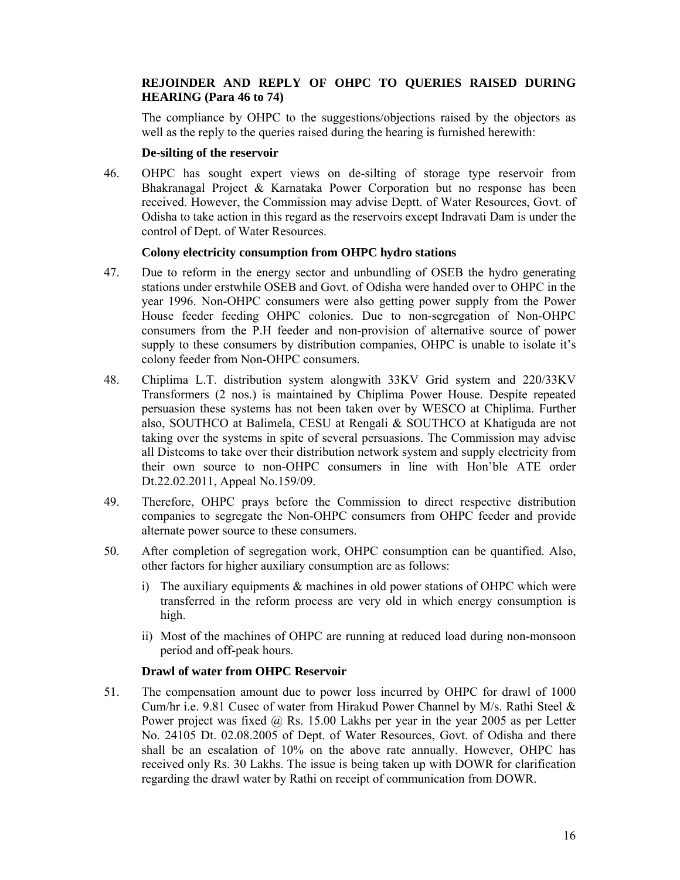**REJOINDER AND REPLY OF OHPC TO QUERIES RAISED DURING HEARING (Para 46 to 74)**

The compliance by OHPC to the suggestions/objections raised by the objectors as well as the reply to the queries raised during the hearing is furnished herewith:

**De-silting of the reservoir**

46. OHPC has sought expert views on de-silting of storage type reservoir from Bhakranagal Project & Karnataka Power Corporation but no response has been received. However, the Commission may advise Deptt. of Water Resources, Govt. of Odisha to take action in this regard as the reservoirs except Indravati Dam is under the control of Dept. of Water Resources.

**Colony electricity consumption from OHPC hydro stations**

47. Due to reform in the energy sector and unbundling of OSEB the hydro generating stations under erstwhile OSEB and Govt. of Odisha were handed over to OHPC in the year 1996. Non-OHPC consumers were also getting power supply from the Power House feeder feeding OHPC colonies. Due to non-segregation of Non-OHPC consumers from the P.H feeder and non-provision of alternative source of power supply to these consumers by distribution companies, OHPC is unable to isolate it's colony feeder from Non-OHPC consumers.

48. Chiplima L.T. distribution system alongwith 33KV Grid system and 220/33KV Transformers (2 nos.) is maintained by Chiplima Power House. Despite repeated persuasion these systems has not been taken over by WESCO at Chiplima. Further also, SOUTHCO at Balimela, CESU at Rengali & SOUTHCO at Khatiguda are not taking over the systems in spite of several persuasions. The Commission may advise all Distcoms to take over their distribution network system and supply electricity from their own source to non-OHPC consumers in line with Hon'ble ATE order Dt.22.02.2011, Appeal No.159/09.

49. Therefore, OHPC prays before the Commission to direct respective distribution companies to segregate the Non-OHPC consumers from OHPC feeder and provide alternate power source to these consumers.

50. After completion of segregation work, OHPC consumption can be quantified. Also, other factors for higher auxiliary consumption are as follows:

    i) The auxiliary equipments & machines in old power stations of OHPC which were transferred in the reform process are very old in which energy consumption is high.

    ii) Most of the machines of OHPC are running at reduced load during non-monsoon period and off-peak hours.

**Drawl of water from OHPC Reservoir**

51. The compensation amount due to power loss incurred by OHPC for drawl of 1000 Cum/hr i.e. 9.81 Cusec of water from Hirakud Power Channel by M/s. Rathi Steel & Power project was fixed @ Rs. 15.00 Lakhs per year in the year 2005 as per Letter No. 24105 Dt. 02.08.2005 of Dept. of Water Resources, Govt. of Odisha and there shall be an escalation of 10% on the above rate annually. However, OHPC has received only Rs. 30 Lakhs. The issue is being taken up with DOWR for clarification regarding the drawl water by Rathi on receipt of communication from DOWR.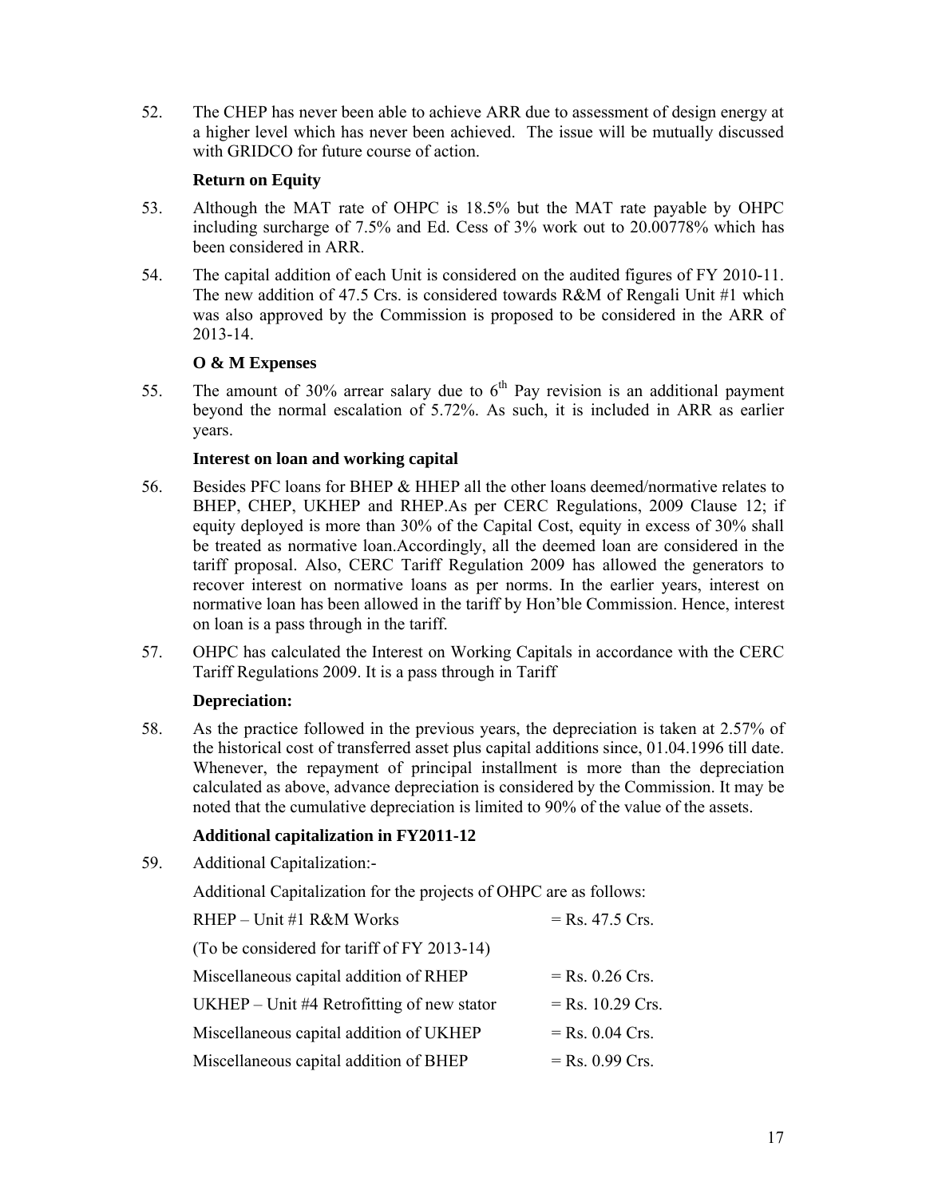52. The CHEP has never been able to achieve ARR due to assessment of design energy at a higher level which has never been achieved. The issue will be mutually discussed with GRIDCO for future course of action.

**Return on Equity**

53. Although the MAT rate of OHPC is 18.5% but the MAT rate payable by OHPC including surcharge of 7.5% and Ed. Cess of 3% work out to 20.00778% which has been considered in ARR.

54. The capital addition of each Unit is considered on the audited figures of FY 2010-11. The new addition of 47.5 Crs. is considered towards R&M of Rengali Unit #1 which was also approved by the Commission is proposed to be considered in the ARR of 2013-14.

**O & M Expenses**

55. The amount of 30% arrear salary due to 6th Pay revision is an additional payment beyond the normal escalation of 5.72%. As such, it is included in ARR as earlier years.

**Interest on loan and working capital**

56. Besides PFC loans for BHEP & HHEP all the other loans deemed/normative relates to BHEP, CHEP, UKHEP and RHEP.As per CERC Regulations, 2009 Clause 12; if equity deployed is more than 30% of the Capital Cost, equity in excess of 30% shall be treated as normative loan.Accordingly, all the deemed loan are considered in the tariff proposal. Also, CERC Tariff Regulation 2009 has allowed the generators to recover interest on normative loans as per norms. In the earlier years, interest on normative loan has been allowed in the tariff by Hon'ble Commission. Hence, interest on loan is a pass through in the tariff.

57. OHPC has calculated the Interest on Working Capitals in accordance with the CERC Tariff Regulations 2009. It is a pass through in Tariff

**Depreciation:**

58. As the practice followed in the previous years, the depreciation is taken at 2.57% of the historical cost of transferred asset plus capital additions since, 01.04.1996 till date. Whenever, the repayment of principal installment is more than the depreciation calculated as above, advance depreciation is considered by the Commission. It may be noted that the cumulative depreciation is limited to 90% of the value of the assets.

**Additional capitalization in FY2011-12**

59. Additional Capitalization:-

Additional Capitalization for the projects of OHPC are as follows:

| | |
|---|---|
| RHEP – Unit #1 R&M Works | = Rs. 47.5 Crs. |
| (To be considered for tariff of FY 2013-14) | |
| Miscellaneous capital addition of RHEP | = Rs. 0.26 Crs. |
| UKHEP – Unit #4 Retrofitting of new stator | = Rs. 10.29 Crs. |
| Miscellaneous capital addition of UKHEP | = Rs. 0.04 Crs. |
| Miscellaneous capital addition of BHEP | = Rs. 0.99 Crs. |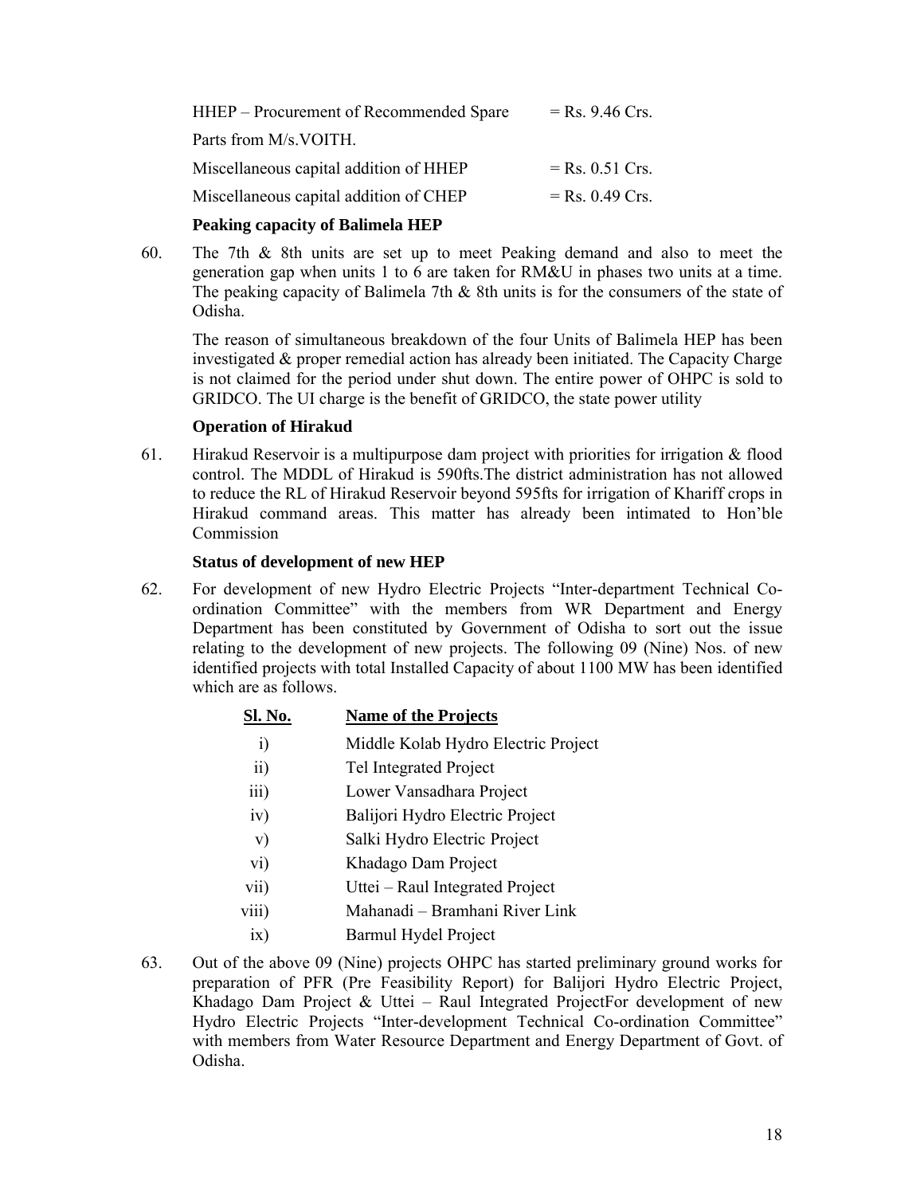| | |
|---|---|
| HHEP – Procurement of Recommended Spare Parts from M/s.VOITH. | = Rs. 9.46 Crs. |
| Miscellaneous capital addition of HHEP | = Rs. 0.51 Crs. |
| Miscellaneous capital addition of CHEP | = Rs. 0.49 Crs. |

**Peaking capacity of Balimela HEP**

60. The 7th & 8th units are set up to meet Peaking demand and also to meet the generation gap when units 1 to 6 are taken for RM&U in phases two units at a time. The peaking capacity of Balimela 7th & 8th units is for the consumers of the state of Odisha.

    The reason of simultaneous breakdown of the four Units of Balimela HEP has been investigated & proper remedial action has already been initiated. The Capacity Charge is not claimed for the period under shut down. The entire power of OHPC is sold to GRIDCO. The UI charge is the benefit of GRIDCO, the state power utility

**Operation of Hirakud**

61. Hirakud Reservoir is a multipurpose dam project with priorities for irrigation & flood control. The MDDL of Hirakud is 590fts.The district administration has not allowed to reduce the RL of Hirakud Reservoir beyond 595fts for irrigation of Khariff crops in Hirakud command areas. This matter has already been intimated to Hon'ble Commission

**Status of development of new HEP**

62. For development of new Hydro Electric Projects "Inter-department Technical Co-ordination Committee" with the members from WR Department and Energy Department has been constituted by Government of Odisha to sort out the issue relating to the development of new projects. The following 09 (Nine) Nos. of new identified projects with total Installed Capacity of about 1100 MW has been identified which are as follows.

| Sl. No. | Name of the Projects |
|---|---|
| i) | Middle Kolab Hydro Electric Project |
| ii) | Tel Integrated Project |
| iii) | Lower Vansadhara Project |
| iv) | Balijori Hydro Electric Project |
| v) | Salki Hydro Electric Project |
| vi) | Khadago Dam Project |
| vii) | Uttei – Raul Integrated Project |
| viii) | Mahanadi – Bramhani River Link |
| ix) | Barmul Hydel Project |

63. Out of the above 09 (Nine) projects OHPC has started preliminary ground works for preparation of PFR (Pre Feasibility Report) for Balijori Hydro Electric Project, Khadago Dam Project & Uttei – Raul Integrated ProjectFor development of new Hydro Electric Projects "Inter-development Technical Co-ordination Committee" with members from Water Resource Department and Energy Department of Govt. of Odisha.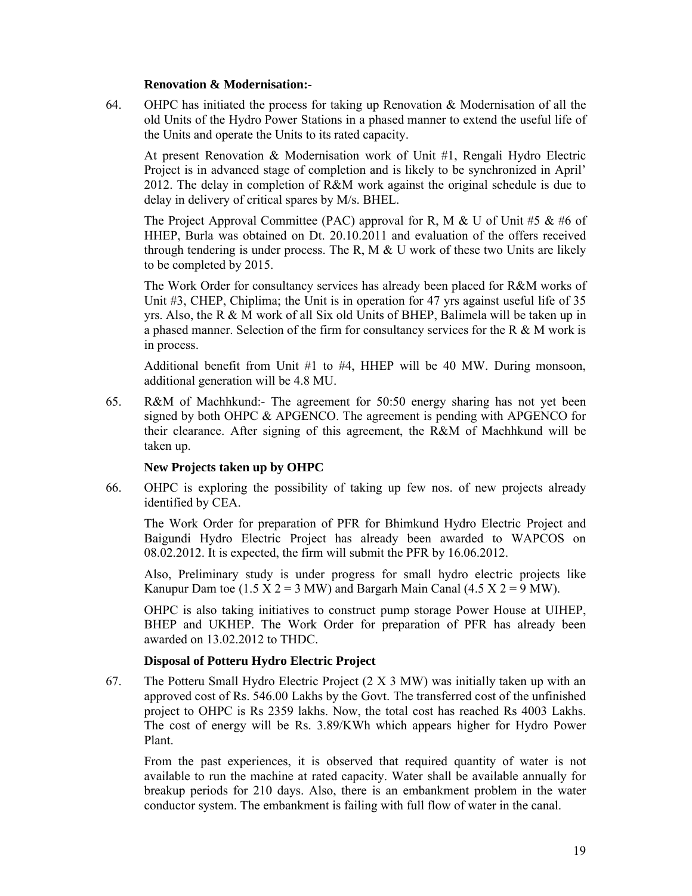**Renovation & Modernisation:-**

64. OHPC has initiated the process for taking up Renovation & Modernisation of all the old Units of the Hydro Power Stations in a phased manner to extend the useful life of the Units and operate the Units to its rated capacity.

    At present Renovation & Modernisation work of Unit #1, Rengali Hydro Electric Project is in advanced stage of completion and is likely to be synchronized in April' 2012. The delay in completion of R&M work against the original schedule is due to delay in delivery of critical spares by M/s. BHEL.

    The Project Approval Committee (PAC) approval for R, M & U of Unit #5 & #6 of HHEP, Burla was obtained on Dt. 20.10.2011 and evaluation of the offers received through tendering is under process. The R, M & U work of these two Units are likely to be completed by 2015.

    The Work Order for consultancy services has already been placed for R&M works of Unit #3, CHEP, Chiplima; the Unit is in operation for 47 yrs against useful life of 35 yrs. Also, the R & M work of all Six old Units of BHEP, Balimela will be taken up in a phased manner. Selection of the firm for consultancy services for the R & M work is in process.

    Additional benefit from Unit #1 to #4, HHEP will be 40 MW. During monsoon, additional generation will be 4.8 MU.

65. R&M of Machhkund:- The agreement for 50:50 energy sharing has not yet been signed by both OHPC & APGENCO. The agreement is pending with APGENCO for their clearance. After signing of this agreement, the R&M of Machhkund will be taken up.

**New Projects taken up by OHPC**

66. OHPC is exploring the possibility of taking up few nos. of new projects already identified by CEA.

    The Work Order for preparation of PFR for Bhimkund Hydro Electric Project and Baigundi Hydro Electric Project has already been awarded to WAPCOS on 08.02.2012. It is expected, the firm will submit the PFR by 16.06.2012.

    Also, Preliminary study is under progress for small hydro electric projects like Kanupur Dam toe (1.5 X 2 = 3 MW) and Bargarh Main Canal (4.5 X 2 = 9 MW).

    OHPC is also taking initiatives to construct pump storage Power House at UIHEP, BHEP and UKHEP. The Work Order for preparation of PFR has already been awarded on 13.02.2012 to THDC.

**Disposal of Potteru Hydro Electric Project**

67. The Potteru Small Hydro Electric Project (2 X 3 MW) was initially taken up with an approved cost of Rs. 546.00 Lakhs by the Govt. The transferred cost of the unfinished project to OHPC is Rs 2359 lakhs. Now, the total cost has reached Rs 4003 Lakhs. The cost of energy will be Rs. 3.89/KWh which appears higher for Hydro Power Plant.

    From the past experiences, it is observed that required quantity of water is not available to run the machine at rated capacity. Water shall be available annually for breakup periods for 210 days. Also, there is an embankment problem in the water conductor system. The embankment is failing with full flow of water in the canal.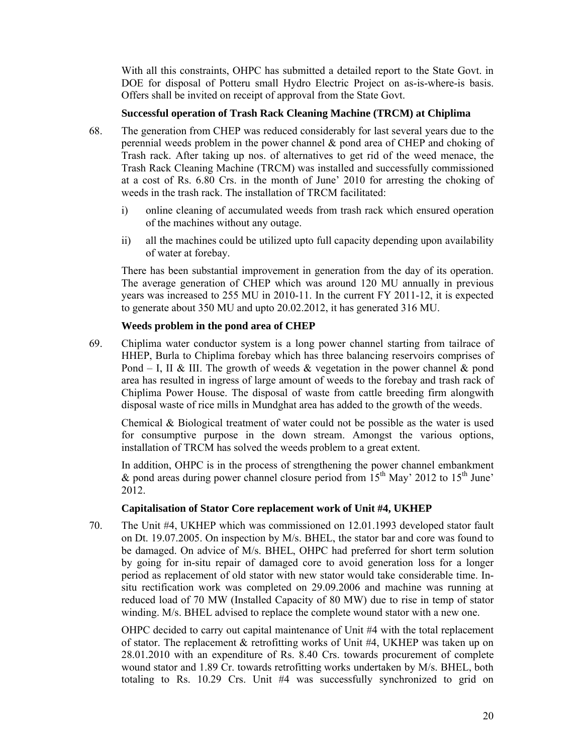With all this constraints, OHPC has submitted a detailed report to the State Govt. in DOE for disposal of Potteru small Hydro Electric Project on as-is-where-is basis. Offers shall be invited on receipt of approval from the State Govt.

**Successful operation of Trash Rack Cleaning Machine (TRCM) at Chiplima**

68. The generation from CHEP was reduced considerably for last several years due to the perennial weeds problem in the power channel & pond area of CHEP and choking of Trash rack. After taking up nos. of alternatives to get rid of the weed menace, the Trash Rack Cleaning Machine (TRCM) was installed and successfully commissioned at a cost of Rs. 6.80 Crs. in the month of June' 2010 for arresting the choking of weeds in the trash rack. The installation of TRCM facilitated:

    i) online cleaning of accumulated weeds from trash rack which ensured operation of the machines without any outage.

    ii) all the machines could be utilized upto full capacity depending upon availability of water at forebay.

    There has been substantial improvement in generation from the day of its operation. The average generation of CHEP which was around 120 MU annually in previous years was increased to 255 MU in 2010-11. In the current FY 2011-12, it is expected to generate about 350 MU and upto 20.02.2012, it has generated 316 MU.

**Weeds problem in the pond area of CHEP**

69. Chiplima water conductor system is a long power channel starting from tailrace of HHEP, Burla to Chiplima forebay which has three balancing reservoirs comprises of Pond – I, II & III. The growth of weeds & vegetation in the power channel & pond area has resulted in ingress of large amount of weeds to the forebay and trash rack of Chiplima Power House. The disposal of waste from cattle breeding firm alongwith disposal waste of rice mills in Mundghat area has added to the growth of the weeds.

    Chemical & Biological treatment of water could not be possible as the water is used for consumptive purpose in the down stream. Amongst the various options, installation of TRCM has solved the weeds problem to a great extent.

    In addition, OHPC is in the process of strengthening the power channel embankment & pond areas during power channel closure period from 15th May' 2012 to 15th June' 2012.

**Capitalisation of Stator Core replacement work of Unit #4, UKHEP**

70. The Unit #4, UKHEP which was commissioned on 12.01.1993 developed stator fault on Dt. 19.07.2005. On inspection by M/s. BHEL, the stator bar and core was found to be damaged. On advice of M/s. BHEL, OHPC had preferred for short term solution by going for in-situ repair of damaged core to avoid generation loss for a longer period as replacement of old stator with new stator would take considerable time. In-situ rectification work was completed on 29.09.2006 and machine was running at reduced load of 70 MW (Installed Capacity of 80 MW) due to rise in temp of stator winding. M/s. BHEL advised to replace the complete wound stator with a new one.

    OHPC decided to carry out capital maintenance of Unit #4 with the total replacement of stator. The replacement & retrofitting works of Unit #4, UKHEP was taken up on 28.01.2010 with an expenditure of Rs. 8.40 Crs. towards procurement of complete wound stator and 1.89 Cr. towards retrofitting works undertaken by M/s. BHEL, both totaling to Rs. 10.29 Crs. Unit #4 was successfully synchronized to grid on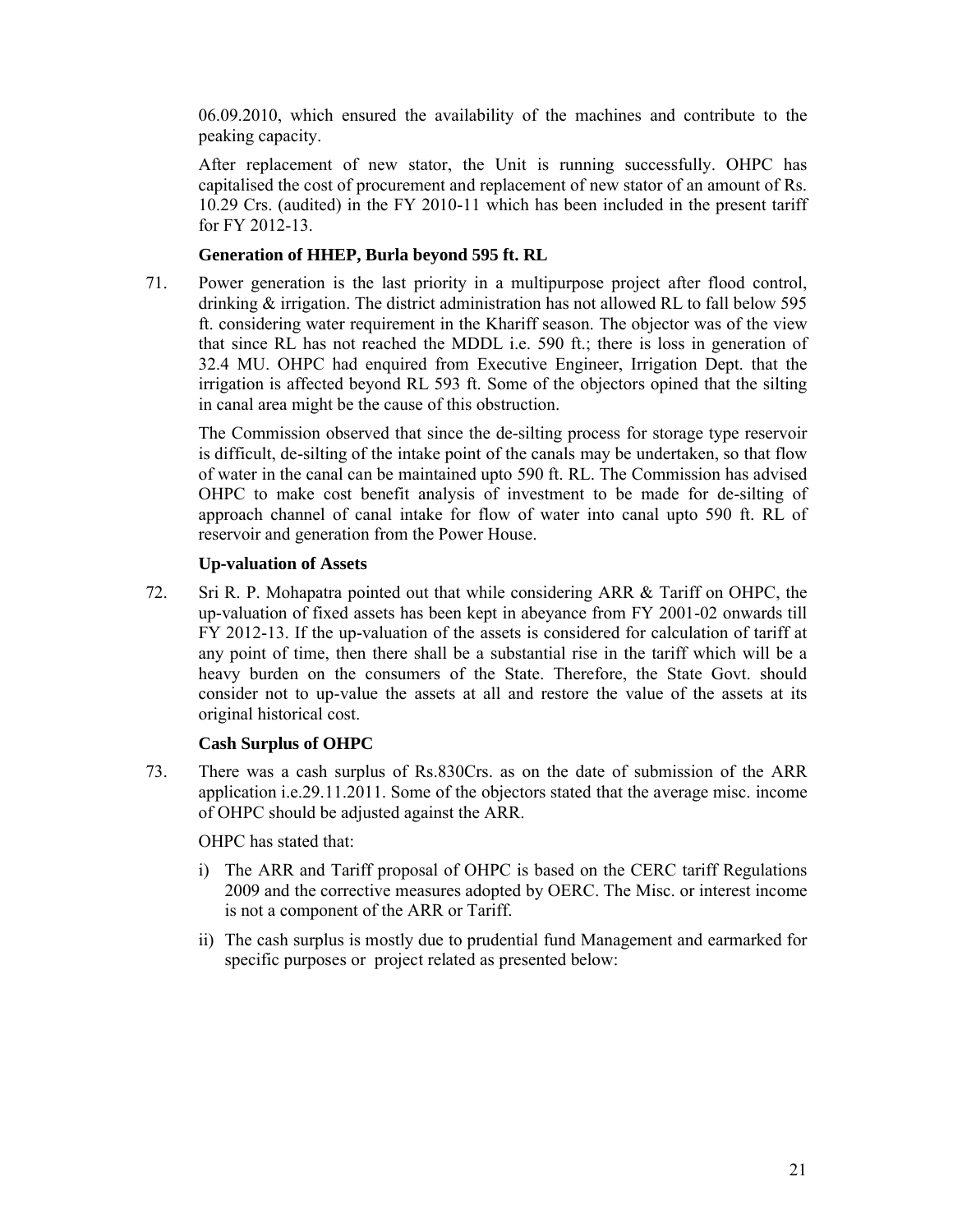06.09.2010, which ensured the availability of the machines and contribute to the peaking capacity.

After replacement of new stator, the Unit is running successfully. OHPC has capitalised the cost of procurement and replacement of new stator of an amount of Rs. 10.29 Crs. (audited) in the FY 2010-11 which has been included in the present tariff for FY 2012-13.

**Generation of HHEP, Burla beyond 595 ft. RL**

71. Power generation is the last priority in a multipurpose project after flood control, drinking & irrigation. The district administration has not allowed RL to fall below 595 ft. considering water requirement in the Khariff season. The objector was of the view that since RL has not reached the MDDL i.e. 590 ft.; there is loss in generation of 32.4 MU. OHPC had enquired from Executive Engineer, Irrigation Dept. that the irrigation is affected beyond RL 593 ft. Some of the objectors opined that the silting in canal area might be the cause of this obstruction.

    The Commission observed that since the de-silting process for storage type reservoir is difficult, de-silting of the intake point of the canals may be undertaken, so that flow of water in the canal can be maintained upto 590 ft. RL. The Commission has advised OHPC to make cost benefit analysis of investment to be made for de-silting of approach channel of canal intake for flow of water into canal upto 590 ft. RL of reservoir and generation from the Power House.

**Up-valuation of Assets**

72. Sri R. P. Mohapatra pointed out that while considering ARR & Tariff on OHPC, the up-valuation of fixed assets has been kept in abeyance from FY 2001-02 onwards till FY 2012-13. If the up-valuation of the assets is considered for calculation of tariff at any point of time, then there shall be a substantial rise in the tariff which will be a heavy burden on the consumers of the State. Therefore, the State Govt. should consider not to up-value the assets at all and restore the value of the assets at its original historical cost.

**Cash Surplus of OHPC**

73. There was a cash surplus of Rs.830Crs. as on the date of submission of the ARR application i.e.29.11.2011. Some of the objectors stated that the average misc. income of OHPC should be adjusted against the ARR.

    OHPC has stated that:

    i) The ARR and Tariff proposal of OHPC is based on the CERC tariff Regulations 2009 and the corrective measures adopted by OERC. The Misc. or interest income is not a component of the ARR or Tariff.

    ii) The cash surplus is mostly due to prudential fund Management and earmarked for specific purposes or project related as presented below: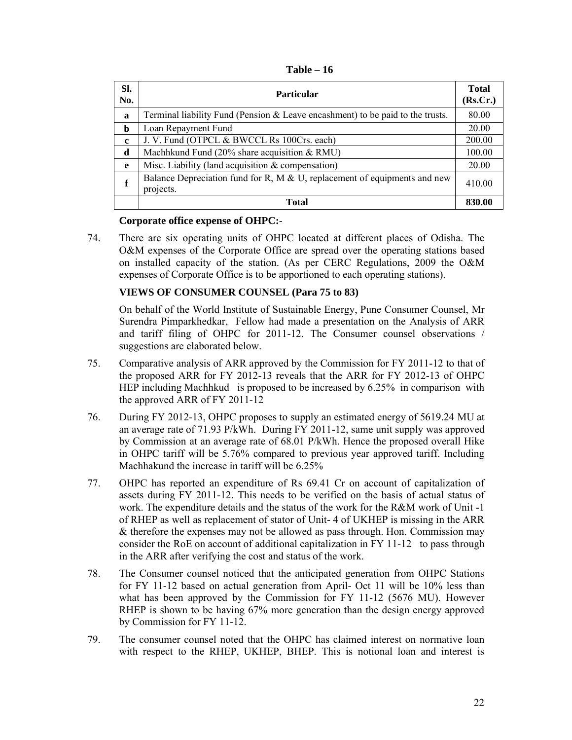**Table – 16**

| Sl. No. | Particular | Total (Rs.Cr.) |
|---|---|---|
| **a** | Terminal liability Fund (Pension & Leave encashment) to be paid to the trusts. | 80.00 |
| **b** | Loan Repayment Fund | 20.00 |
| **c** | J. V. Fund (OTPCL & BWCCL Rs 100Crs. each) | 200.00 |
| **d** | Machhkund Fund (20% share acquisition & RMU) | 100.00 |
| **e** | Misc. Liability (land acquisition & compensation) | 20.00 |
| **f** | Balance Depreciation fund for R, M & U, replacement of equipments and new projects. | 410.00 |
| | **Total** | **830.00** |

**Corporate office expense of OHPC:-**

74. There are six operating units of OHPC located at different places of Odisha. The O&M expenses of the Corporate Office are spread over the operating stations based on installed capacity of the station. (As per CERC Regulations, 2009 the O&M expenses of Corporate Office is to be apportioned to each operating stations).

**VIEWS OF CONSUMER COUNSEL (Para 75 to 83)**

On behalf of the World Institute of Sustainable Energy, Pune Consumer Counsel, Mr Surendra Pimparkhedkar, Fellow had made a presentation on the Analysis of ARR and tariff filing of OHPC for 2011-12. The Consumer counsel observations / suggestions are elaborated below.

75. Comparative analysis of ARR approved by the Commission for FY 2011-12 to that of the proposed ARR for FY 2012-13 reveals that the ARR for FY 2012-13 of OHPC HEP including Machhkud is proposed to be increased by 6.25% in comparison with the approved ARR of FY 2011-12

76. During FY 2012-13, OHPC proposes to supply an estimated energy of 5619.24 MU at an average rate of 71.93 P/kWh. During FY 2011-12, same unit supply was approved by Commission at an average rate of 68.01 P/kWh. Hence the proposed overall Hike in OHPC tariff will be 5.76% compared to previous year approved tariff. Including Machhakund the increase in tariff will be 6.25%

77. OHPC has reported an expenditure of Rs 69.41 Cr on account of capitalization of assets during FY 2011-12. This needs to be verified on the basis of actual status of work. The expenditure details and the status of the work for the R&M work of Unit -1 of RHEP as well as replacement of stator of Unit- 4 of UKHEP is missing in the ARR & therefore the expenses may not be allowed as pass through. Hon. Commission may consider the RoE on account of additional capitalization in FY 11-12 to pass through in the ARR after verifying the cost and status of the work.

78. The Consumer counsel noticed that the anticipated generation from OHPC Stations for FY 11-12 based on actual generation from April- Oct 11 will be 10% less than what has been approved by the Commission for FY 11-12 (5676 MU). However RHEP is shown to be having 67% more generation than the design energy approved by Commission for FY 11-12.

79. The consumer counsel noted that the OHPC has claimed interest on normative loan with respect to the RHEP, UKHEP, BHEP. This is notional loan and interest is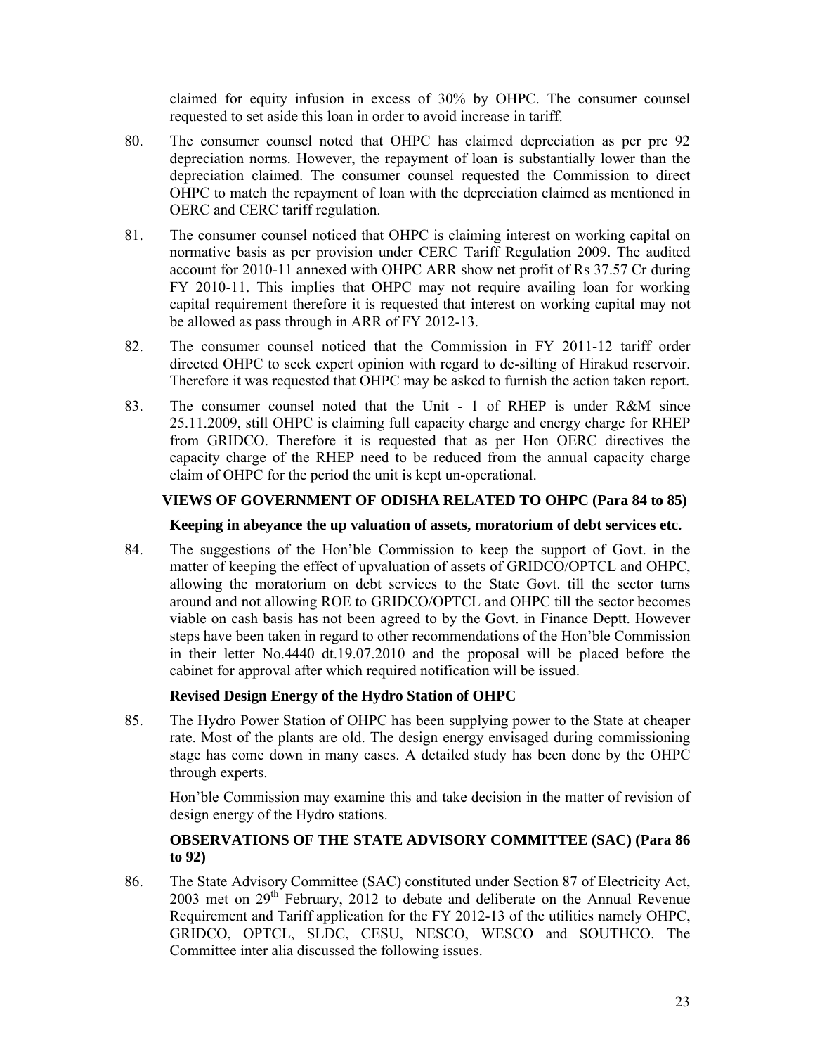claimed for equity infusion in excess of 30% by OHPC. The consumer counsel requested to set aside this loan in order to avoid increase in tariff.

80. The consumer counsel noted that OHPC has claimed depreciation as per pre 92 depreciation norms. However, the repayment of loan is substantially lower than the depreciation claimed. The consumer counsel requested the Commission to direct OHPC to match the repayment of loan with the depreciation claimed as mentioned in OERC and CERC tariff regulation.

81. The consumer counsel noticed that OHPC is claiming interest on working capital on normative basis as per provision under CERC Tariff Regulation 2009. The audited account for 2010-11 annexed with OHPC ARR show net profit of Rs 37.57 Cr during FY 2010-11. This implies that OHPC may not require availing loan for working capital requirement therefore it is requested that interest on working capital may not be allowed as pass through in ARR of FY 2012-13.

82. The consumer counsel noticed that the Commission in FY 2011-12 tariff order directed OHPC to seek expert opinion with regard to de-silting of Hirakud reservoir. Therefore it was requested that OHPC may be asked to furnish the action taken report.

83. The consumer counsel noted that the Unit - 1 of RHEP is under R&M since 25.11.2009, still OHPC is claiming full capacity charge and energy charge for RHEP from GRIDCO. Therefore it is requested that as per Hon OERC directives the capacity charge of the RHEP need to be reduced from the annual capacity charge claim of OHPC for the period the unit is kept un-operational.

## VIEWS OF GOVERNMENT OF ODISHA RELATED TO OHPC (Para 84 to 85)

### Keeping in abeyance the up valuation of assets, moratorium of debt services etc.

84. The suggestions of the Hon'ble Commission to keep the support of Govt. in the matter of keeping the effect of upvaluation of assets of GRIDCO/OPTCL and OHPC, allowing the moratorium on debt services to the State Govt. till the sector turns around and not allowing ROE to GRIDCO/OPTCL and OHPC till the sector becomes viable on cash basis has not been agreed to by the Govt. in Finance Deptt. However steps have been taken in regard to other recommendations of the Hon'ble Commission in their letter No.4440 dt.19.07.2010 and the proposal will be placed before the cabinet for approval after which required notification will be issued.

### Revised Design Energy of the Hydro Station of OHPC

85. The Hydro Power Station of OHPC has been supplying power to the State at cheaper rate. Most of the plants are old. The design energy envisaged during commissioning stage has come down in many cases. A detailed study has been done by the OHPC through experts.

    Hon'ble Commission may examine this and take decision in the matter of revision of design energy of the Hydro stations.

## OBSERVATIONS OF THE STATE ADVISORY COMMITTEE (SAC) (Para 86 to 92)

86. The State Advisory Committee (SAC) constituted under Section 87 of Electricity Act, 2003 met on 29th February, 2012 to debate and deliberate on the Annual Revenue Requirement and Tariff application for the FY 2012-13 of the utilities namely OHPC, GRIDCO, OPTCL, SLDC, CESU, NESCO, WESCO and SOUTHCO. The Committee inter alia discussed the following issues.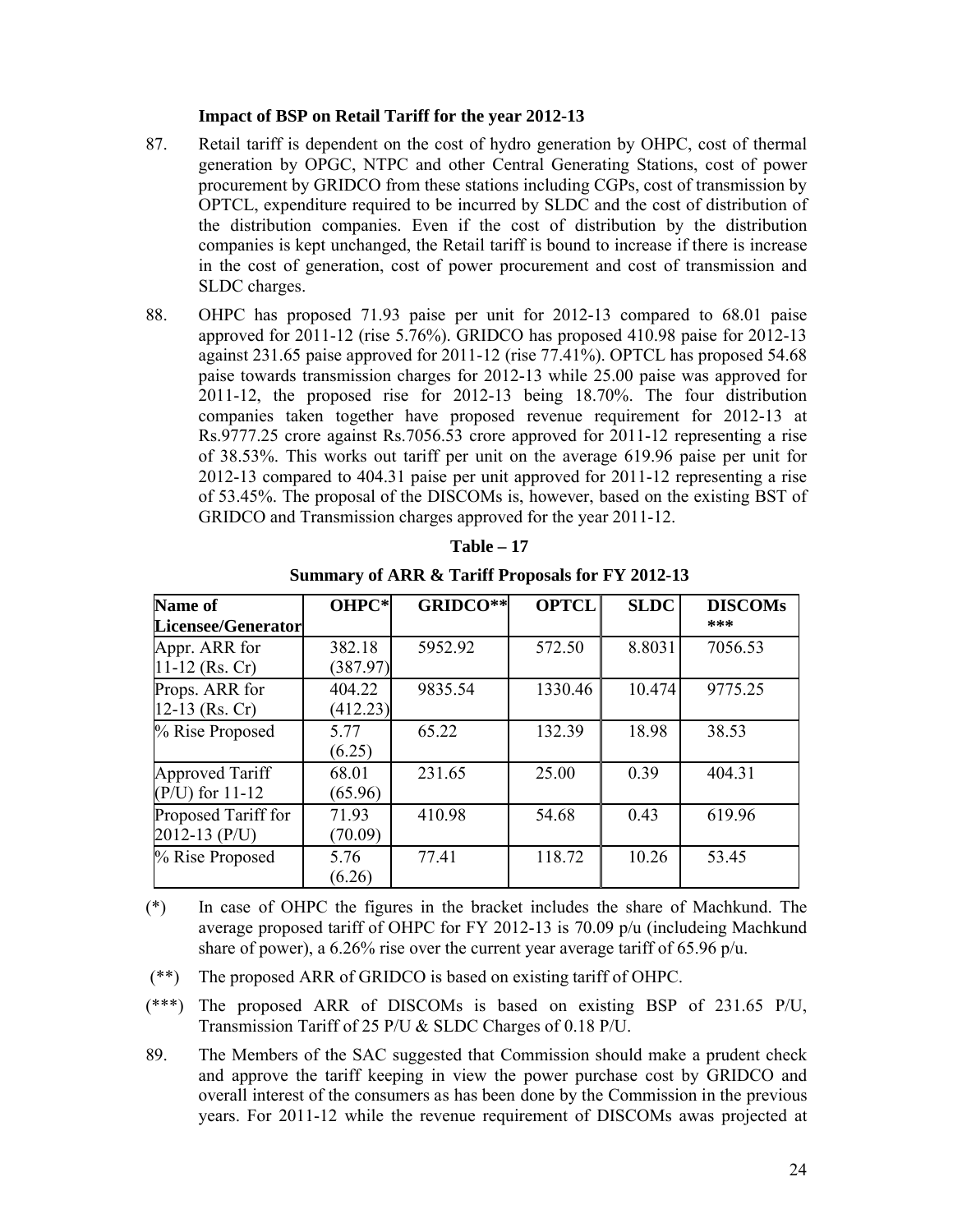### Impact of BSP on Retail Tariff for the year 2012-13

87. Retail tariff is dependent on the cost of hydro generation by OHPC, cost of thermal generation by OPGC, NTPC and other Central Generating Stations, cost of power procurement by GRIDCO from these stations including CGPs, cost of transmission by OPTCL, expenditure required to be incurred by SLDC and the cost of distribution of the distribution companies. Even if the cost of distribution by the distribution companies is kept unchanged, the Retail tariff is bound to increase if there is increase in the cost of generation, cost of power procurement and cost of transmission and SLDC charges.

88. OHPC has proposed 71.93 paise per unit for 2012-13 compared to 68.01 paise approved for 2011-12 (rise 5.76%). GRIDCO has proposed 410.98 paise for 2012-13 against 231.65 paise approved for 2011-12 (rise 77.41%). OPTCL has proposed 54.68 paise towards transmission charges for 2012-13 while 25.00 paise was approved for 2011-12, the proposed rise for 2012-13 being 18.70%. The four distribution companies taken together have proposed revenue requirement for 2012-13 at Rs.9777.25 crore against Rs.7056.53 crore approved for 2011-12 representing a rise of 38.53%. This works out tariff per unit on the average 619.96 paise per unit for 2012-13 compared to 404.31 paise per unit approved for 2011-12 representing a rise of 53.45%. The proposal of the DISCOMs is, however, based on the existing BST of GRIDCO and Transmission charges approved for the year 2011-12.

**Table – 17**

**Summary of ARR & Tariff Proposals for FY 2012-13**

| Name of Licensee/Generator | OHPC* | GRIDCO** | OPTCL | SLDC | DISCOMs *** |
|---|---|---|---|---|---|
| Appr. ARR for 11-12 (Rs. Cr) | 382.18 (387.97) | 5952.92 | 572.50 | 8.8031 | 7056.53 |
| Props. ARR for 12-13 (Rs. Cr) | 404.22 (412.23) | 9835.54 | 1330.46 | 10.474 | 9775.25 |
| % Rise Proposed | 5.77 (6.25) | 65.22 | 132.39 | 18.98 | 38.53 |
| Approved Tariff (P/U) for 11-12 | 68.01 (65.96) | 231.65 | 25.00 | 0.39 | 404.31 |
| Proposed Tariff for 2012-13 (P/U) | 71.93 (70.09) | 410.98 | 54.68 | 0.43 | 619.96 |
| % Rise Proposed | 5.76 (6.26) | 77.41 | 118.72 | 10.26 | 53.45 |

(*) In case of OHPC the figures in the bracket includes the share of Machkund. The average proposed tariff of OHPC for FY 2012-13 is 70.09 p/u (includeing Machkund share of power), a 6.26% rise over the current year average tariff of 65.96 p/u.

(**) The proposed ARR of GRIDCO is based on existing tariff of OHPC.

(***) The proposed ARR of DISCOMs is based on existing BSP of 231.65 P/U, Transmission Tariff of 25 P/U & SLDC Charges of 0.18 P/U.

89. The Members of the SAC suggested that Commission should make a prudent check and approve the tariff keeping in view the power purchase cost by GRIDCO and overall interest of the consumers as has been done by the Commission in the previous years. For 2011-12 while the revenue requirement of DISCOMs awas projected at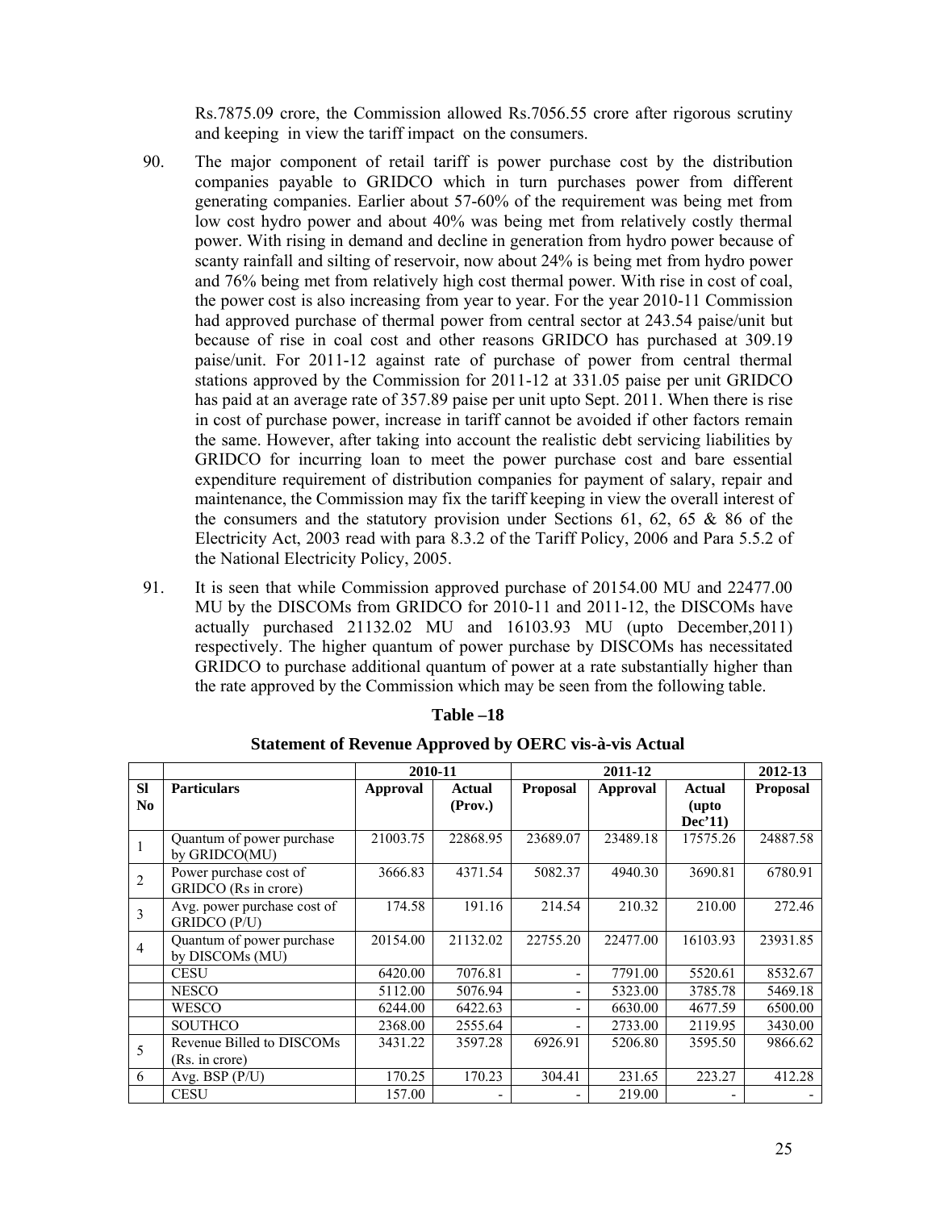Rs.7875.09 crore, the Commission allowed Rs.7056.55 crore after rigorous scrutiny and keeping in view the tariff impact on the consumers.

90. The major component of retail tariff is power purchase cost by the distribution companies payable to GRIDCO which in turn purchases power from different generating companies. Earlier about 57-60% of the requirement was being met from low cost hydro power and about 40% was being met from relatively costly thermal power. With rising in demand and decline in generation from hydro power because of scanty rainfall and silting of reservoir, now about 24% is being met from hydro power and 76% being met from relatively high cost thermal power. With rise in cost of coal, the power cost is also increasing from year to year. For the year 2010-11 Commission had approved purchase of thermal power from central sector at 243.54 paise/unit but because of rise in coal cost and other reasons GRIDCO has purchased at 309.19 paise/unit. For 2011-12 against rate of purchase of power from central thermal stations approved by the Commission for 2011-12 at 331.05 paise per unit GRIDCO has paid at an average rate of 357.89 paise per unit upto Sept. 2011. When there is rise in cost of purchase power, increase in tariff cannot be avoided if other factors remain the same. However, after taking into account the realistic debt servicing liabilities by GRIDCO for incurring loan to meet the power purchase cost and bare essential expenditure requirement of distribution companies for payment of salary, repair and maintenance, the Commission may fix the tariff keeping in view the overall interest of the consumers and the statutory provision under Sections 61, 62, 65 & 86 of the Electricity Act, 2003 read with para 8.3.2 of the Tariff Policy, 2006 and Para 5.5.2 of the National Electricity Policy, 2005.

91. It is seen that while Commission approved purchase of 20154.00 MU and 22477.00 MU by the DISCOMs from GRIDCO for 2010-11 and 2011-12, the DISCOMs have actually purchased 21132.02 MU and 16103.93 MU (upto December,2011) respectively. The higher quantum of power purchase by DISCOMs has necessitated GRIDCO to purchase additional quantum of power at a rate substantially higher than the rate approved by the Commission which may be seen from the following table.

**Table –18**

**Statement of Revenue Approved by OERC vis-à-vis Actual**

| | | 2010-11 | | 2011-12 | | | 2012-13 |
|---|---|---|---|---|---|---|---|
| **Sl No** | **Particulars** | **Approval** | **Actual (Prov.)** | **Proposal** | **Approval** | **Actual (upto Dec'11)** | **Proposal** |
| 1 | Quantum of power purchase by GRIDCO(MU) | 21003.75 | 22868.95 | 23689.07 | 23489.18 | 17575.26 | 24887.58 |
| 2 | Power purchase cost of GRIDCO (Rs in crore) | 3666.83 | 4371.54 | 5082.37 | 4940.30 | 3690.81 | 6780.91 |
| 3 | Avg. power purchase cost of GRIDCO (P/U) | 174.58 | 191.16 | 214.54 | 210.32 | 210.00 | 272.46 |
| 4 | Quantum of power purchase by DISCOMs (MU) | 20154.00 | 21132.02 | 22755.20 | 22477.00 | 16103.93 | 23931.85 |
| | CESU | 6420.00 | 7076.81 | - | 7791.00 | 5520.61 | 8532.67 |
| | NESCO | 5112.00 | 5076.94 | - | 5323.00 | 3785.78 | 5469.18 |
| | WESCO | 6244.00 | 6422.63 | - | 6630.00 | 4677.59 | 6500.00 |
| | SOUTHCO | 2368.00 | 2555.64 | - | 2733.00 | 2119.95 | 3430.00 |
| 5 | Revenue Billed to DISCOMs (Rs. in crore) | 3431.22 | 3597.28 | 6926.91 | 5206.80 | 3595.50 | 9866.62 |
| 6 | Avg. BSP (P/U) | 170.25 | 170.23 | 304.41 | 231.65 | 223.27 | 412.28 |
| | CESU | 157.00 | - | - | 219.00 | - | - |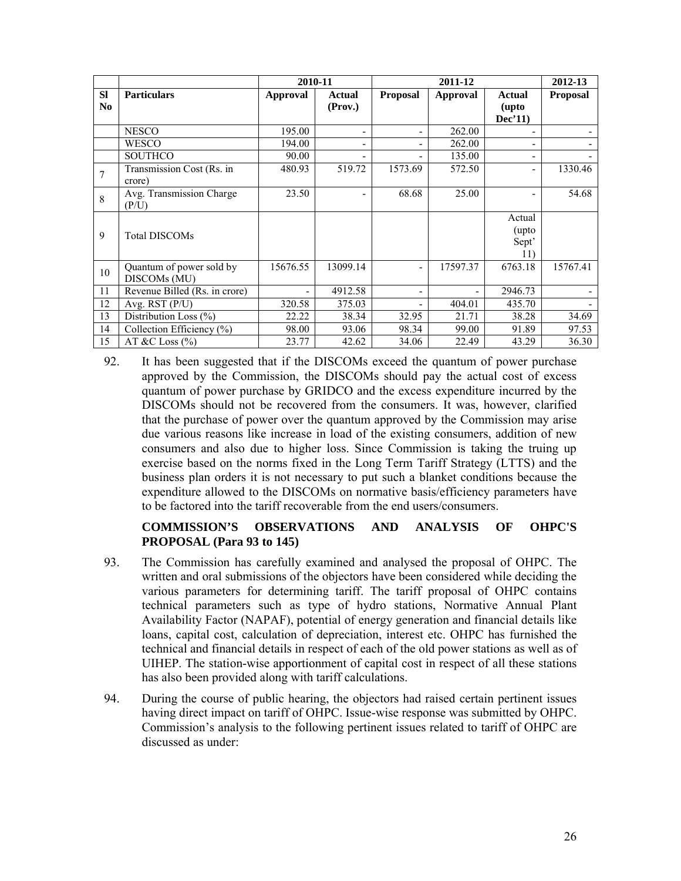| | | 2010-11 | | 2011-12 | | | 2012-13 |
|---|---|---|---|---|---|---|---|
| **Sl No** | **Particulars** | **Approval** | **Actual (Prov.)** | **Proposal** | **Approval** | **Actual (upto Dec'11)** | **Proposal** |
| | NESCO | 195.00 | - | - | 262.00 | - | - |
| | WESCO | 194.00 | - | - | 262.00 | - | - |
| | SOUTHCO | 90.00 | - | - | 135.00 | - | - |
| 7 | Transmission Cost (Rs. in crore) | 480.93 | 519.72 | 1573.69 | 572.50 | - | 1330.46 |
| 8 | Avg. Transmission Charge (P/U) | 23.50 | - | 68.68 | 25.00 | - | 54.68 |
| 9 | Total DISCOMs | | | | | Actual (upto Sept' 11) | |
| 10 | Quantum of power sold by DISCOMs (MU) | 15676.55 | 13099.14 | - | 17597.37 | 6763.18 | 15767.41 |
| 11 | Revenue Billed (Rs. in crore) | - | 4912.58 | - | - | 2946.73 | - |
| 12 | Avg. RST (P/U) | 320.58 | 375.03 | - | 404.01 | 435.70 | - |
| 13 | Distribution Loss (%) | 22.22 | 38.34 | 32.95 | 21.71 | 38.28 | 34.69 |
| 14 | Collection Efficiency (%) | 98.00 | 93.06 | 98.34 | 99.00 | 91.89 | 97.53 |
| 15 | AT &C Loss (%) | 23.77 | 42.62 | 34.06 | 22.49 | 43.29 | 36.30 |

92. It has been suggested that if the DISCOMs exceed the quantum of power purchase approved by the Commission, the DISCOMs should pay the actual cost of excess quantum of power purchase by GRIDCO and the excess expenditure incurred by the DISCOMs should not be recovered from the consumers. It was, however, clarified that the purchase of power over the quantum approved by the Commission may arise due various reasons like increase in load of the existing consumers, addition of new consumers and also due to higher loss. Since Commission is taking the truing up exercise based on the norms fixed in the Long Term Tariff Strategy (LTTS) and the business plan orders it is not necessary to put such a blanket conditions because the expenditure allowed to the DISCOMs on normative basis/efficiency parameters have to be factored into the tariff recoverable from the end users/consumers.

**COMMISSION'S OBSERVATIONS AND ANALYSIS OF OHPC'S PROPOSAL (Para 93 to 145)**

93. The Commission has carefully examined and analysed the proposal of OHPC. The written and oral submissions of the objectors have been considered while deciding the various parameters for determining tariff. The tariff proposal of OHPC contains technical parameters such as type of hydro stations, Normative Annual Plant Availability Factor (NAPAF), potential of energy generation and financial details like loans, capital cost, calculation of depreciation, interest etc. OHPC has furnished the technical and financial details in respect of each of the old power stations as well as of UIHEP. The station-wise apportionment of capital cost in respect of all these stations has also been provided along with tariff calculations.

94. During the course of public hearing, the objectors had raised certain pertinent issues having direct impact on tariff of OHPC. Issue-wise response was submitted by OHPC. Commission's analysis to the following pertinent issues related to tariff of OHPC are discussed as under: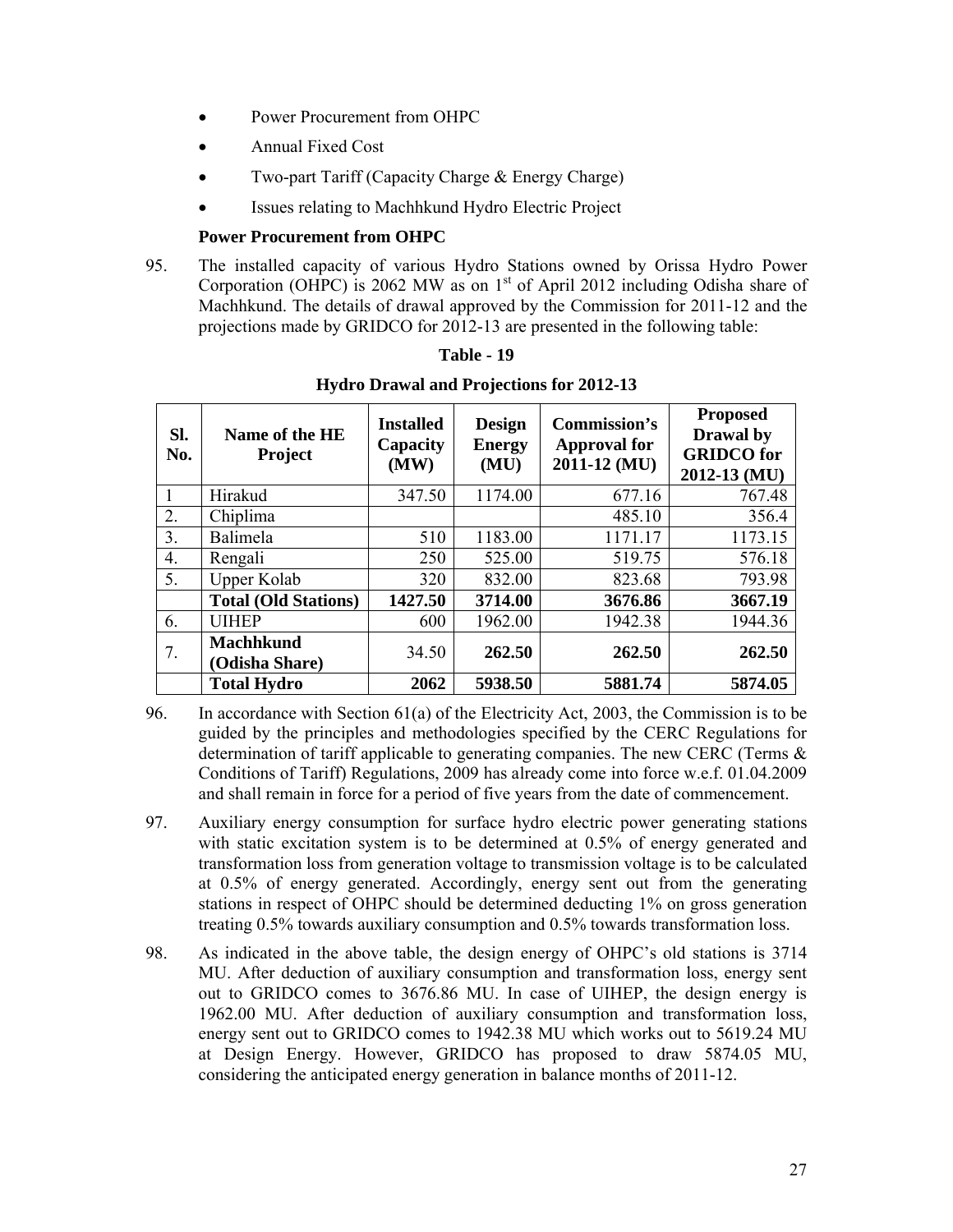- Power Procurement from OHPC
- Annual Fixed Cost
- Two-part Tariff (Capacity Charge & Energy Charge)
- Issues relating to Machhkund Hydro Electric Project

**Power Procurement from OHPC**

95. The installed capacity of various Hydro Stations owned by Orissa Hydro Power Corporation (OHPC) is 2062 MW as on 1st of April 2012 including Odisha share of Machhkund. The details of drawal approved by the Commission for 2011-12 and the projections made by GRIDCO for 2012-13 are presented in the following table:

**Table - 19**

**Hydro Drawal and Projections for 2012-13**

| Sl. No. | Name of the HE Project | Installed Capacity (MW) | Design Energy (MU) | Commission's Approval for 2011-12 (MU) | Proposed Drawal by GRIDCO for 2012-13 (MU) |
|---|---|---|---|---|---|
| 1 | Hirakud | 347.50 | 1174.00 | 677.16 | 767.48 |
| 2. | Chiplima | | | 485.10 | 356.4 |
| 3. | Balimela | 510 | 1183.00 | 1171.17 | 1173.15 |
| 4. | Rengali | 250 | 525.00 | 519.75 | 576.18 |
| 5. | Upper Kolab | 320 | 832.00 | 823.68 | 793.98 |
| | **Total (Old Stations)** | **1427.50** | **3714.00** | **3676.86** | **3667.19** |
| 6. | UIHEP | 600 | 1962.00 | 1942.38 | 1944.36 |
| 7. | **Machhkund (Odisha Share)** | 34.50 | **262.50** | **262.50** | **262.50** |
| | **Total Hydro** | **2062** | **5938.50** | **5881.74** | **5874.05** |

96. In accordance with Section 61(a) of the Electricity Act, 2003, the Commission is to be guided by the principles and methodologies specified by the CERC Regulations for determination of tariff applicable to generating companies. The new CERC (Terms & Conditions of Tariff) Regulations, 2009 has already come into force w.e.f. 01.04.2009 and shall remain in force for a period of five years from the date of commencement.

97. Auxiliary energy consumption for surface hydro electric power generating stations with static excitation system is to be determined at 0.5% of energy generated and transformation loss from generation voltage to transmission voltage is to be calculated at 0.5% of energy generated. Accordingly, energy sent out from the generating stations in respect of OHPC should be determined deducting 1% on gross generation treating 0.5% towards auxiliary consumption and 0.5% towards transformation loss.

98. As indicated in the above table, the design energy of OHPC's old stations is 3714 MU. After deduction of auxiliary consumption and transformation loss, energy sent out to GRIDCO comes to 3676.86 MU. In case of UIHEP, the design energy is 1962.00 MU. After deduction of auxiliary consumption and transformation loss, energy sent out to GRIDCO comes to 1942.38 MU which works out to 5619.24 MU at Design Energy. However, GRIDCO has proposed to draw 5874.05 MU, considering the anticipated energy generation in balance months of 2011-12.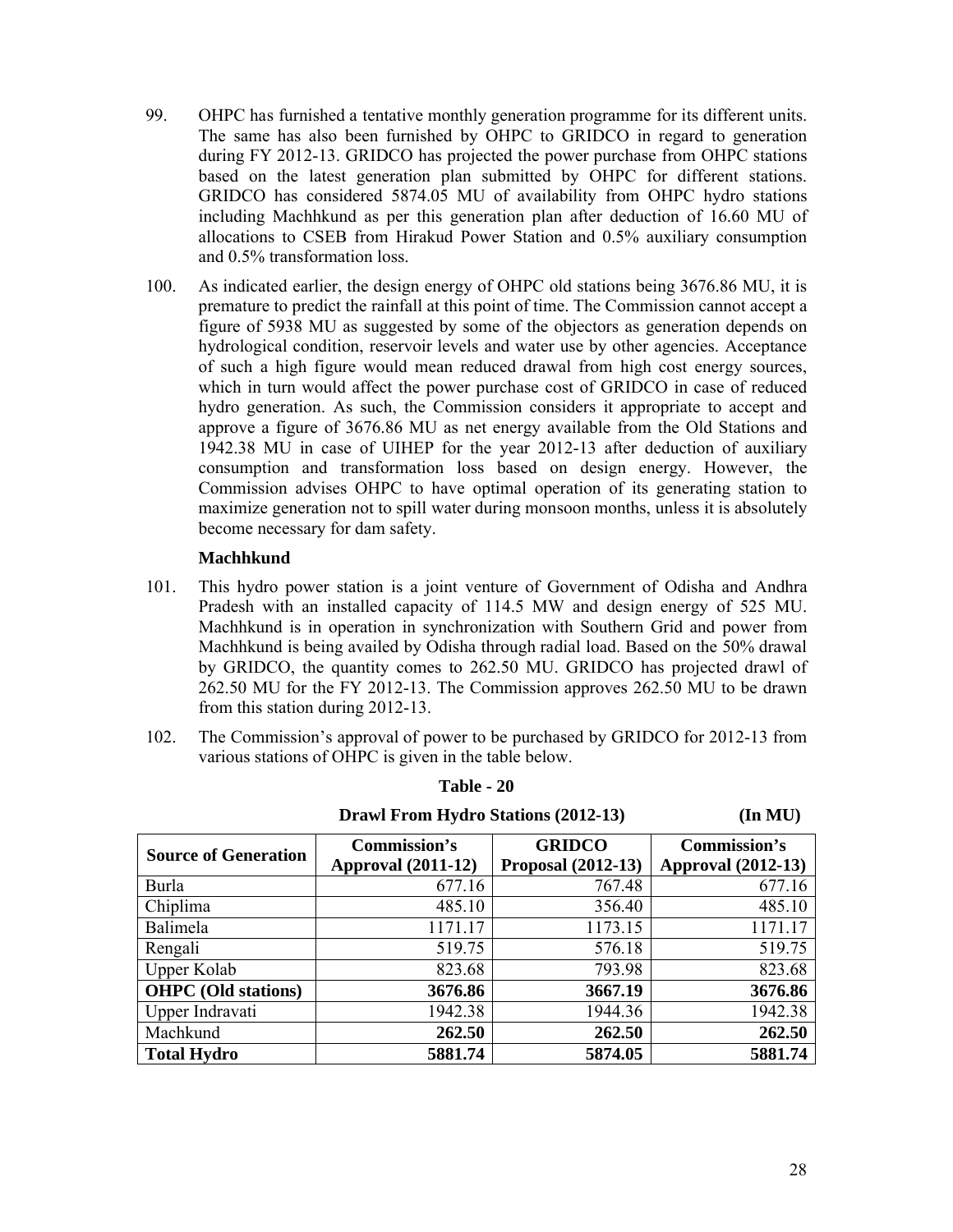99. OHPC has furnished a tentative monthly generation programme for its different units. The same has also been furnished by OHPC to GRIDCO in regard to generation during FY 2012-13. GRIDCO has projected the power purchase from OHPC stations based on the latest generation plan submitted by OHPC for different stations. GRIDCO has considered 5874.05 MU of availability from OHPC hydro stations including Machhkund as per this generation plan after deduction of 16.60 MU of allocations to CSEB from Hirakud Power Station and 0.5% auxiliary consumption and 0.5% transformation loss.

100. As indicated earlier, the design energy of OHPC old stations being 3676.86 MU, it is premature to predict the rainfall at this point of time. The Commission cannot accept a figure of 5938 MU as suggested by some of the objectors as generation depends on hydrological condition, reservoir levels and water use by other agencies. Acceptance of such a high figure would mean reduced drawal from high cost energy sources, which in turn would affect the power purchase cost of GRIDCO in case of reduced hydro generation. As such, the Commission considers it appropriate to accept and approve a figure of 3676.86 MU as net energy available from the Old Stations and 1942.38 MU in case of UIHEP for the year 2012-13 after deduction of auxiliary consumption and transformation loss based on design energy. However, the Commission advises OHPC to have optimal operation of its generating station to maximize generation not to spill water during monsoon months, unless it is absolutely become necessary for dam safety.

**Machhkund**

101. This hydro power station is a joint venture of Government of Odisha and Andhra Pradesh with an installed capacity of 114.5 MW and design energy of 525 MU. Machhkund is in operation in synchronization with Southern Grid and power from Machhkund is being availed by Odisha through radial load. Based on the 50% drawal by GRIDCO, the quantity comes to 262.50 MU. GRIDCO has projected drawl of 262.50 MU for the FY 2012-13. The Commission approves 262.50 MU to be drawn from this station during 2012-13.

102. The Commission's approval of power to be purchased by GRIDCO for 2012-13 from various stations of OHPC is given in the table below.

**Table - 20**

**Drawl From Hydro Stations (2012-13)** **(In MU)**

| Source of Generation | Commission's Approval (2011-12) | GRIDCO Proposal (2012-13) | Commission's Approval (2012-13) |
|---|---|---|---|
| Burla | 677.16 | 767.48 | 677.16 |
| Chiplima | 485.10 | 356.40 | 485.10 |
| Balimela | 1171.17 | 1173.15 | 1171.17 |
| Rengali | 519.75 | 576.18 | 519.75 |
| Upper Kolab | 823.68 | 793.98 | 823.68 |
| **OHPC (Old stations)** | **3676.86** | **3667.19** | **3676.86** |
| Upper Indravati | 1942.38 | 1944.36 | 1942.38 |
| Machkund | **262.50** | **262.50** | **262.50** |
| **Total Hydro** | **5881.74** | **5874.05** | **5881.74** |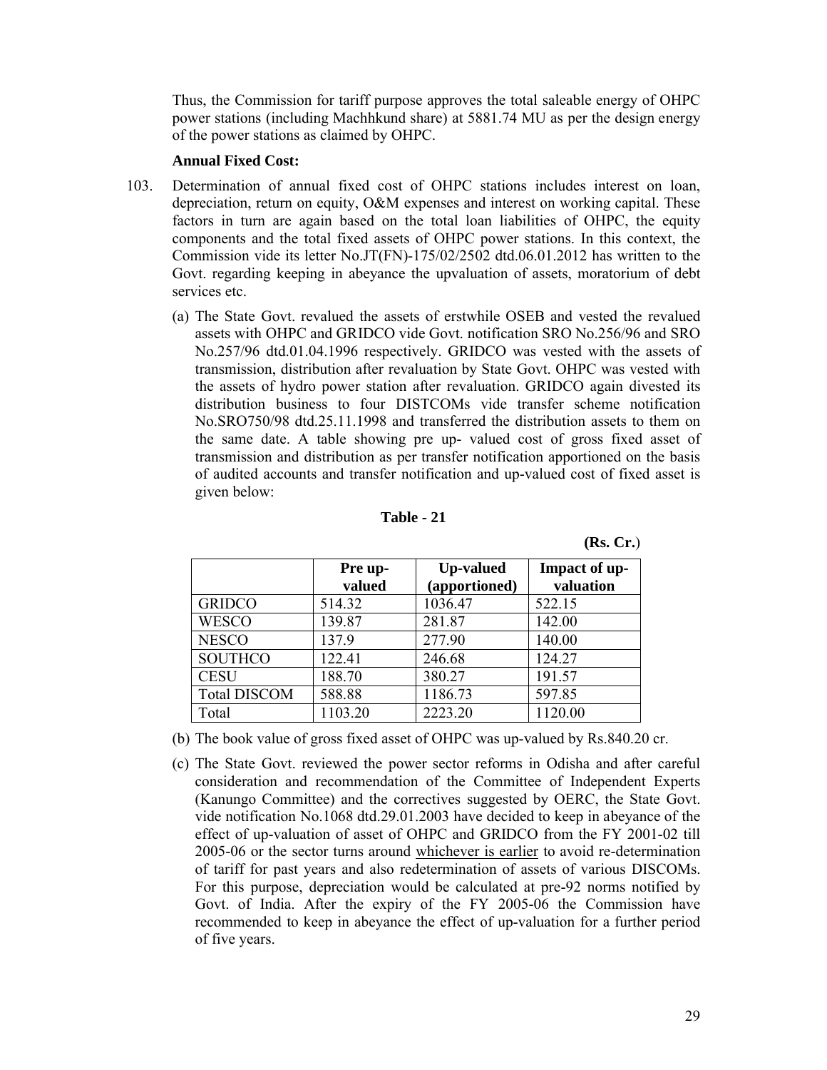Thus, the Commission for tariff purpose approves the total saleable energy of OHPC power stations (including Machhkund share) at 5881.74 MU as per the design energy of the power stations as claimed by OHPC.

**Annual Fixed Cost:**

103. Determination of annual fixed cost of OHPC stations includes interest on loan, depreciation, return on equity, O&M expenses and interest on working capital. These factors in turn are again based on the total loan liabilities of OHPC, the equity components and the total fixed assets of OHPC power stations. In this context, the Commission vide its letter No.JT(FN)-175/02/2502 dtd.06.01.2012 has written to the Govt. regarding keeping in abeyance the upvaluation of assets, moratorium of debt services etc.

   (a) The State Govt. revalued the assets of erstwhile OSEB and vested the revalued assets with OHPC and GRIDCO vide Govt. notification SRO No.256/96 and SRO No.257/96 dtd.01.04.1996 respectively. GRIDCO was vested with the assets of transmission, distribution after revaluation by State Govt. OHPC was vested with the assets of hydro power station after revaluation. GRIDCO again divested its distribution business to four DISTCOMs vide transfer scheme notification No.SRO750/98 dtd.25.11.1998 and transferred the distribution assets to them on the same date. A table showing pre up- valued cost of gross fixed asset of transmission and distribution as per transfer notification apportioned on the basis of audited accounts and transfer notification and up-valued cost of fixed asset is given below:

**Table - 21**

**(Rs. Cr.)**

| | **Pre up-valued** | **Up-valued (apportioned)** | **Impact of up-valuation** |
|---|---|---|---|
| GRIDCO | 514.32 | 1036.47 | 522.15 |
| WESCO | 139.87 | 281.87 | 142.00 |
| NESCO | 137.9 | 277.90 | 140.00 |
| SOUTHCO | 122.41 | 246.68 | 124.27 |
| CESU | 188.70 | 380.27 | 191.57 |
| Total DISCOM | 588.88 | 1186.73 | 597.85 |
| Total | 1103.20 | 2223.20 | 1120.00 |

   (b) The book value of gross fixed asset of OHPC was up-valued by Rs.840.20 cr.

   (c) The State Govt. reviewed the power sector reforms in Odisha and after careful consideration and recommendation of the Committee of Independent Experts (Kanungo Committee) and the correctives suggested by OERC, the State Govt. vide notification No.1068 dtd.29.01.2003 have decided to keep in abeyance of the effect of up-valuation of asset of OHPC and GRIDCO from the FY 2001-02 till 2005-06 or the sector turns around whichever is earlier to avoid re-determination of tariff for past years and also redetermination of assets of various DISCOMs. For this purpose, depreciation would be calculated at pre-92 norms notified by Govt. of India. After the expiry of the FY 2005-06 the Commission have recommended to keep in abeyance the effect of up-valuation for a further period of five years.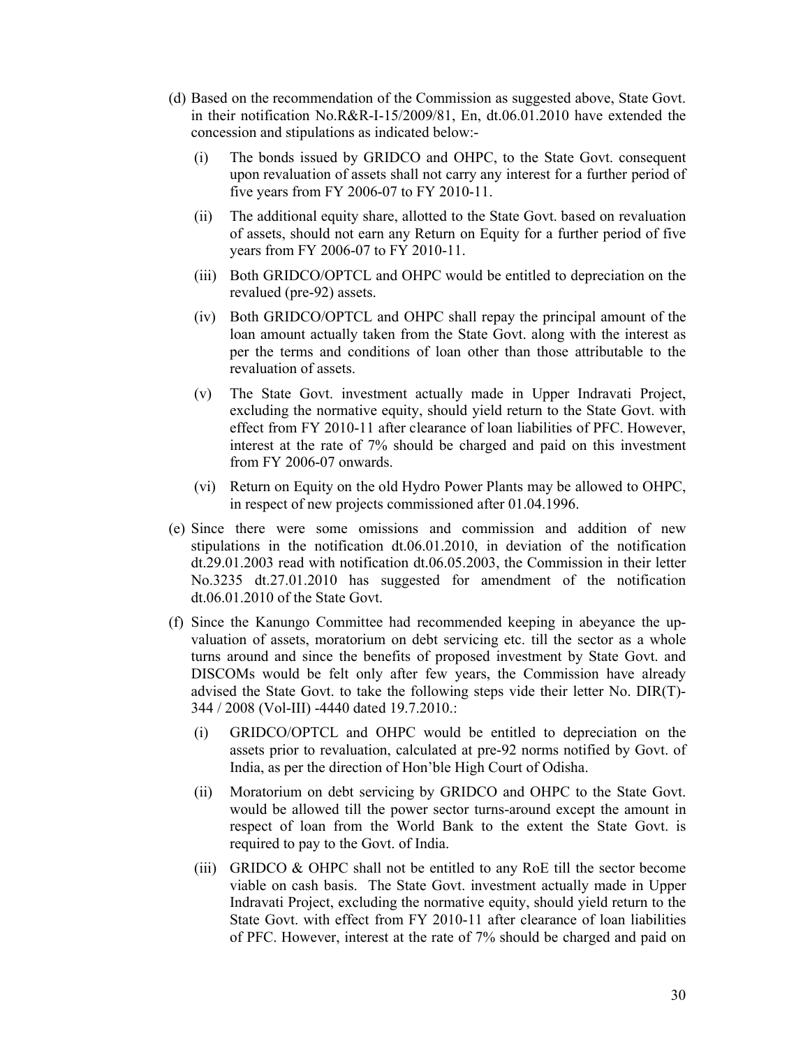(d) Based on the recommendation of the Commission as suggested above, State Govt. in their notification No.R&R-I-15/2009/81, En, dt.06.01.2010 have extended the concession and stipulations as indicated below:-

   (i) The bonds issued by GRIDCO and OHPC, to the State Govt. consequent upon revaluation of assets shall not carry any interest for a further period of five years from FY 2006-07 to FY 2010-11.

   (ii) The additional equity share, allotted to the State Govt. based on revaluation of assets, should not earn any Return on Equity for a further period of five years from FY 2006-07 to FY 2010-11.

   (iii) Both GRIDCO/OPTCL and OHPC would be entitled to depreciation on the revalued (pre-92) assets.

   (iv) Both GRIDCO/OPTCL and OHPC shall repay the principal amount of the loan amount actually taken from the State Govt. along with the interest as per the terms and conditions of loan other than those attributable to the revaluation of assets.

   (v) The State Govt. investment actually made in Upper Indravati Project, excluding the normative equity, should yield return to the State Govt. with effect from FY 2010-11 after clearance of loan liabilities of PFC. However, interest at the rate of 7% should be charged and paid on this investment from FY 2006-07 onwards.

   (vi) Return on Equity on the old Hydro Power Plants may be allowed to OHPC, in respect of new projects commissioned after 01.04.1996.

(e) Since there were some omissions and commission and addition of new stipulations in the notification dt.06.01.2010, in deviation of the notification dt.29.01.2003 read with notification dt.06.05.2003, the Commission in their letter No.3235 dt.27.01.2010 has suggested for amendment of the notification dt.06.01.2010 of the State Govt.

(f) Since the Kanungo Committee had recommended keeping in abeyance the up-valuation of assets, moratorium on debt servicing etc. till the sector as a whole turns around and since the benefits of proposed investment by State Govt. and DISCOMs would be felt only after few years, the Commission have already advised the State Govt. to take the following steps vide their letter No. DIR(T)-344 / 2008 (Vol-III) -4440 dated 19.7.2010.:

   (i) GRIDCO/OPTCL and OHPC would be entitled to depreciation on the assets prior to revaluation, calculated at pre-92 norms notified by Govt. of India, as per the direction of Hon'ble High Court of Odisha.

   (ii) Moratorium on debt servicing by GRIDCO and OHPC to the State Govt. would be allowed till the power sector turns-around except the amount in respect of loan from the World Bank to the extent the State Govt. is required to pay to the Govt. of India.

   (iii) GRIDCO & OHPC shall not be entitled to any RoE till the sector become viable on cash basis. The State Govt. investment actually made in Upper Indravati Project, excluding the normative equity, should yield return to the State Govt. with effect from FY 2010-11 after clearance of loan liabilities of PFC. However, interest at the rate of 7% should be charged and paid on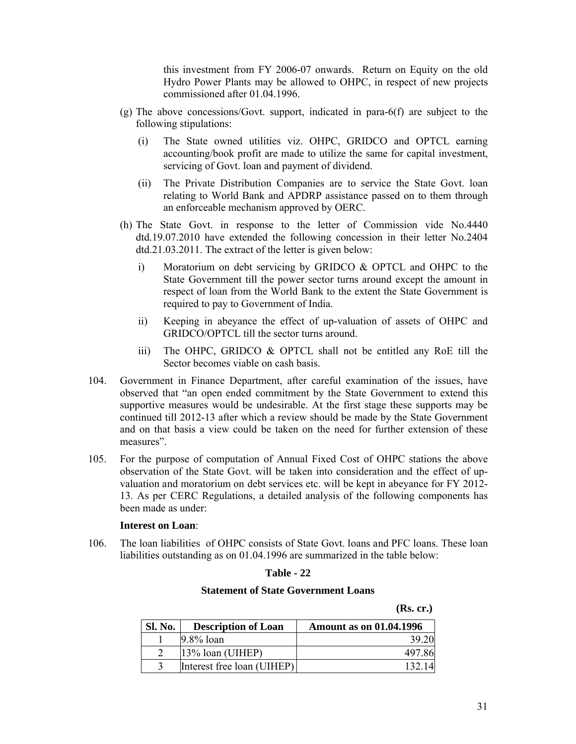this investment from FY 2006-07 onwards. Return on Equity on the old Hydro Power Plants may be allowed to OHPC, in respect of new projects commissioned after 01.04.1996.

(g) The above concessions/Govt. support, indicated in para-6(f) are subject to the following stipulations:

   (i) The State owned utilities viz. OHPC, GRIDCO and OPTCL earning accounting/book profit are made to utilize the same for capital investment, servicing of Govt. loan and payment of dividend.

   (ii) The Private Distribution Companies are to service the State Govt. loan relating to World Bank and APDRP assistance passed on to them through an enforceable mechanism approved by OERC.

(h) The State Govt. in response to the letter of Commission vide No.4440 dtd.19.07.2010 have extended the following concession in their letter No.2404 dtd.21.03.2011. The extract of the letter is given below:

   i) Moratorium on debt servicing by GRIDCO & OPTCL and OHPC to the State Government till the power sector turns around except the amount in respect of loan from the World Bank to the extent the State Government is required to pay to Government of India.

   ii) Keeping in abeyance the effect of up-valuation of assets of OHPC and GRIDCO/OPTCL till the sector turns around.

   iii) The OHPC, GRIDCO & OPTCL shall not be entitled any RoE till the Sector becomes viable on cash basis.

104. Government in Finance Department, after careful examination of the issues, have observed that "an open ended commitment by the State Government to extend this supportive measures would be undesirable. At the first stage these supports may be continued till 2012-13 after which a review should be made by the State Government and on that basis a view could be taken on the need for further extension of these measures".

105. For the purpose of computation of Annual Fixed Cost of OHPC stations the above observation of the State Govt. will be taken into consideration and the effect of up-valuation and moratorium on debt services etc. will be kept in abeyance for FY 2012-13. As per CERC Regulations, a detailed analysis of the following components has been made as under:

**Interest on Loan**:

106. The loan liabilities of OHPC consists of State Govt. loans and PFC loans. These loan liabilities outstanding as on 01.04.1996 are summarized in the table below:

**Table - 22**

**Statement of State Government Loans**

**(Rs. cr.)**

| Sl. No. | Description of Loan | Amount as on 01.04.1996 |
|---|---|---|
| 1 | 9.8% loan | 39.20 |
| 2 | 13% loan (UIHEP) | 497.86 |
| 3 | Interest free loan (UIHEP) | 132.14 |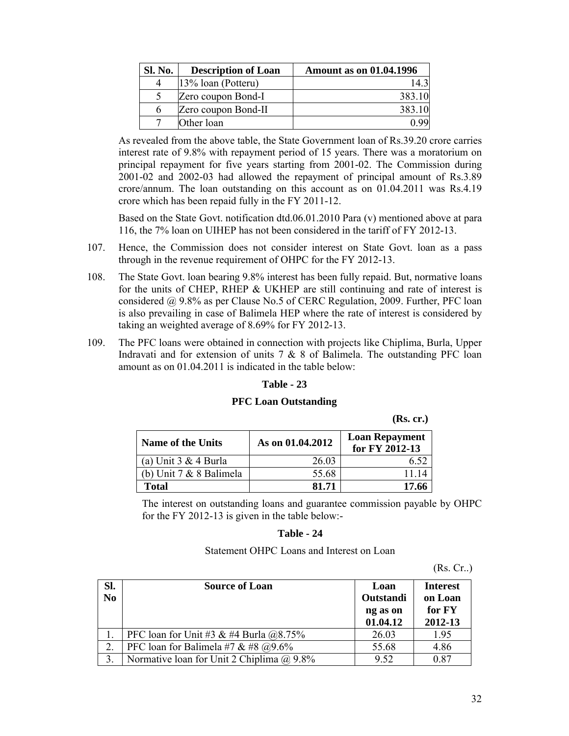| Sl. No. | Description of Loan | Amount as on 01.04.1996 |
|---|---|---|
| 4 | 13% loan (Potteru) | 14.3 |
| 5 | Zero coupon Bond-I | 383.10 |
| 6 | Zero coupon Bond-II | 383.10 |
| 7 | Other loan | 0.99 |

As revealed from the above table, the State Government loan of Rs.39.20 crore carries interest rate of 9.8% with repayment period of 15 years. There was a moratorium on principal repayment for five years starting from 2001-02. The Commission during 2001-02 and 2002-03 had allowed the repayment of principal amount of Rs.3.89 crore/annum. The loan outstanding on this account as on 01.04.2011 was Rs.4.19 crore which has been repaid fully in the FY 2011-12.

Based on the State Govt. notification dtd.06.01.2010 Para (v) mentioned above at para 116, the 7% loan on UIHEP has not been considered in the tariff of FY 2012-13.

107. Hence, the Commission does not consider interest on State Govt. loan as a pass through in the revenue requirement of OHPC for the FY 2012-13.

108. The State Govt. loan bearing 9.8% interest has been fully repaid. But, normative loans for the units of CHEP, RHEP & UKHEP are still continuing and rate of interest is considered @ 9.8% as per Clause No.5 of CERC Regulation, 2009. Further, PFC loan is also prevailing in case of Balimela HEP where the rate of interest is considered by taking an weighted average of 8.69% for FY 2012-13.

109. The PFC loans were obtained in connection with projects like Chiplima, Burla, Upper Indravati and for extension of units 7 & 8 of Balimela. The outstanding PFC loan amount as on 01.04.2011 is indicated in the table below:

**Table - 23**

**PFC Loan Outstanding**

**(Rs. cr.)**

| Name of the Units | As on 01.04.2012 | Loan Repayment for FY 2012-13 |
|---|---|---|
| (a) Unit 3 & 4 Burla | 26.03 | 6.52 |
| (b) Unit 7 & 8 Balimela | 55.68 | 11.14 |
| **Total** | **81.71** | **17.66** |

The interest on outstanding loans and guarantee commission payable by OHPC for the FY 2012-13 is given in the table below:-

**Table - 24**

Statement OHPC Loans and Interest on Loan

(Rs. Cr..)

| Sl. No | Source of Loan | Loan Outstanding as on 01.04.12 | Interest on Loan for FY 2012-13 |
|---|---|---|---|
| 1. | PFC loan for Unit #3 & #4 Burla @8.75% | 26.03 | 1.95 |
| 2. | PFC loan for Balimela #7 & #8 @9.6% | 55.68 | 4.86 |
| 3. | Normative loan for Unit 2 Chiplima @ 9.8% | 9.52 | 0.87 |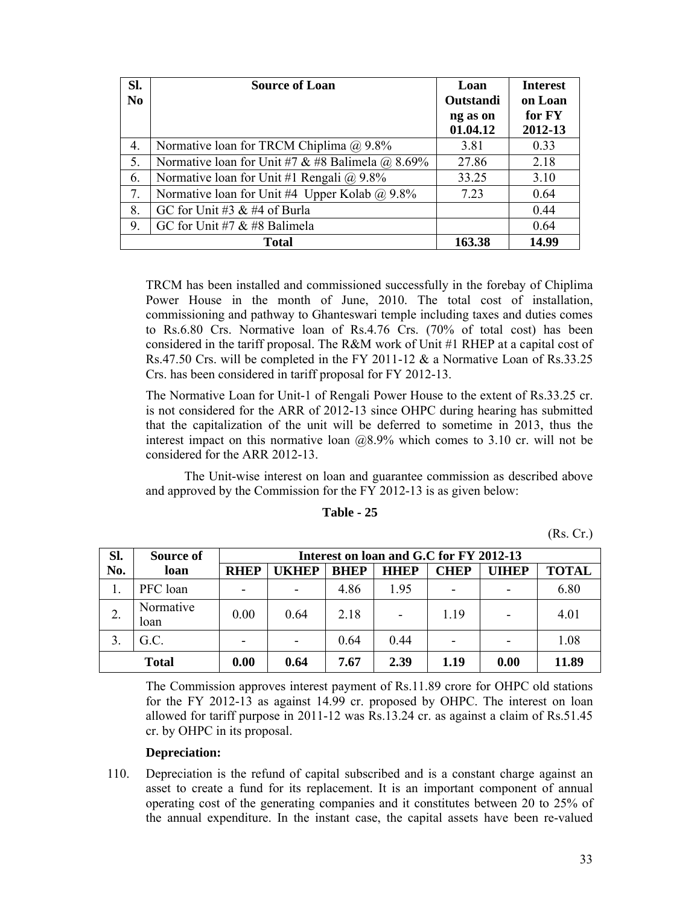| Sl. No | Source of Loan | Loan Outstanding as on 01.04.12 | Interest on Loan for FY 2012-13 |
|---|---|---|---|
| 4. | Normative loan for TRCM Chiplima @ 9.8% | 3.81 | 0.33 |
| 5. | Normative loan for Unit #7 & #8 Balimela @ 8.69% | 27.86 | 2.18 |
| 6. | Normative loan for Unit #1 Rengali @ 9.8% | 33.25 | 3.10 |
| 7. | Normative loan for Unit #4 Upper Kolab @ 9.8% | 7.23 | 0.64 |
| 8. | GC for Unit #3 & #4 of Burla | | 0.44 |
| 9. | GC for Unit #7 & #8 Balimela | | 0.64 |
| **Total** | | **163.38** | **14.99** |

TRCM has been installed and commissioned successfully in the forebay of Chiplima Power House in the month of June, 2010. The total cost of installation, commissioning and pathway to Ghanteswari temple including taxes and duties comes to Rs.6.80 Crs. Normative loan of Rs.4.76 Crs. (70% of total cost) has been considered in the tariff proposal. The R&M work of Unit #1 RHEP at a capital cost of Rs.47.50 Crs. will be completed in the FY 2011-12 & a Normative Loan of Rs.33.25 Crs. has been considered in tariff proposal for FY 2012-13.

The Normative Loan for Unit-1 of Rengali Power House to the extent of Rs.33.25 cr. is not considered for the ARR of 2012-13 since OHPC during hearing has submitted that the capitalization of the unit will be deferred to sometime in 2013, thus the interest impact on this normative loan @8.9% which comes to 3.10 cr. will not be considered for the ARR 2012-13.

The Unit-wise interest on loan and guarantee commission as described above and approved by the Commission for the FY 2012-13 is as given below:

**Table - 25**

(Rs. Cr.)

| Sl. No. | Source of loan | Interest on loan and G.C for FY 2012-13 | | | | | | |
|---|---|---|---|---|---|---|---|---|
| | | **RHEP** | **UKHEP** | **BHEP** | **HHEP** | **CHEP** | **UIHEP** | **TOTAL** |
| 1. | PFC loan | - | - | 4.86 | 1.95 | - | - | 6.80 |
| 2. | Normative loan | 0.00 | 0.64 | 2.18 | - | 1.19 | - | 4.01 |
| 3. | G.C. | - | - | 0.64 | 0.44 | - | - | 1.08 |
| **Total** | | **0.00** | **0.64** | **7.67** | **2.39** | **1.19** | **0.00** | **11.89** |

The Commission approves interest payment of Rs.11.89 crore for OHPC old stations for the FY 2012-13 as against 14.99 cr. proposed by OHPC. The interest on loan allowed for tariff purpose in 2011-12 was Rs.13.24 cr. as against a claim of Rs.51.45 cr. by OHPC in its proposal.

**Depreciation:**

110. Depreciation is the refund of capital subscribed and is a constant charge against an asset to create a fund for its replacement. It is an important component of annual operating cost of the generating companies and it constitutes between 20 to 25% of the annual expenditure. In the instant case, the capital assets have been re-valued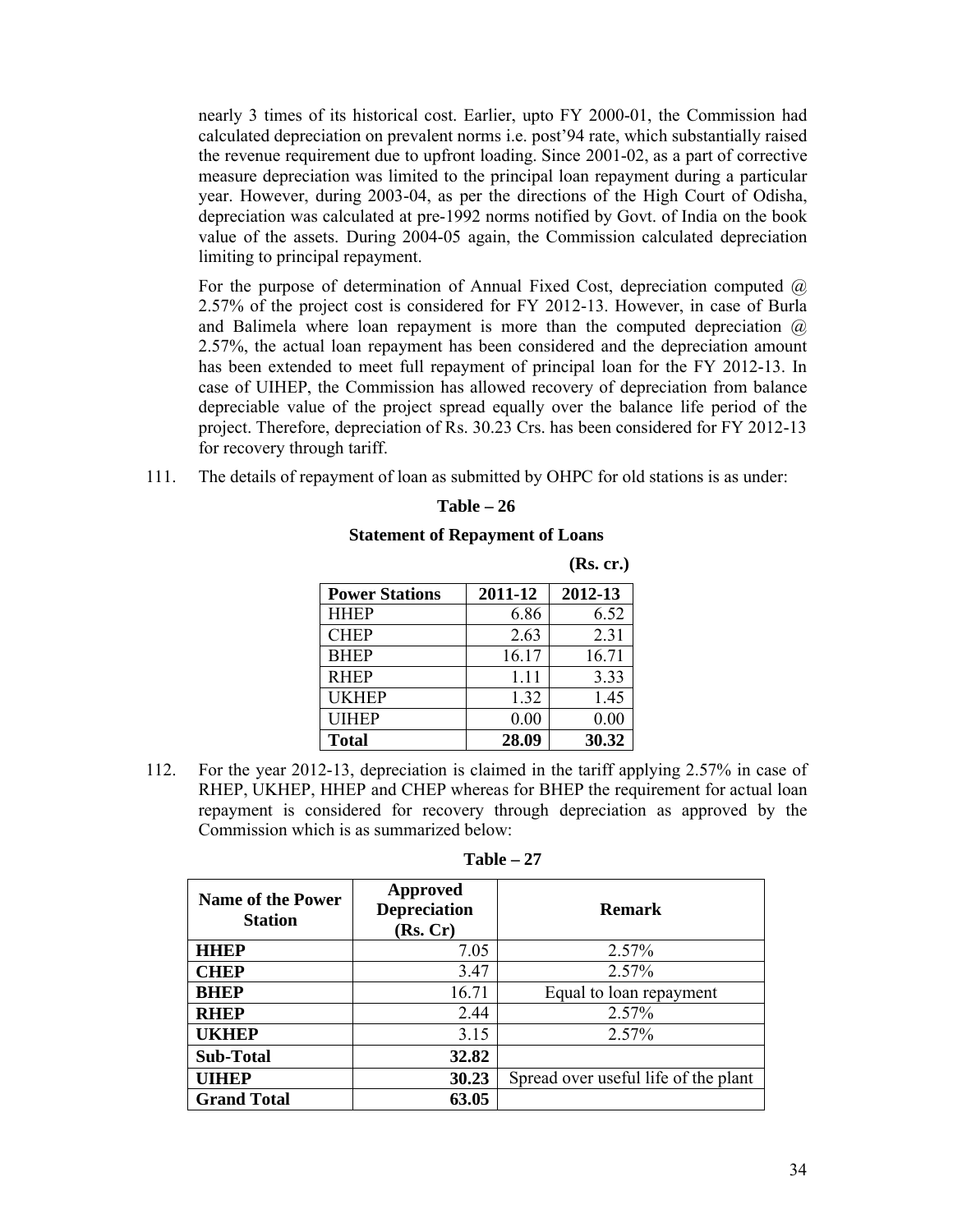nearly 3 times of its historical cost. Earlier, upto FY 2000-01, the Commission had calculated depreciation on prevalent norms i.e. post'94 rate, which substantially raised the revenue requirement due to upfront loading. Since 2001-02, as a part of corrective measure depreciation was limited to the principal loan repayment during a particular year. However, during 2003-04, as per the directions of the High Court of Odisha, depreciation was calculated at pre-1992 norms notified by Govt. of India on the book value of the assets. During 2004-05 again, the Commission calculated depreciation limiting to principal repayment.

For the purpose of determination of Annual Fixed Cost, depreciation computed @ 2.57% of the project cost is considered for FY 2012-13. However, in case of Burla and Balimela where loan repayment is more than the computed depreciation @ 2.57%, the actual loan repayment has been considered and the depreciation amount has been extended to meet full repayment of principal loan for the FY 2012-13. In case of UIHEP, the Commission has allowed recovery of depreciation from balance depreciable value of the project spread equally over the balance life period of the project. Therefore, depreciation of Rs. 30.23 Crs. has been considered for FY 2012-13 for recovery through tariff.

111. The details of repayment of loan as submitted by OHPC for old stations is as under:

**Table – 26**

**Statement of Repayment of Loans**

**(Rs. cr.)**

| Power Stations | 2011-12 | 2012-13 |
|---|---|---|
| HHEP | 6.86 | 6.52 |
| CHEP | 2.63 | 2.31 |
| BHEP | 16.17 | 16.71 |
| RHEP | 1.11 | 3.33 |
| UKHEP | 1.32 | 1.45 |
| UIHEP | 0.00 | 0.00 |
| **Total** | **28.09** | **30.32** |

112. For the year 2012-13, depreciation is claimed in the tariff applying 2.57% in case of RHEP, UKHEP, HHEP and CHEP whereas for BHEP the requirement for actual loan repayment is considered for recovery through depreciation as approved by the Commission which is as summarized below:

**Table – 27**

| Name of the Power Station | Approved Depreciation (Rs. Cr) | Remark |
|---|---|---|
| **HHEP** | 7.05 | 2.57% |
| **CHEP** | 3.47 | 2.57% |
| **BHEP** | 16.71 | Equal to loan repayment |
| **RHEP** | 2.44 | 2.57% |
| **UKHEP** | 3.15 | 2.57% |
| **Sub-Total** | **32.82** | |
| **UIHEP** | **30.23** | Spread over useful life of the plant |
| **Grand Total** | **63.05** | |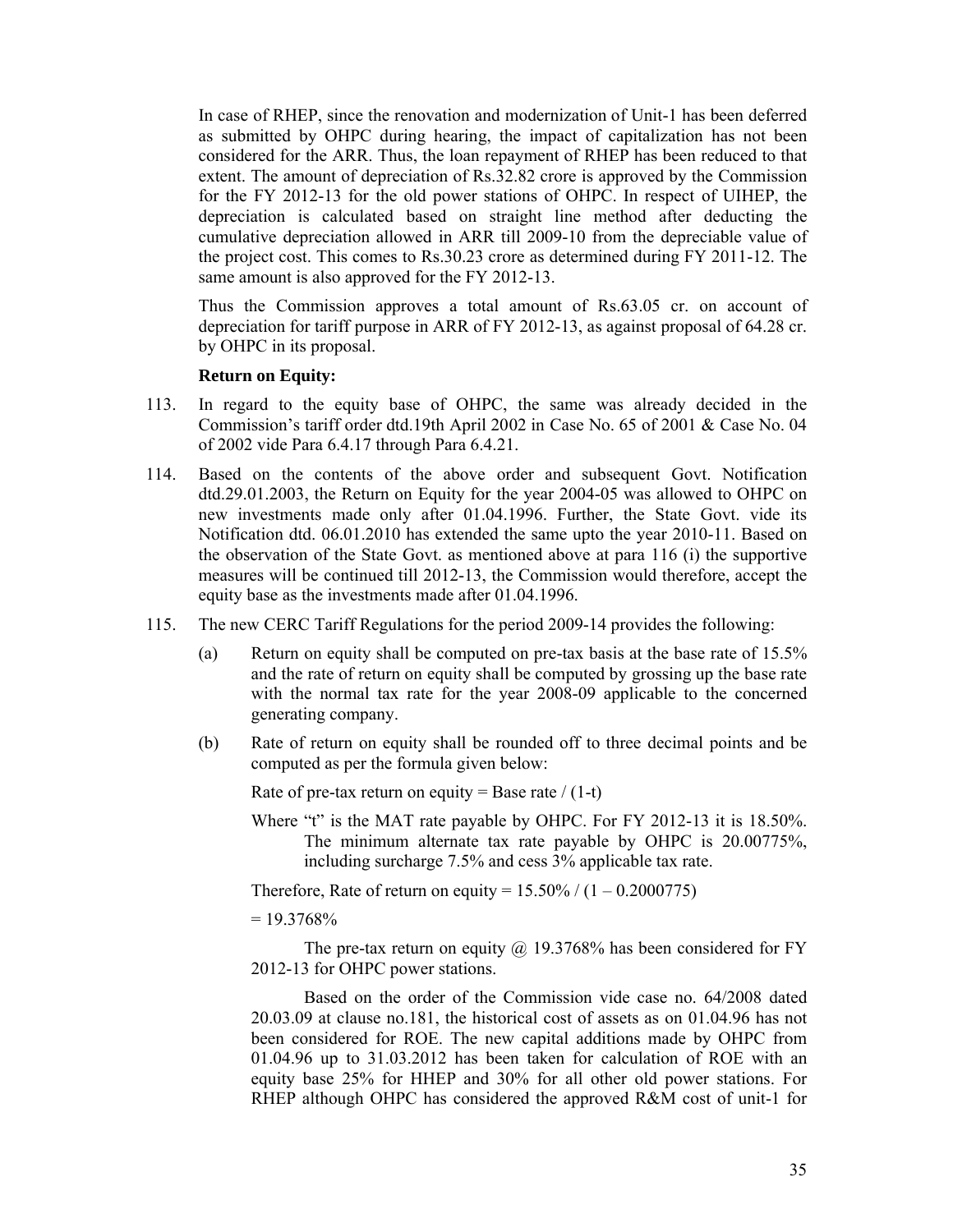In case of RHEP, since the renovation and modernization of Unit-1 has been deferred as submitted by OHPC during hearing, the impact of capitalization has not been considered for the ARR. Thus, the loan repayment of RHEP has been reduced to that extent. The amount of depreciation of Rs.32.82 crore is approved by the Commission for the FY 2012-13 for the old power stations of OHPC. In respect of UIHEP, the depreciation is calculated based on straight line method after deducting the cumulative depreciation allowed in ARR till 2009-10 from the depreciable value of the project cost. This comes to Rs.30.23 crore as determined during FY 2011-12. The same amount is also approved for the FY 2012-13.

Thus the Commission approves a total amount of Rs.63.05 cr. on account of depreciation for tariff purpose in ARR of FY 2012-13, as against proposal of 64.28 cr. by OHPC in its proposal.

**Return on Equity:**

113. In regard to the equity base of OHPC, the same was already decided in the Commission's tariff order dtd.19th April 2002 in Case No. 65 of 2001 & Case No. 04 of 2002 vide Para 6.4.17 through Para 6.4.21.

114. Based on the contents of the above order and subsequent Govt. Notification dtd.29.01.2003, the Return on Equity for the year 2004-05 was allowed to OHPC on new investments made only after 01.04.1996. Further, the State Govt. vide its Notification dtd. 06.01.2010 has extended the same upto the year 2010-11. Based on the observation of the State Govt. as mentioned above at para 116 (i) the supportive measures will be continued till 2012-13, the Commission would therefore, accept the equity base as the investments made after 01.04.1996.

115. The new CERC Tariff Regulations for the period 2009-14 provides the following:

    (a) Return on equity shall be computed on pre-tax basis at the base rate of 15.5% and the rate of return on equity shall be computed by grossing up the base rate with the normal tax rate for the year 2008-09 applicable to the concerned generating company.

    (b) Rate of return on equity shall be rounded off to three decimal points and be computed as per the formula given below:

    Rate of pre-tax return on equity = Base rate / (1-t)

    Where "t" is the MAT rate payable by OHPC. For FY 2012-13 it is 18.50%. The minimum alternate tax rate payable by OHPC is 20.00775%, including surcharge 7.5% and cess 3% applicable tax rate.

    Therefore, Rate of return on equity = 15.50% / (1 – 0.2000775)

    = 19.3768%

    The pre-tax return on equity @ 19.3768% has been considered for FY 2012-13 for OHPC power stations.

    Based on the order of the Commission vide case no. 64/2008 dated 20.03.09 at clause no.181, the historical cost of assets as on 01.04.96 has not been considered for ROE. The new capital additions made by OHPC from 01.04.96 up to 31.03.2012 has been taken for calculation of ROE with an equity base 25% for HHEP and 30% for all other old power stations. For RHEP although OHPC has considered the approved R&M cost of unit-1 for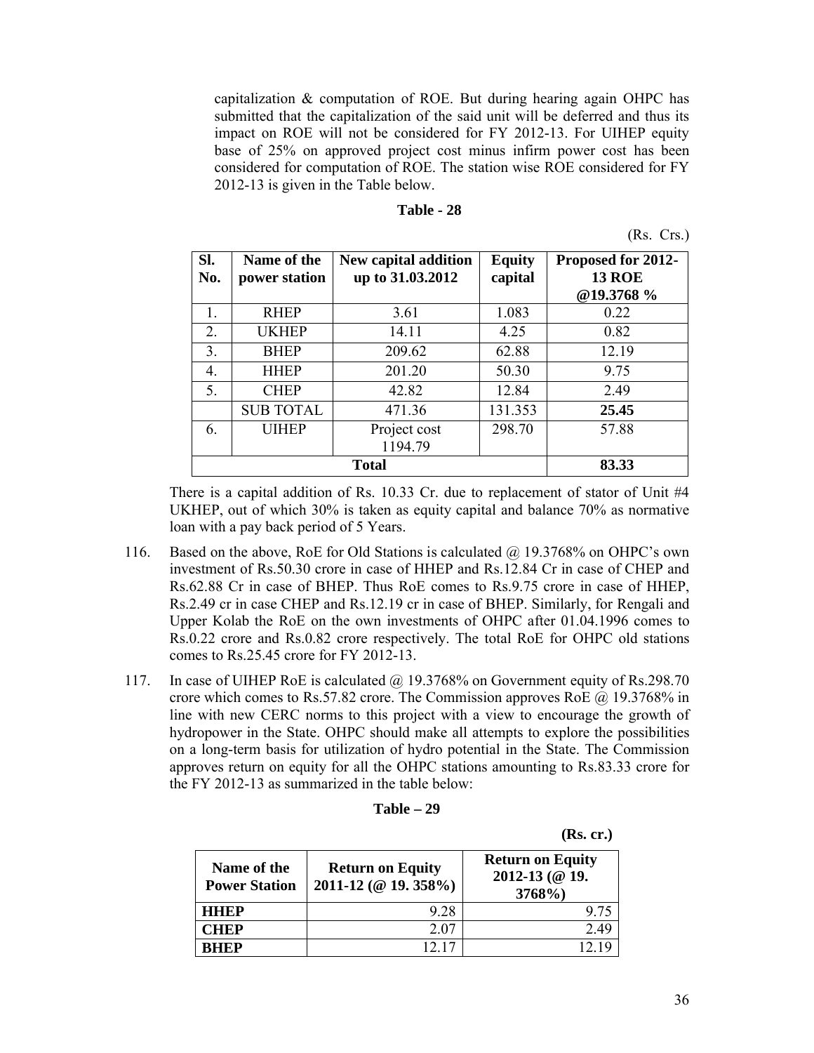capitalization & computation of ROE. But during hearing again OHPC has submitted that the capitalization of the said unit will be deferred and thus its impact on ROE will not be considered for FY 2012-13. For UIHEP equity base of 25% on approved project cost minus infirm power cost has been considered for computation of ROE. The station wise ROE considered for FY 2012-13 is given in the Table below.

**Table - 28**

(Rs. Crs.)

| Sl. No. | Name of the power station | New capital addition up to 31.03.2012 | Equity capital | Proposed for 2012-13 ROE @19.3768 % |
|---|---|---|---|---|
| 1. | RHEP | 3.61 | 1.083 | 0.22 |
| 2. | UKHEP | 14.11 | 4.25 | 0.82 |
| 3. | BHEP | 209.62 | 62.88 | 12.19 |
| 4. | HHEP | 201.20 | 50.30 | 9.75 |
| 5. | CHEP | 42.82 | 12.84 | 2.49 |
| | SUB TOTAL | 471.36 | 131.353 | **25.45** |
| 6. | UIHEP | Project cost 1194.79 | 298.70 | 57.88 |
| **Total** | | | | **83.33** |

There is a capital addition of Rs. 10.33 Cr. due to replacement of stator of Unit #4 UKHEP, out of which 30% is taken as equity capital and balance 70% as normative loan with a pay back period of 5 Years.

116. Based on the above, RoE for Old Stations is calculated @ 19.3768% on OHPC's own investment of Rs.50.30 crore in case of HHEP and Rs.12.84 Cr in case of CHEP and Rs.62.88 Cr in case of BHEP. Thus RoE comes to Rs.9.75 crore in case of HHEP, Rs.2.49 cr in case CHEP and Rs.12.19 cr in case of BHEP. Similarly, for Rengali and Upper Kolab the RoE on the own investments of OHPC after 01.04.1996 comes to Rs.0.22 crore and Rs.0.82 crore respectively. The total RoE for OHPC old stations comes to Rs.25.45 crore for FY 2012-13.

117. In case of UIHEP RoE is calculated @ 19.3768% on Government equity of Rs.298.70 crore which comes to Rs.57.82 crore. The Commission approves RoE @ 19.3768% in line with new CERC norms to this project with a view to encourage the growth of hydropower in the State. OHPC should make all attempts to explore the possibilities on a long-term basis for utilization of hydro potential in the State. The Commission approves return on equity for all the OHPC stations amounting to Rs.83.33 crore for the FY 2012-13 as summarized in the table below:

**Table – 29**

**(Rs. cr.)**

| Name of the Power Station | Return on Equity 2011-12 (@ 19. 358%) | Return on Equity 2012-13 (@ 19. 3768%) |
|---|---|---|
| **HHEP** | 9.28 | 9.75 |
| **CHEP** | 2.07 | 2.49 |
| **BHEP** | 12.17 | 12.19 |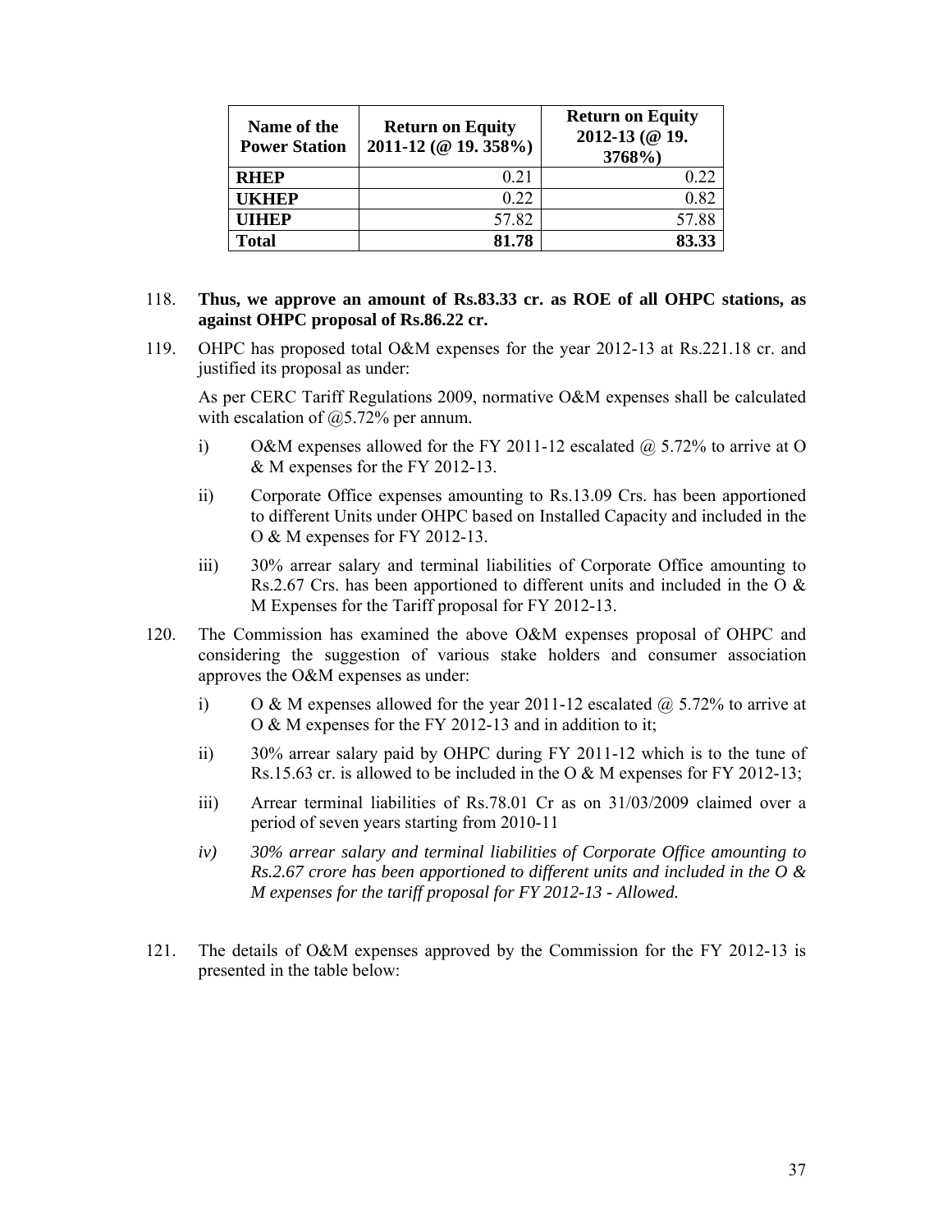| Name of the Power Station | Return on Equity 2011-12 (@ 19. 358%) | Return on Equity 2012-13 (@ 19. 3768%) |
|---|---|---|
| **RHEP** | 0.21 | 0.22 |
| **UKHEP** | 0.22 | 0.82 |
| **UIHEP** | 57.82 | 57.88 |
| **Total** | **81.78** | **83.33** |

118. **Thus, we approve an amount of Rs.83.33 cr. as ROE of all OHPC stations, as against OHPC proposal of Rs.86.22 cr.**

119. OHPC has proposed total O&M expenses for the year 2012-13 at Rs.221.18 cr. and justified its proposal as under:

     As per CERC Tariff Regulations 2009, normative O&M expenses shall be calculated with escalation of @5.72% per annum.

     i) O&M expenses allowed for the FY 2011-12 escalated @ 5.72% to arrive at O & M expenses for the FY 2012-13.

     ii) Corporate Office expenses amounting to Rs.13.09 Crs. has been apportioned to different Units under OHPC based on Installed Capacity and included in the O & M expenses for FY 2012-13.

     iii) 30% arrear salary and terminal liabilities of Corporate Office amounting to Rs.2.67 Crs. has been apportioned to different units and included in the O & M Expenses for the Tariff proposal for FY 2012-13.

120. The Commission has examined the above O&M expenses proposal of OHPC and considering the suggestion of various stake holders and consumer association approves the O&M expenses as under:

     i) O & M expenses allowed for the year 2011-12 escalated @ 5.72% to arrive at O & M expenses for the FY 2012-13 and in addition to it;

     ii) 30% arrear salary paid by OHPC during FY 2011-12 which is to the tune of Rs.15.63 cr. is allowed to be included in the O & M expenses for FY 2012-13;

     iii) Arrear terminal liabilities of Rs.78.01 Cr as on 31/03/2009 claimed over a period of seven years starting from 2010-11

     *iv) 30% arrear salary and terminal liabilities of Corporate Office amounting to Rs.2.67 crore has been apportioned to different units and included in the O & M expenses for the tariff proposal for FY 2012-13 - Allowed.*

121. The details of O&M expenses approved by the Commission for the FY 2012-13 is presented in the table below: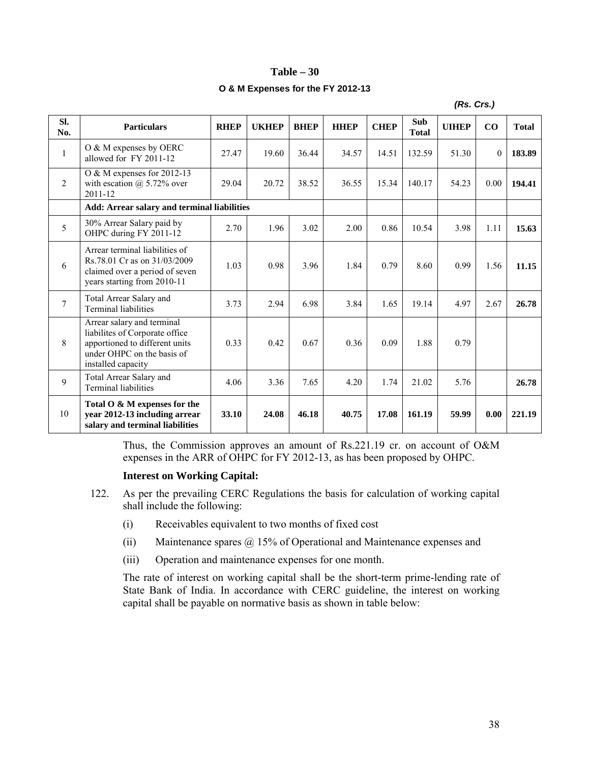## Table – 30

**O & M Expenses for the FY 2012-13**

*(Rs. Crs.)*

| Sl. No. | Particulars | RHEP | UKHEP | BHEP | HHEP | CHEP | Sub Total | UIHEP | CO | Total |
|---|---|---|---|---|---|---|---|---|---|---|
| 1 | O & M expenses by OERC allowed for FY 2011-12 | 27.47 | 19.60 | 36.44 | 34.57 | 14.51 | 132.59 | 51.30 | 0 | **183.89** |
| 2 | O & M expenses for 2012-13 with escation @ 5.72% over 2011-12 | 29.04 | 20.72 | 38.52 | 36.55 | 15.34 | 140.17 | 54.23 | 0.00 | **194.41** |
| | **Add: Arrear salary and terminal liabilities** | | | | | | | | | |
| 5 | 30% Arrear Salary paid by OHPC during FY 2011-12 | 2.70 | 1.96 | 3.02 | 2.00 | 0.86 | 10.54 | 3.98 | 1.11 | **15.63** |
| 6 | Arrear terminal liabilities of Rs.78.01 Cr as on 31/03/2009 claimed over a period of seven years starting from 2010-11 | 1.03 | 0.98 | 3.96 | 1.84 | 0.79 | 8.60 | 0.99 | 1.56 | **11.15** |
| 7 | Total Arrear Salary and Terminal liabilities | 3.73 | 2.94 | 6.98 | 3.84 | 1.65 | 19.14 | 4.97 | 2.67 | **26.78** |
| 8 | Arrear salary and terminal liabilites of Corporate office apportioned to different units under OHPC on the basis of installed capacity | 0.33 | 0.42 | 0.67 | 0.36 | 0.09 | 1.88 | 0.79 | | |
| 9 | Total Arrear Salary and Terminal liabilities | 4.06 | 3.36 | 7.65 | 4.20 | 1.74 | 21.02 | 5.76 | | **26.78** |
| 10 | **Total O & M expenses for the year 2012-13 including arrear salary and terminal liabilities** | **33.10** | **24.08** | **46.18** | **40.75** | **17.08** | **161.19** | **59.99** | **0.00** | **221.19** |

Thus, the Commission approves an amount of Rs.221.19 cr. on account of O&M expenses in the ARR of OHPC for FY 2012-13, as has been proposed by OHPC.

### Interest on Working Capital:

122. As per the prevailing CERC Regulations the basis for calculation of working capital shall include the following:

   (i) Receivables equivalent to two months of fixed cost

   (ii) Maintenance spares @ 15% of Operational and Maintenance expenses and

   (iii) Operation and maintenance expenses for one month.

   The rate of interest on working capital shall be the short-term prime-lending rate of State Bank of India. In accordance with CERC guideline, the interest on working capital shall be payable on normative basis as shown in table below: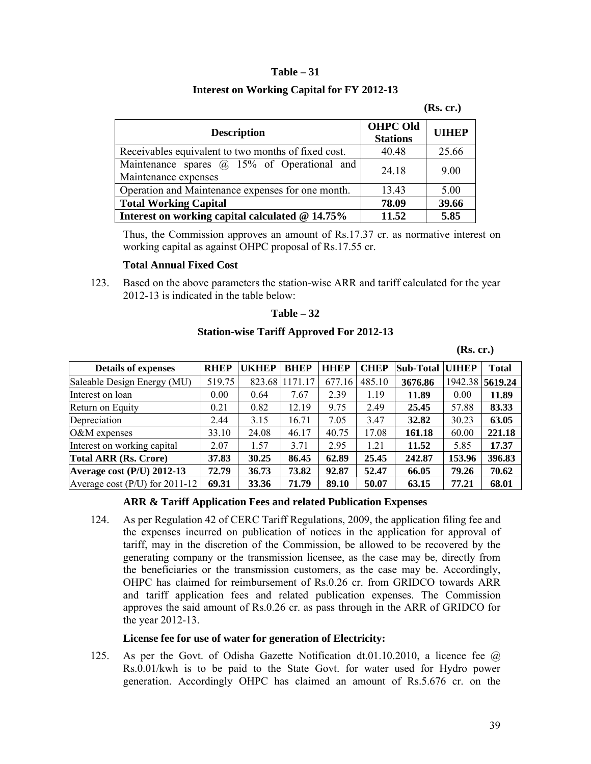**Table – 31**

**Interest on Working Capital for FY 2012-13**

**(Rs. cr.)**

| Description | OHPC Old Stations | UIHEP |
|---|---|---|
| Receivables equivalent to two months of fixed cost. | 40.48 | 25.66 |
| Maintenance spares @ 15% of Operational and Maintenance expenses | 24.18 | 9.00 |
| Operation and Maintenance expenses for one month. | 13.43 | 5.00 |
| **Total Working Capital** | **78.09** | **39.66** |
| **Interest on working capital calculated @ 14.75%** | **11.52** | **5.85** |

Thus, the Commission approves an amount of Rs.17.37 cr. as normative interest on working capital as against OHPC proposal of Rs.17.55 cr.

**Total Annual Fixed Cost**

123. Based on the above parameters the station-wise ARR and tariff calculated for the year 2012-13 is indicated in the table below:

**Table – 32**

**Station-wise Tariff Approved For 2012-13**

**(Rs. cr.)**

| Details of expenses | RHEP | UKHEP | BHEP | HHEP | CHEP | Sub-Total | UIHEP | Total |
|---|---|---|---|---|---|---|---|---|
| Saleable Design Energy (MU) | 519.75 | 823.68 | 1171.17 | 677.16 | 485.10 | **3676.86** | 1942.38 | **5619.24** |
| Interest on loan | 0.00 | 0.64 | 7.67 | 2.39 | 1.19 | **11.89** | 0.00 | **11.89** |
| Return on Equity | 0.21 | 0.82 | 12.19 | 9.75 | 2.49 | **25.45** | 57.88 | **83.33** |
| Depreciation | 2.44 | 3.15 | 16.71 | 7.05 | 3.47 | **32.82** | 30.23 | **63.05** |
| O&M expenses | 33.10 | 24.08 | 46.17 | 40.75 | 17.08 | **161.18** | 60.00 | **221.18** |
| Interest on working capital | 2.07 | 1.57 | 3.71 | 2.95 | 1.21 | **11.52** | 5.85 | **17.37** |
| **Total ARR (Rs. Crore)** | **37.83** | **30.25** | **86.45** | **62.89** | **25.45** | **242.87** | **153.96** | **396.83** |
| **Average cost (P/U) 2012-13** | **72.79** | **36.73** | **73.82** | **92.87** | **52.47** | **66.05** | **79.26** | **70.62** |
| Average cost (P/U) for 2011-12 | **69.31** | **33.36** | **71.79** | **89.10** | **50.07** | **63.15** | **77.21** | **68.01** |

**ARR & Tariff Application Fees and related Publication Expenses**

124. As per Regulation 42 of CERC Tariff Regulations, 2009, the application filing fee and the expenses incurred on publication of notices in the application for approval of tariff, may in the discretion of the Commission, be allowed to be recovered by the generating company or the transmission licensee, as the case may be, directly from the beneficiaries or the transmission customers, as the case may be. Accordingly, OHPC has claimed for reimbursement of Rs.0.26 cr. from GRIDCO towards ARR and tariff application fees and related publication expenses. The Commission approves the said amount of Rs.0.26 cr. as pass through in the ARR of GRIDCO for the year 2012-13.

**License fee for use of water for generation of Electricity:**

125. As per the Govt. of Odisha Gazette Notification dt.01.10.2010, a licence fee @ Rs.0.01/kwh is to be paid to the State Govt. for water used for Hydro power generation. Accordingly OHPC has claimed an amount of Rs.5.676 cr. on the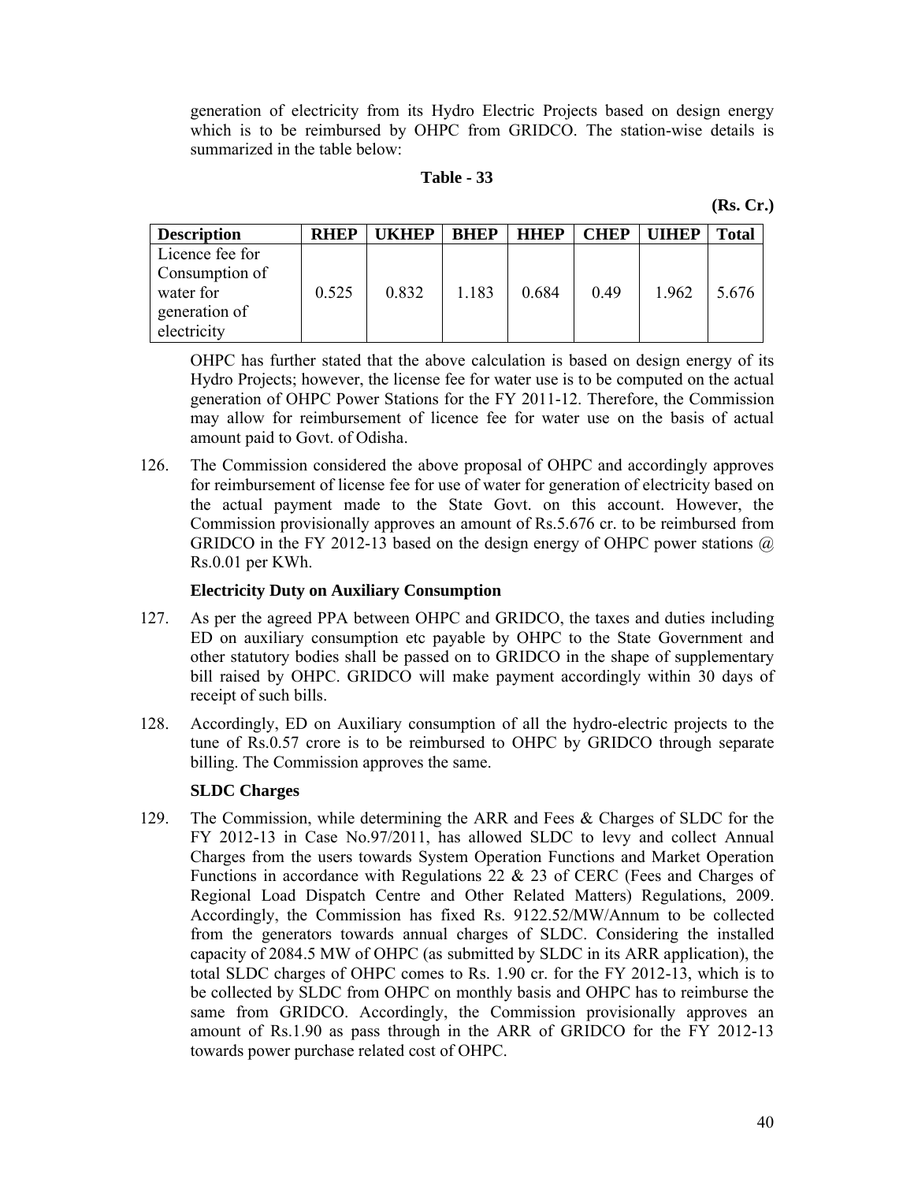generation of electricity from its Hydro Electric Projects based on design energy which is to be reimbursed by OHPC from GRIDCO. The station-wise details is summarized in the table below:

**Table - 33**

**(Rs. Cr.)**

| Description | RHEP | UKHEP | BHEP | HHEP | CHEP | UIHEP | Total |
|---|---|---|---|---|---|---|---|
| Licence fee for Consumption of water for generation of electricity | 0.525 | 0.832 | 1.183 | 0.684 | 0.49 | 1.962 | 5.676 |

OHPC has further stated that the above calculation is based on design energy of its Hydro Projects; however, the license fee for water use is to be computed on the actual generation of OHPC Power Stations for the FY 2011-12. Therefore, the Commission may allow for reimbursement of licence fee for water use on the basis of actual amount paid to Govt. of Odisha.

126. The Commission considered the above proposal of OHPC and accordingly approves for reimbursement of license fee for use of water for generation of electricity based on the actual payment made to the State Govt. on this account. However, the Commission provisionally approves an amount of Rs.5.676 cr. to be reimbursed from GRIDCO in the FY 2012-13 based on the design energy of OHPC power stations @ Rs.0.01 per KWh.

**Electricity Duty on Auxiliary Consumption**

127. As per the agreed PPA between OHPC and GRIDCO, the taxes and duties including ED on auxiliary consumption etc payable by OHPC to the State Government and other statutory bodies shall be passed on to GRIDCO in the shape of supplementary bill raised by OHPC. GRIDCO will make payment accordingly within 30 days of receipt of such bills.

128. Accordingly, ED on Auxiliary consumption of all the hydro-electric projects to the tune of Rs.0.57 crore is to be reimbursed to OHPC by GRIDCO through separate billing. The Commission approves the same.

**SLDC Charges**

129. The Commission, while determining the ARR and Fees & Charges of SLDC for the FY 2012-13 in Case No.97/2011, has allowed SLDC to levy and collect Annual Charges from the users towards System Operation Functions and Market Operation Functions in accordance with Regulations 22 & 23 of CERC (Fees and Charges of Regional Load Dispatch Centre and Other Related Matters) Regulations, 2009. Accordingly, the Commission has fixed Rs. 9122.52/MW/Annum to be collected from the generators towards annual charges of SLDC. Considering the installed capacity of 2084.5 MW of OHPC (as submitted by SLDC in its ARR application), the total SLDC charges of OHPC comes to Rs. 1.90 cr. for the FY 2012-13, which is to be collected by SLDC from OHPC on monthly basis and OHPC has to reimburse the same from GRIDCO. Accordingly, the Commission provisionally approves an amount of Rs.1.90 as pass through in the ARR of GRIDCO for the FY 2012-13 towards power purchase related cost of OHPC.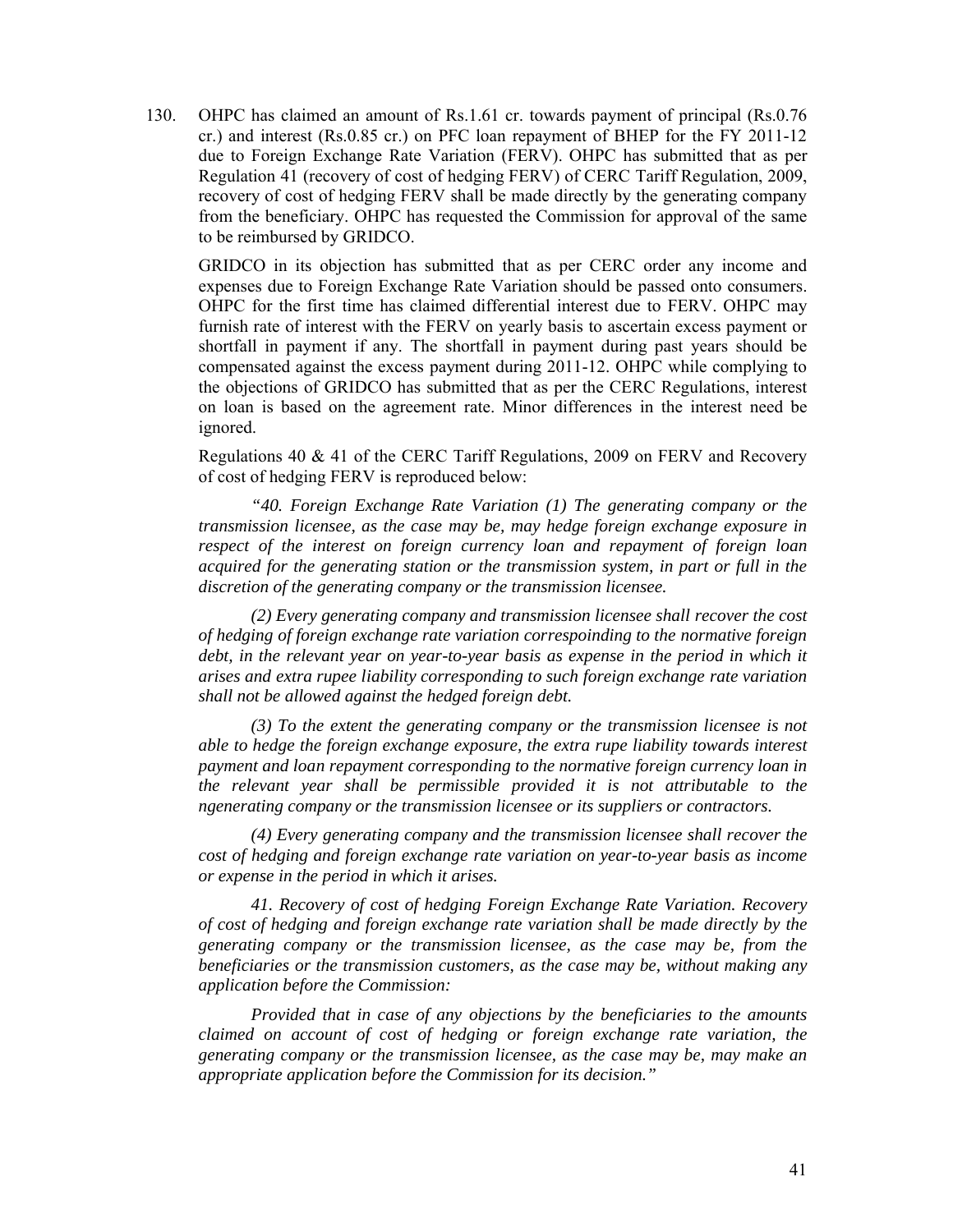130. OHPC has claimed an amount of Rs.1.61 cr. towards payment of principal (Rs.0.76 cr.) and interest (Rs.0.85 cr.) on PFC loan repayment of BHEP for the FY 2011-12 due to Foreign Exchange Rate Variation (FERV). OHPC has submitted that as per Regulation 41 (recovery of cost of hedging FERV) of CERC Tariff Regulation, 2009, recovery of cost of hedging FERV shall be made directly by the generating company from the beneficiary. OHPC has requested the Commission for approval of the same to be reimbursed by GRIDCO.

GRIDCO in its objection has submitted that as per CERC order any income and expenses due to Foreign Exchange Rate Variation should be passed onto consumers. OHPC for the first time has claimed differential interest due to FERV. OHPC may furnish rate of interest with the FERV on yearly basis to ascertain excess payment or shortfall in payment if any. The shortfall in payment during past years should be compensated against the excess payment during 2011-12. OHPC while complying to the objections of GRIDCO has submitted that as per the CERC Regulations, interest on loan is based on the agreement rate. Minor differences in the interest need be ignored.

Regulations 40 & 41 of the CERC Tariff Regulations, 2009 on FERV and Recovery of cost of hedging FERV is reproduced below:

*"40. Foreign Exchange Rate Variation (1) The generating company or the transmission licensee, as the case may be, may hedge foreign exchange exposure in respect of the interest on foreign currency loan and repayment of foreign loan acquired for the generating station or the transmission system, in part or full in the discretion of the generating company or the transmission licensee.*

*(2) Every generating company and transmission licensee shall recover the cost of hedging of foreign exchange rate variation correspoinding to the normative foreign debt, in the relevant year on year-to-year basis as expense in the period in which it arises and extra rupee liability corresponding to such foreign exchange rate variation shall not be allowed against the hedged foreign debt.*

*(3) To the extent the generating company or the transmission licensee is not able to hedge the foreign exchange exposure, the extra rupe liability towards interest payment and loan repayment corresponding to the normative foreign currency loan in the relevant year shall be permissible provided it is not attributable to the ngenerating company or the transmission licensee or its suppliers or contractors.*

*(4) Every generating company and the transmission licensee shall recover the cost of hedging and foreign exchange rate variation on year-to-year basis as income or expense in the period in which it arises.*

*41. Recovery of cost of hedging Foreign Exchange Rate Variation. Recovery of cost of hedging and foreign exchange rate variation shall be made directly by the generating company or the transmission licensee, as the case may be, from the beneficiaries or the transmission customers, as the case may be, without making any application before the Commission:*

*Provided that in case of any objections by the beneficiaries to the amounts claimed on account of cost of hedging or foreign exchange rate variation, the generating company or the transmission licensee, as the case may be, may make an appropriate application before the Commission for its decision."*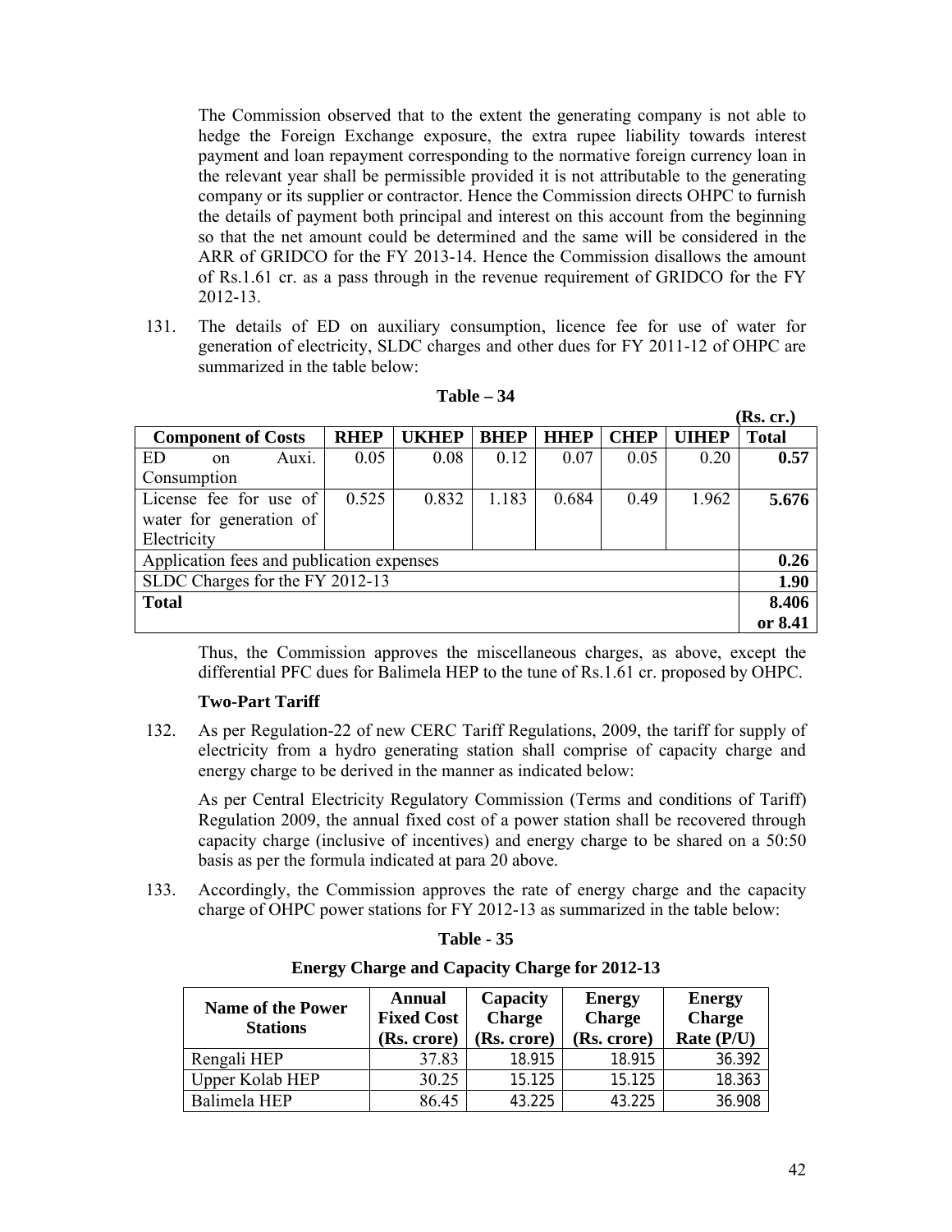The Commission observed that to the extent the generating company is not able to hedge the Foreign Exchange exposure, the extra rupee liability towards interest payment and loan repayment corresponding to the normative foreign currency loan in the relevant year shall be permissible provided it is not attributable to the generating company or its supplier or contractor. Hence the Commission directs OHPC to furnish the details of payment both principal and interest on this account from the beginning so that the net amount could be determined and the same will be considered in the ARR of GRIDCO for the FY 2013-14. Hence the Commission disallows the amount of Rs.1.61 cr. as a pass through in the revenue requirement of GRIDCO for the FY 2012-13.

131. The details of ED on auxiliary consumption, licence fee for use of water for generation of electricity, SLDC charges and other dues for FY 2011-12 of OHPC are summarized in the table below:

**Table – 34**

**(Rs. cr.)**

| Component of Costs | RHEP | UKHEP | BHEP | HHEP | CHEP | UIHEP | Total |
|---|---|---|---|---|---|---|---|
| ED on Auxi. Consumption | 0.05 | 0.08 | 0.12 | 0.07 | 0.05 | 0.20 | **0.57** |
| License fee for use of water for generation of Electricity | 0.525 | 0.832 | 1.183 | 0.684 | 0.49 | 1.962 | **5.676** |
| Application fees and publication expenses | | | | | | | **0.26** |
| SLDC Charges for the FY 2012-13 | | | | | | | **1.90** |
| **Total** | | | | | | | **8.406 or 8.41** |

Thus, the Commission approves the miscellaneous charges, as above, except the differential PFC dues for Balimela HEP to the tune of Rs.1.61 cr. proposed by OHPC.

**Two-Part Tariff**

132. As per Regulation-22 of new CERC Tariff Regulations, 2009, the tariff for supply of electricity from a hydro generating station shall comprise of capacity charge and energy charge to be derived in the manner as indicated below:

As per Central Electricity Regulatory Commission (Terms and conditions of Tariff) Regulation 2009, the annual fixed cost of a power station shall be recovered through capacity charge (inclusive of incentives) and energy charge to be shared on a 50:50 basis as per the formula indicated at para 20 above.

133. Accordingly, the Commission approves the rate of energy charge and the capacity charge of OHPC power stations for FY 2012-13 as summarized in the table below:

**Table - 35**

**Energy Charge and Capacity Charge for 2012-13**

| Name of the Power Stations | Annual Fixed Cost (Rs. crore) | Capacity Charge (Rs. crore) | Energy Charge (Rs. crore) | Energy Charge Rate (P/U) |
|---|---|---|---|---|
| Rengali HEP | 37.83 | 18.915 | 18.915 | 36.392 |
| Upper Kolab HEP | 30.25 | 15.125 | 15.125 | 18.363 |
| Balimela HEP | 86.45 | 43.225 | 43.225 | 36.908 |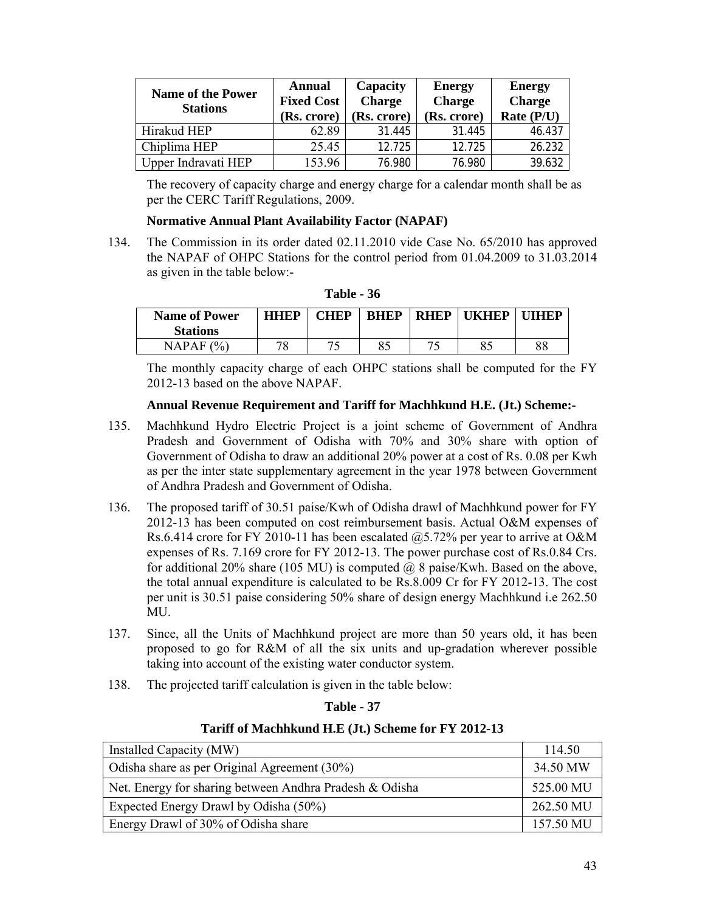| Name of the Power Stations | Annual Fixed Cost (Rs. crore) | Capacity Charge (Rs. crore) | Energy Charge (Rs. crore) | Energy Charge Rate (P/U) |
|---|---|---|---|---|
| Hirakud HEP | 62.89 | 31.445 | 31.445 | 46.437 |
| Chiplima HEP | 25.45 | 12.725 | 12.725 | 26.232 |
| Upper Indravati HEP | 153.96 | 76.980 | 76.980 | 39.632 |

The recovery of capacity charge and energy charge for a calendar month shall be as per the CERC Tariff Regulations, 2009.

**Normative Annual Plant Availability Factor (NAPAF)**

134. The Commission in its order dated 02.11.2010 vide Case No. 65/2010 has approved the NAPAF of OHPC Stations for the control period from 01.04.2009 to 31.03.2014 as given in the table below:-

**Table - 36**

| Name of Power Stations | HHEP | CHEP | BHEP | RHEP | UKHEP | UIHEP |
|---|---|---|---|---|---|---|
| NAPAF (%) | 78 | 75 | 85 | 75 | 85 | 88 |

The monthly capacity charge of each OHPC stations shall be computed for the FY 2012-13 based on the above NAPAF.

**Annual Revenue Requirement and Tariff for Machhkund H.E. (Jt.) Scheme:-**

135. Machhkund Hydro Electric Project is a joint scheme of Government of Andhra Pradesh and Government of Odisha with 70% and 30% share with option of Government of Odisha to draw an additional 20% power at a cost of Rs. 0.08 per Kwh as per the inter state supplementary agreement in the year 1978 between Government of Andhra Pradesh and Government of Odisha.

136. The proposed tariff of 30.51 paise/Kwh of Odisha drawl of Machhkund power for FY 2012-13 has been computed on cost reimbursement basis. Actual O&M expenses of Rs.6.414 crore for FY 2010-11 has been escalated @5.72% per year to arrive at O&M expenses of Rs. 7.169 crore for FY 2012-13. The power purchase cost of Rs.0.84 Crs. for additional 20% share (105 MU) is computed @ 8 paise/Kwh. Based on the above, the total annual expenditure is calculated to be Rs.8.009 Cr for FY 2012-13. The cost per unit is 30.51 paise considering 50% share of design energy Machhkund i.e 262.50 MU.

137. Since, all the Units of Machhkund project are more than 50 years old, it has been proposed to go for R&M of all the six units and up-gradation wherever possible taking into account of the existing water conductor system.

138. The projected tariff calculation is given in the table below:

**Table - 37**

**Tariff of Machhkund H.E (Jt.) Scheme for FY 2012-13**

| | |
|---|---|
| Installed Capacity (MW) | 114.50 |
| Odisha share as per Original Agreement (30%) | 34.50 MW |
| Net. Energy for sharing between Andhra Pradesh & Odisha | 525.00 MU |
| Expected Energy Drawl by Odisha (50%) | 262.50 MU |
| Energy Drawl of 30% of Odisha share | 157.50 MU |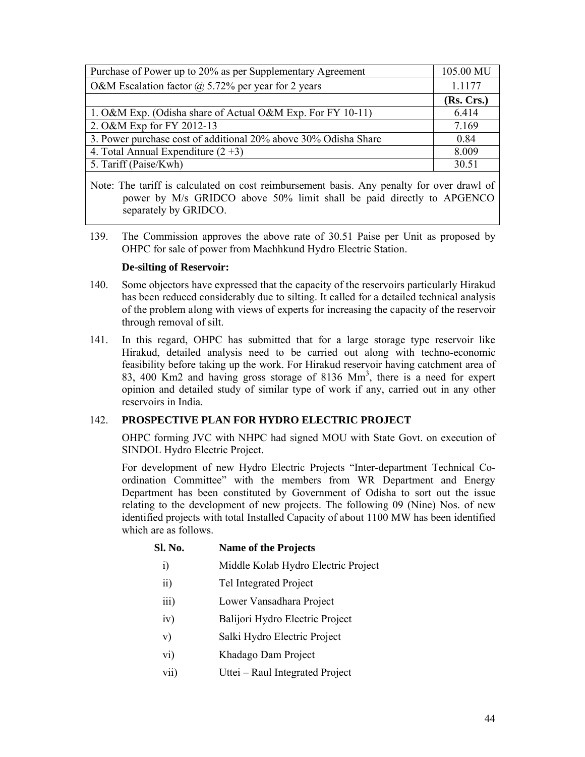| Purchase of Power up to 20% as per Supplementary Agreement | 105.00 MU |
|---|---|
| O&M Escalation factor @ 5.72% per year for 2 years | 1.1177 |
| | **(Rs. Crs.)** |
| 1. O&M Exp. (Odisha share of Actual O&M Exp. For FY 10-11) | 6.414 |
| 2. O&M Exp for FY 2012-13 | 7.169 |
| 3. Power purchase cost of additional 20% above 30% Odisha Share | 0.84 |
| 4. Total Annual Expenditure (2 +3) | 8.009 |
| 5. Tariff (Paise/Kwh) | 30.51 |

Note: The tariff is calculated on cost reimbursement basis. Any penalty for over drawl of power by M/s GRIDCO above 50% limit shall be paid directly to APGENCO separately by GRIDCO.

139. The Commission approves the above rate of 30.51 Paise per Unit as proposed by OHPC for sale of power from Machhkund Hydro Electric Station.

**De-silting of Reservoir:**

140. Some objectors have expressed that the capacity of the reservoirs particularly Hirakud has been reduced considerably due to silting. It called for a detailed technical analysis of the problem along with views of experts for increasing the capacity of the reservoir through removal of silt.

141. In this regard, OHPC has submitted that for a large storage type reservoir like Hirakud, detailed analysis need to be carried out along with techno-economic feasibility before taking up the work. For Hirakud reservoir having catchment area of 83, 400 Km2 and having gross storage of 8136 $Mm^3$, there is a need for expert opinion and detailed study of similar type of work if any, carried out in any other reservoirs in India.

142. **PROSPECTIVE PLAN FOR HYDRO ELECTRIC PROJECT**

OHPC forming JVC with NHPC had signed MOU with State Govt. on execution of SINDOL Hydro Electric Project.

For development of new Hydro Electric Projects "Inter-department Technical Co-ordination Committee" with the members from WR Department and Energy Department has been constituted by Government of Odisha to sort out the issue relating to the development of new projects. The following 09 (Nine) Nos. of new identified projects with total Installed Capacity of about 1100 MW has been identified which are as follows.

| **Sl. No.** | **Name of the Projects** |
|---|---|
| i) | Middle Kolab Hydro Electric Project |
| ii) | Tel Integrated Project |
| iii) | Lower Vansadhara Project |
| iv) | Balijori Hydro Electric Project |
| v) | Salki Hydro Electric Project |
| vi) | Khadago Dam Project |
| vii) | Uttei – Raul Integrated Project |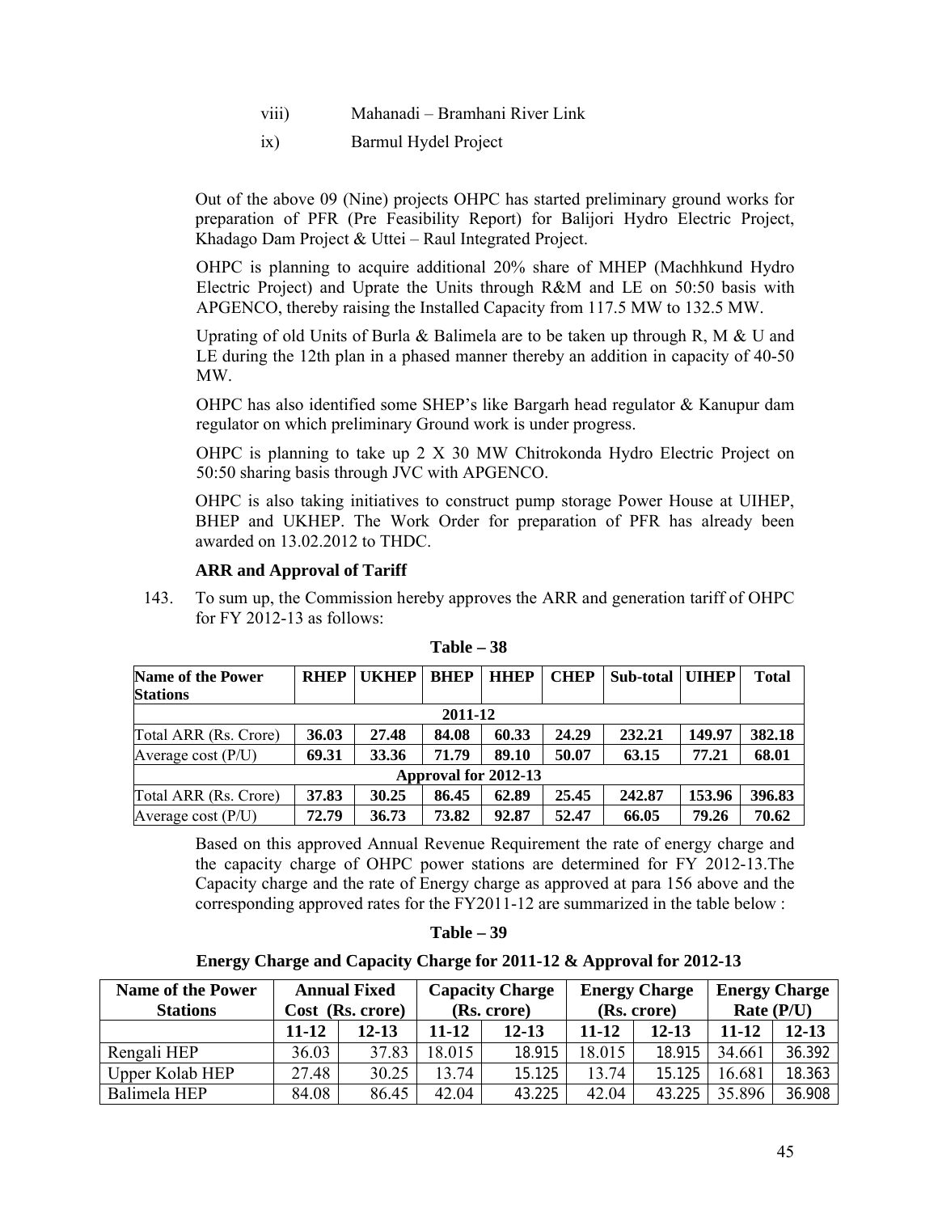viii) Mahanadi – Bramhani River Link

ix) Barmul Hydel Project

Out of the above 09 (Nine) projects OHPC has started preliminary ground works for preparation of PFR (Pre Feasibility Report) for Balijori Hydro Electric Project, Khadago Dam Project & Uttei – Raul Integrated Project.

OHPC is planning to acquire additional 20% share of MHEP (Machhkund Hydro Electric Project) and Uprate the Units through R&M and LE on 50:50 basis with APGENCO, thereby raising the Installed Capacity from 117.5 MW to 132.5 MW.

Uprating of old Units of Burla & Balimela are to be taken up through R, M & U and LE during the 12th plan in a phased manner thereby an addition in capacity of 40-50 MW.

OHPC has also identified some SHEP's like Bargarh head regulator & Kanupur dam regulator on which preliminary Ground work is under progress.

OHPC is planning to take up 2 X 30 MW Chitrokonda Hydro Electric Project on 50:50 sharing basis through JVC with APGENCO.

OHPC is also taking initiatives to construct pump storage Power House at UIHEP, BHEP and UKHEP. The Work Order for preparation of PFR has already been awarded on 13.02.2012 to THDC.

**ARR and Approval of Tariff**

143. To sum up, the Commission hereby approves the ARR and generation tariff of OHPC for FY 2012-13 as follows:

**Table – 38**

| Name of the Power Stations | RHEP | UKHEP | BHEP | HHEP | CHEP | Sub-total | UIHEP | Total |
|---|---|---|---|---|---|---|---|---|
| **2011-12** | | | | | | | | |
| Total ARR (Rs. Crore) | **36.03** | **27.48** | **84.08** | **60.33** | **24.29** | **232.21** | **149.97** | **382.18** |
| Average cost (P/U) | **69.31** | **33.36** | **71.79** | **89.10** | **50.07** | **63.15** | **77.21** | **68.01** |
| **Approval for 2012-13** | | | | | | | | |
| Total ARR (Rs. Crore) | **37.83** | **30.25** | **86.45** | **62.89** | **25.45** | **242.87** | **153.96** | **396.83** |
| Average cost (P/U) | **72.79** | **36.73** | **73.82** | **92.87** | **52.47** | **66.05** | **79.26** | **70.62** |

Based on this approved Annual Revenue Requirement the rate of energy charge and the capacity charge of OHPC power stations are determined for FY 2012-13.The Capacity charge and the rate of Energy charge as approved at para 156 above and the corresponding approved rates for the FY2011-12 are summarized in the table below :

**Table – 39**

**Energy Charge and Capacity Charge for 2011-12 & Approval for 2012-13**

| Name of the Power Stations | Annual Fixed Cost (Rs. crore) | | Capacity Charge (Rs. crore) | | Energy Charge (Rs. crore) | | Energy Charge Rate (P/U) | |
|---|---|---|---|---|---|---|---|---|
| | 11-12 | 12-13 | 11-12 | 12-13 | 11-12 | 12-13 | 11-12 | 12-13 |
| Rengali HEP | 36.03 | 37.83 | 18.015 | 18.915 | 18.015 | 18.915 | 34.661 | 36.392 |
| Upper Kolab HEP | 27.48 | 30.25 | 13.74 | 15.125 | 13.74 | 15.125 | 16.681 | 18.363 |
| Balimela HEP | 84.08 | 86.45 | 42.04 | 43.225 | 42.04 | 43.225 | 35.896 | 36.908 |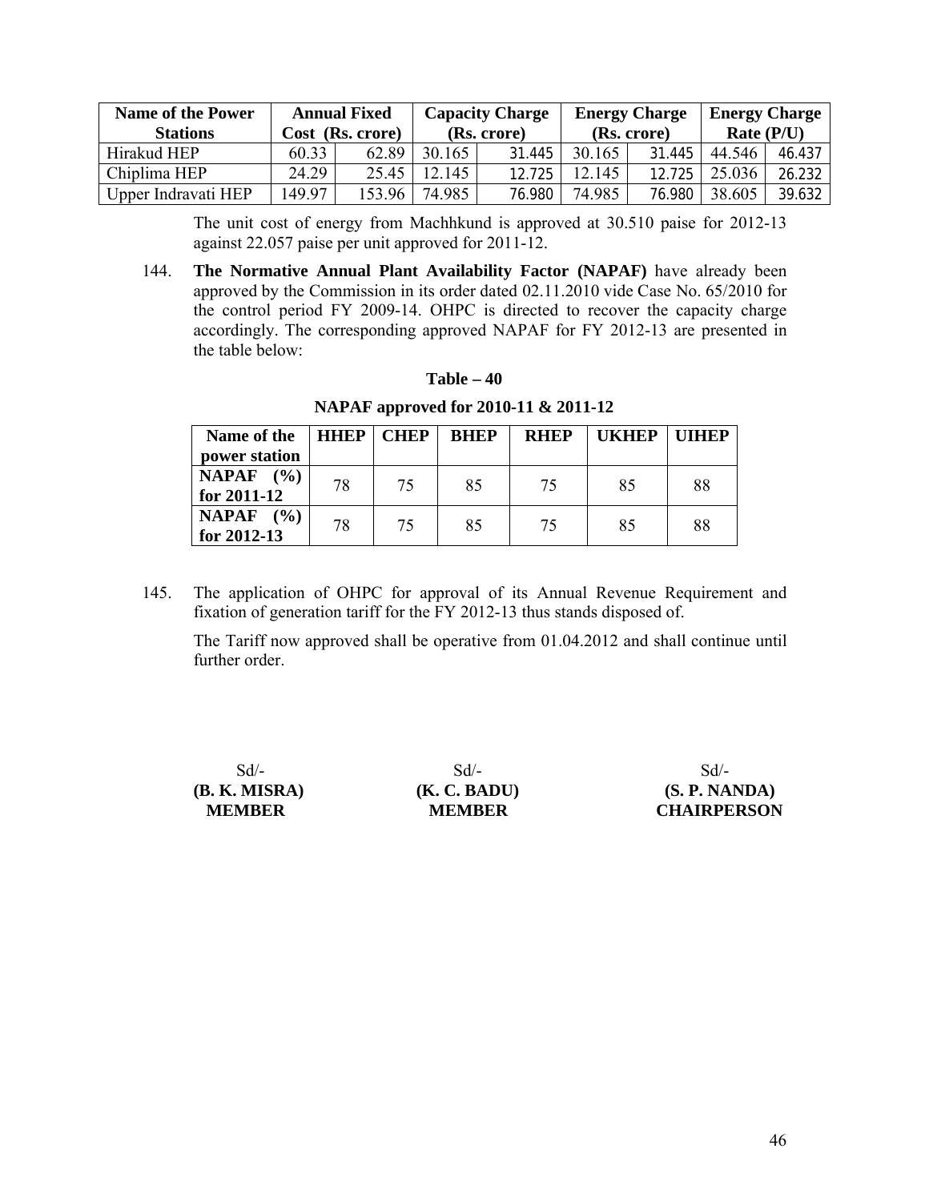| Name of the Power Stations | Annual Fixed Cost (Rs. crore) | | Capacity Charge (Rs. crore) | | Energy Charge (Rs. crore) | | Energy Charge Rate (P/U) | |
|---|---|---|---|---|---|---|---|---|
| Hirakud HEP | 60.33 | 62.89 | 30.165 | 31.445 | 30.165 | 31.445 | 44.546 | 46.437 |
| Chiplima HEP | 24.29 | 25.45 | 12.145 | 12.725 | 12.145 | 12.725 | 25.036 | 26.232 |
| Upper Indravati HEP | 149.97 | 153.96 | 74.985 | 76.980 | 74.985 | 76.980 | 38.605 | 39.632 |

The unit cost of energy from Machhkund is approved at 30.510 paise for 2012-13 against 22.057 paise per unit approved for 2011-12.

144. **The Normative Annual Plant Availability Factor (NAPAF)** have already been approved by the Commission in its order dated 02.11.2010 vide Case No. 65/2010 for the control period FY 2009-14. OHPC is directed to recover the capacity charge accordingly. The corresponding approved NAPAF for FY 2012-13 are presented in the table below:

**Table – 40**

**NAPAF approved for 2010-11 & 2011-12**

| Name of the power station | HHEP | CHEP | BHEP | RHEP | UKHEP | UIHEP |
|---|---|---|---|---|---|---|
| NAPAF (%) for 2011-12 | 78 | 75 | 85 | 75 | 85 | 88 |
| NAPAF (%) for 2012-13 | 78 | 75 | 85 | 75 | 85 | 88 |

145. The application of OHPC for approval of its Annual Revenue Requirement and fixation of generation tariff for the FY 2012-13 thus stands disposed of.

The Tariff now approved shall be operative from 01.04.2012 and shall continue until further order.

| Sd/- | Sd/- | Sd/- |
|---|---|---|
| **(B. K. MISRA)** | **(K. C. BADU)** | **(S. P. NANDA)** |
| **MEMBER** | **MEMBER** | **CHAIRPERSON** |